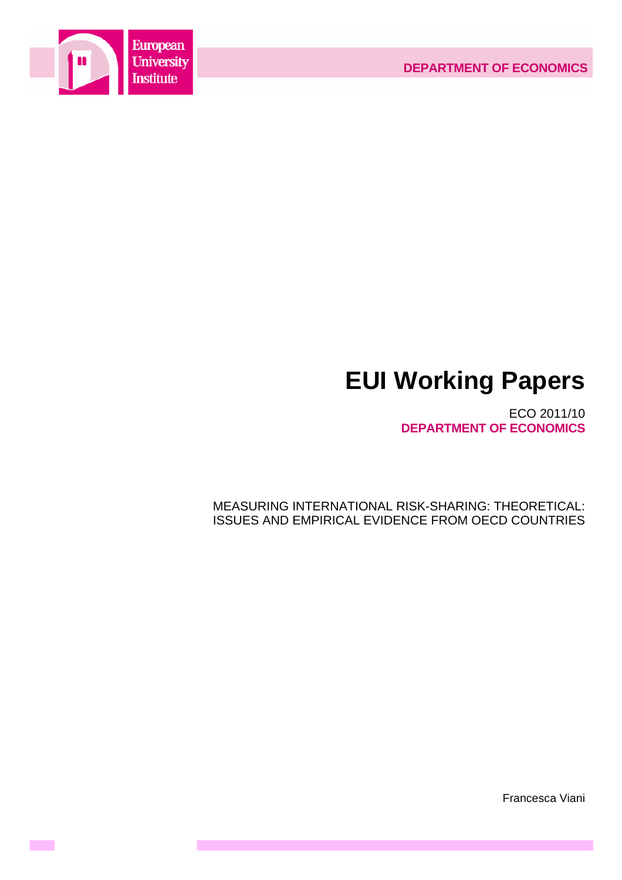European University Institute

DEPARTMENT OF ECONOMICS

# EUI Working Papers

ECO 2011/10

**DEPARTMENT OF ECONOMICS**

MEASURING INTERNATIONAL RISK-SHARING: THEORETICAL: ISSUES AND EMPIRICAL EVIDENCE FROM OECD COUNTRIES

Francesca Viani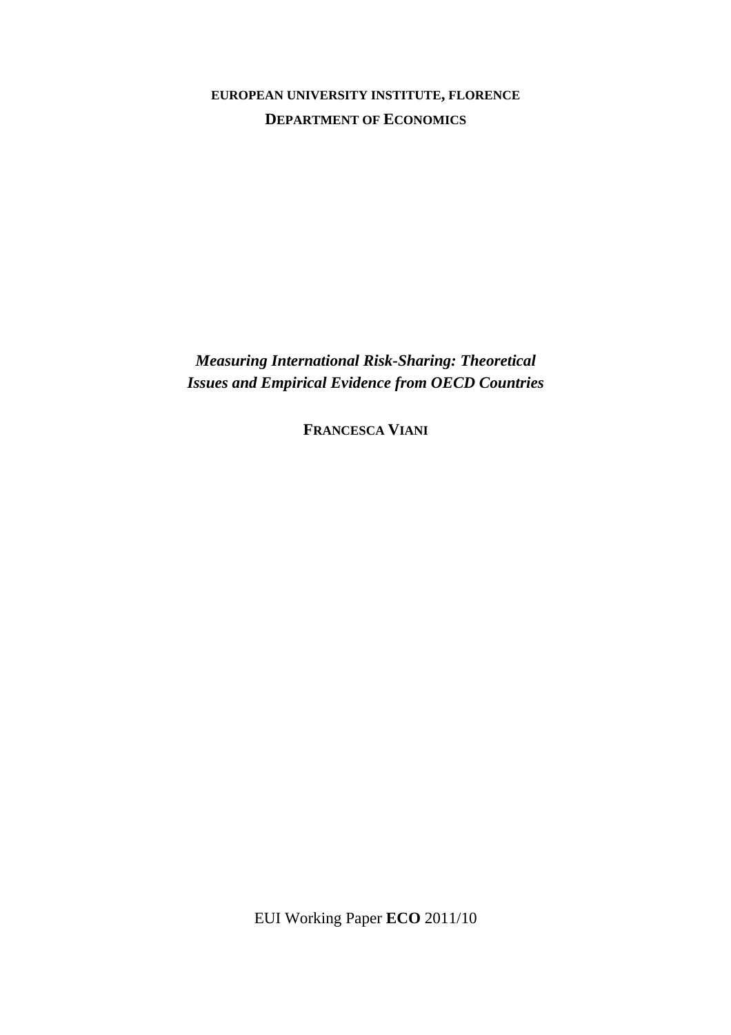**EUROPEAN UNIVERSITY INSTITUTE, FLORENCE**

**DEPARTMENT OF ECONOMICS**

***Measuring International Risk-Sharing: Theoretical Issues and Empirical Evidence from OECD Countries***

**FRANCESCA VIANI**

EUI Working Paper **ECO** 2011/10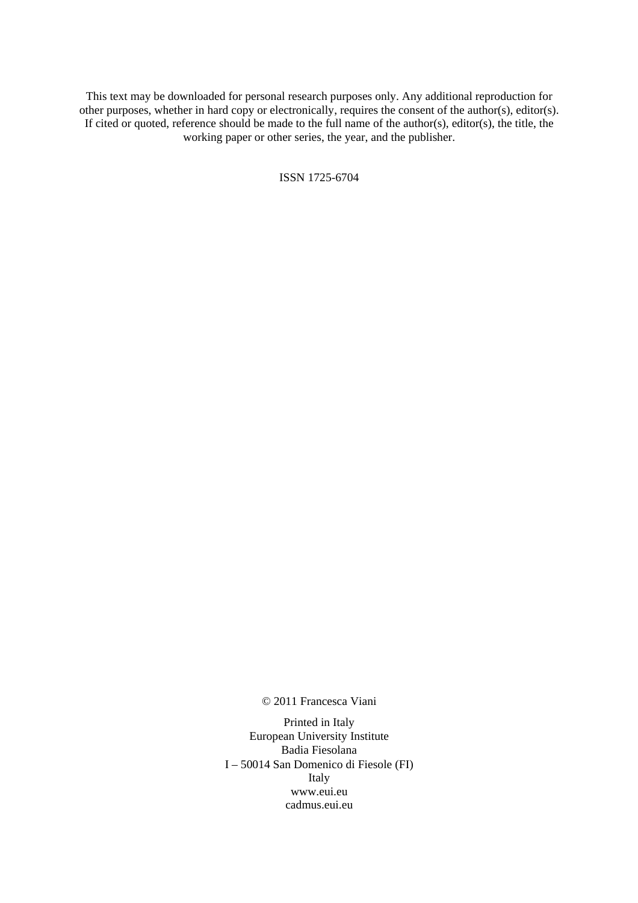This text may be downloaded for personal research purposes only. Any additional reproduction for other purposes, whether in hard copy or electronically, requires the consent of the author(s), editor(s). If cited or quoted, reference should be made to the full name of the author(s), editor(s), the title, the working paper or other series, the year, and the publisher.

ISSN 1725-6704

© 2011 Francesca Viani

Printed in Italy
European University Institute
Badia Fiesolana
I – 50014 San Domenico di Fiesole (FI)
Italy
www.eui.eu
cadmus.eui.eu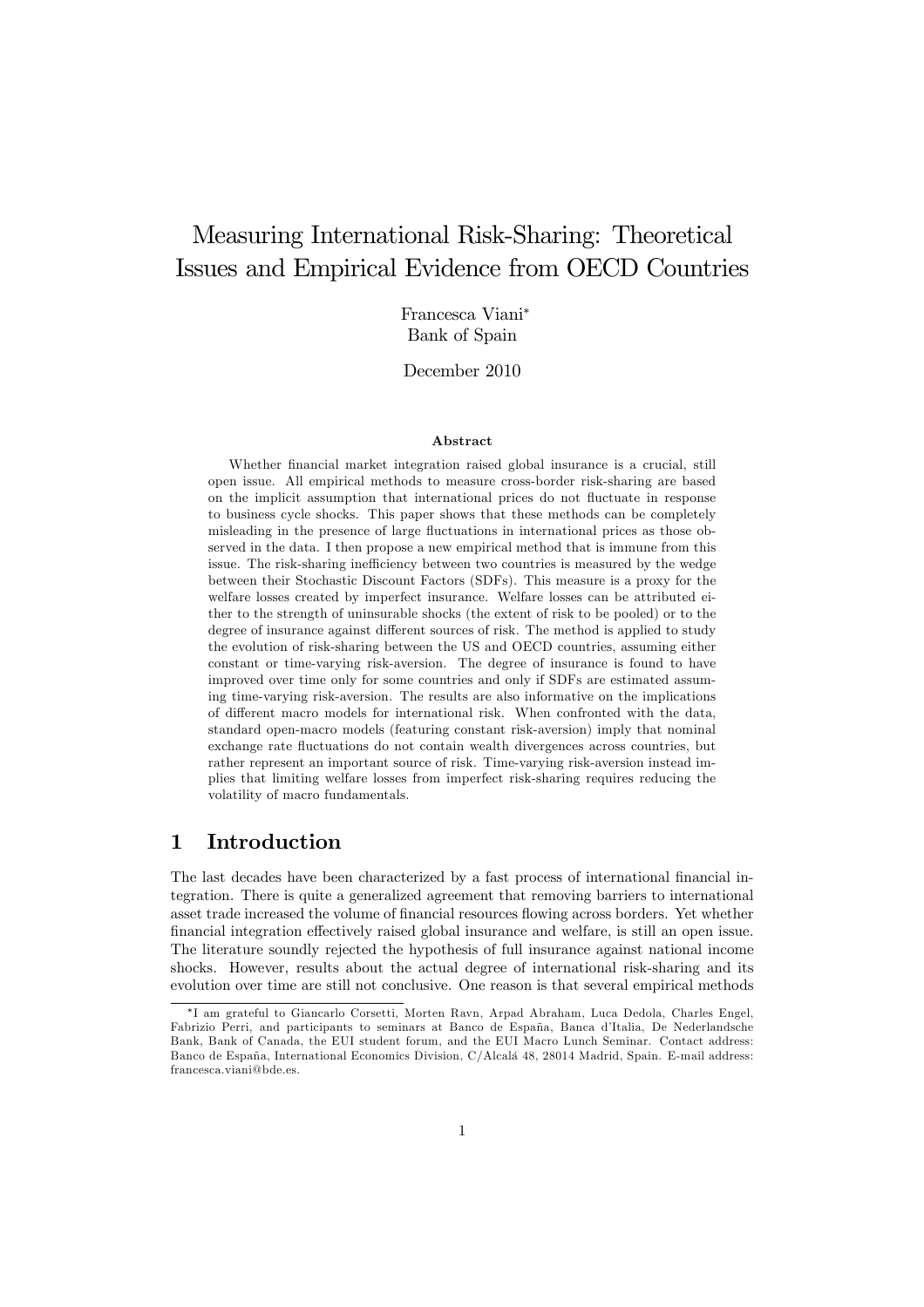# Measuring International Risk-Sharing: Theoretical Issues and Empirical Evidence from OECD Countries

Francesca Viani[*]
Bank of Spain

December 2010

**Abstract**

Whether financial market integration raised global insurance is a crucial, still open issue. All empirical methods to measure cross-border risk-sharing are based on the implicit assumption that international prices do not fluctuate in response to business cycle shocks. This paper shows that these methods can be completely misleading in the presence of large fluctuations in international prices as those observed in the data. I then propose a new empirical method that is immune from this issue. The risk-sharing inefficiency between two countries is measured by the wedge between their Stochastic Discount Factors (SDFs). This measure is a proxy for the welfare losses created by imperfect insurance. Welfare losses can be attributed either to the strength of uninsurable shocks (the extent of risk to be pooled) or to the degree of insurance against different sources of risk. The method is applied to study the evolution of risk-sharing between the US and OECD countries, assuming either constant or time-varying risk-aversion. The degree of insurance is found to have improved over time only for some countries and only if SDFs are estimated assuming time-varying risk-aversion. The results are also informative on the implications of different macro models for international risk. When confronted with the data, standard open-macro models (featuring constant risk-aversion) imply that nominal exchange rate fluctuations do not contain wealth divergences across countries, but rather represent an important source of risk. Time-varying risk-aversion instead implies that limiting welfare losses from imperfect risk-sharing requires reducing the volatility of macro fundamentals.

## 1 Introduction

The last decades have been characterized by a fast process of international financial integration. There is quite a generalized agreement that removing barriers to international asset trade increased the volume of financial resources flowing across borders. Yet whether financial integration effectively raised global insurance and welfare, is still an open issue. The literature soundly rejected the hypothesis of full insurance against national income shocks. However, results about the actual degree of international risk-sharing and its evolution over time are still not conclusive. One reason is that several empirical methods

[*] I am grateful to Giancarlo Corsetti, Morten Ravn, Arpad Abraham, Luca Dedola, Charles Engel, Fabrizio Perri, and participants to seminars at Banco de España, Banca d'Italia, De Nederlandsche Bank, Bank of Canada, the EUI student forum, and the EUI Macro Lunch Seminar. Contact address: Banco de España, International Economics Division, C/Alcalá 48, 28014 Madrid, Spain. E-mail address: francesca.viani@bde.es.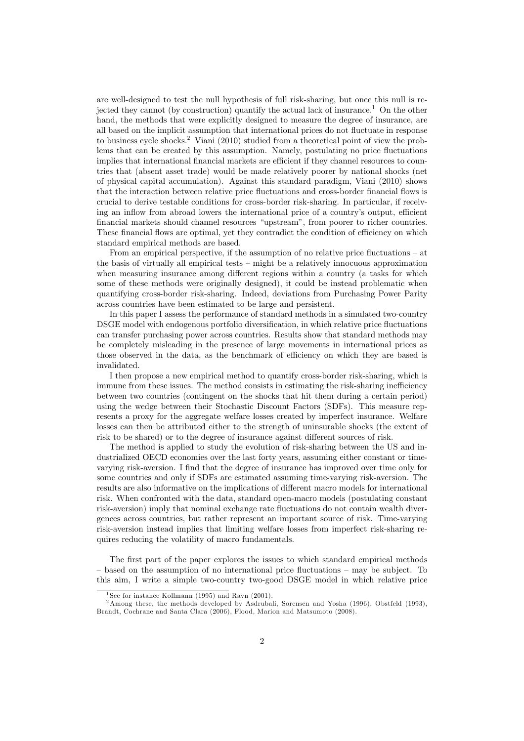are well-designed to test the null hypothesis of full risk-sharing, but once this null is rejected they cannot (by construction) quantify the actual lack of insurance.[1] On the other hand, the methods that were explicitly designed to measure the degree of insurance, are all based on the implicit assumption that international prices do not fluctuate in response to business cycle shocks.[2] Viani (2010) studied from a theoretical point of view the problems that can be created by this assumption. Namely, postulating no price fluctuations implies that international financial markets are efficient if they channel resources to countries that (absent asset trade) would be made relatively poorer by national shocks (net of physical capital accumulation). Against this standard paradigm, Viani (2010) shows that the interaction between relative price fluctuations and cross-border financial flows is crucial to derive testable conditions for cross-border risk-sharing. In particular, if receiving an inflow from abroad lowers the international price of a country's output, efficient financial markets should channel resources "upstream", from poorer to richer countries. These financial flows are optimal, yet they contradict the condition of efficiency on which standard empirical methods are based.

From an empirical perspective, if the assumption of no relative price fluctuations – at the basis of virtually all empirical tests – might be a relatively innocuous approximation when measuring insurance among different regions within a country (a tasks for which some of these methods were originally designed), it could be instead problematic when quantifying cross-border risk-sharing. Indeed, deviations from Purchasing Power Parity across countries have been estimated to be large and persistent.

In this paper I assess the performance of standard methods in a simulated two-country DSGE model with endogenous portfolio diversification, in which relative price fluctuations can transfer purchasing power across countries. Results show that standard methods may be completely misleading in the presence of large movements in international prices as those observed in the data, as the benchmark of efficiency on which they are based is invalidated.

I then propose a new empirical method to quantify cross-border risk-sharing, which is immune from these issues. The method consists in estimating the risk-sharing inefficiency between two countries (contingent on the shocks that hit them during a certain period) using the wedge between their Stochastic Discount Factors (SDFs). This measure represents a proxy for the aggregate welfare losses created by imperfect insurance. Welfare losses can then be attributed either to the strength of uninsurable shocks (the extent of risk to be shared) or to the degree of insurance against different sources of risk.

The method is applied to study the evolution of risk-sharing between the US and industrialized OECD economies over the last forty years, assuming either constant or time-varying risk-aversion. I find that the degree of insurance has improved over time only for some countries and only if SDFs are estimated assuming time-varying risk-aversion. The results are also informative on the implications of different macro models for international risk. When confronted with the data, standard open-macro models (postulating constant risk-aversion) imply that nominal exchange rate fluctuations do not contain wealth divergences across countries, but rather represent an important source of risk. Time-varying risk-aversion instead implies that limiting welfare losses from imperfect risk-sharing requires reducing the volatility of macro fundamentals.

The first part of the paper explores the issues to which standard empirical methods – based on the assumption of no international price fluctuations – may be subject. To this aim, I write a simple two-country two-good DSGE model in which relative price

[1] See for instance Kollmann (1995) and Ravn (2001).

[2] Among these, the methods developed by Asdrubali, Sorensen and Yosha (1996), Obstfeld (1993), Brandt, Cochrane and Santa Clara (2006), Flood, Marion and Matsumoto (2008).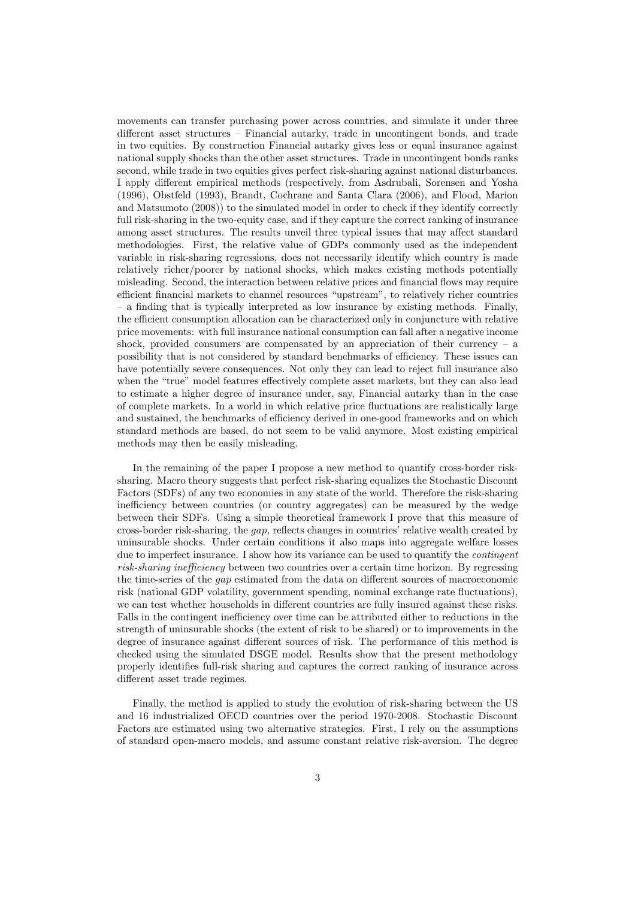movements can transfer purchasing power across countries, and simulate it under three different asset structures – Financial autarky, trade in uncontingent bonds, and trade in two equities. By construction Financial autarky gives less or equal insurance against national supply shocks than the other asset structures. Trade in uncontingent bonds ranks second, while trade in two equities gives perfect risk-sharing against national disturbances. I apply different empirical methods (respectively, from Asdrubali, Sorensen and Yosha (1996), Obstfeld (1993), Brandt, Cochrane and Santa Clara (2006), and Flood, Marion and Matsumoto (2008)) to the simulated model in order to check if they identify correctly full risk-sharing in the two-equity case, and if they capture the correct ranking of insurance among asset structures. The results unveil three typical issues that may affect standard methodologies. First, the relative value of GDPs commonly used as the independent variable in risk-sharing regressions, does not necessarily identify which country is made relatively richer/poorer by national shocks, which makes existing methods potentially misleading. Second, the interaction between relative prices and financial flows may require efficient financial markets to channel resources "upstream", to relatively richer countries – a finding that is typically interpreted as low insurance by existing methods. Finally, the efficient consumption allocation can be characterized only in conjuncture with relative price movements: with full insurance national consumption can fall after a negative income shock, provided consumers are compensated by an appreciation of their currency – a possibility that is not considered by standard benchmarks of efficiency. These issues can have potentially severe consequences. Not only they can lead to reject full insurance also when the "true" model features effectively complete asset markets, but they can also lead to estimate a higher degree of insurance under, say, Financial autarky than in the case of complete markets. In a world in which relative price fluctuations are realistically large and sustained, the benchmarks of efficiency derived in one-good frameworks and on which standard methods are based, do not seem to be valid anymore. Most existing empirical methods may then be easily misleading.

In the remaining of the paper I propose a new method to quantify cross-border risk-sharing. Macro theory suggests that perfect risk-sharing equalizes the Stochastic Discount Factors (SDFs) of any two economies in any state of the world. Therefore the risk-sharing inefficiency between countries (or country aggregates) can be measured by the wedge between their SDFs. Using a simple theoretical framework I prove that this measure of cross-border risk-sharing, the *gap*, reflects changes in countries' relative wealth created by uninsurable shocks. Under certain conditions it also maps into aggregate welfare losses due to imperfect insurance. I show how its variance can be used to quantify the *contingent risk-sharing inefficiency* between two countries over a certain time horizon. By regressing the time-series of the *gap* estimated from the data on different sources of macroeconomic risk (national GDP volatility, government spending, nominal exchange rate fluctuations), we can test whether households in different countries are fully insured against these risks. Falls in the contingent inefficiency over time can be attributed either to reductions in the strength of uninsurable shocks (the extent of risk to be shared) or to improvements in the degree of insurance against different sources of risk. The performance of this method is checked using the simulated DSGE model. Results show that the present methodology properly identifies full-risk sharing and captures the correct ranking of insurance across different asset trade regimes.

Finally, the method is applied to study the evolution of risk-sharing between the US and 16 industrialized OECD countries over the period 1970-2008. Stochastic Discount Factors are estimated using two alternative strategies. First, I rely on the assumptions of standard open-macro models, and assume constant relative risk-aversion. The degree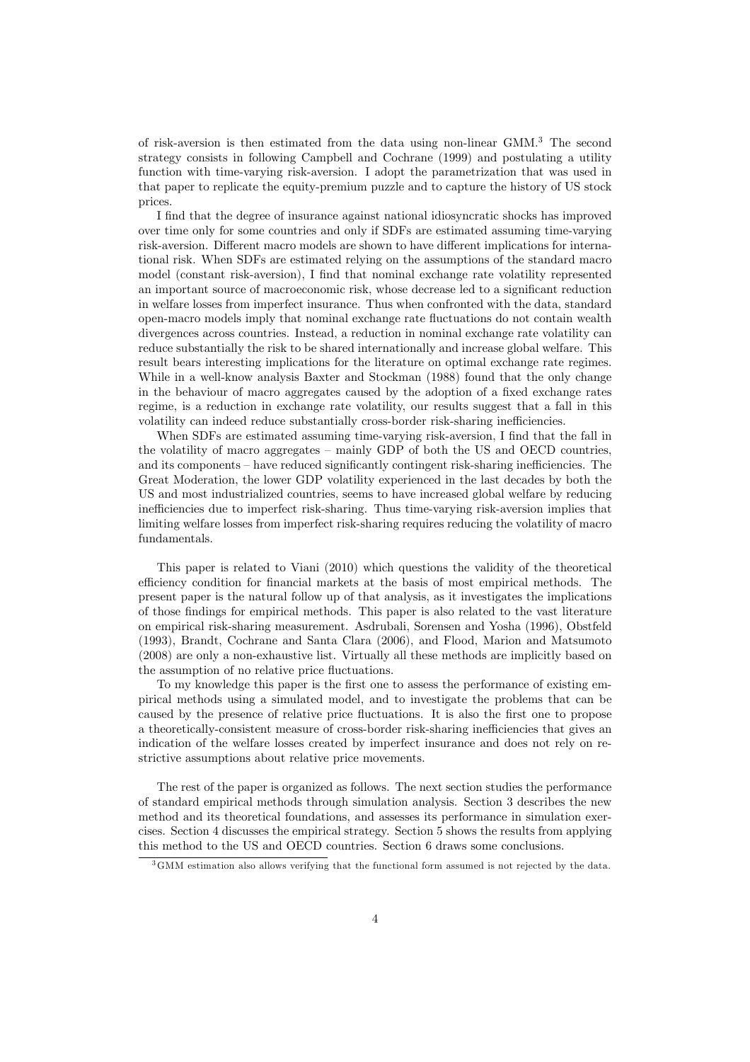of risk-aversion is then estimated from the data using non-linear GMM.[3] The second strategy consists in following Campbell and Cochrane (1999) and postulating a utility function with time-varying risk-aversion. I adopt the parametrization that was used in that paper to replicate the equity-premium puzzle and to capture the history of US stock prices.

I find that the degree of insurance against national idiosyncratic shocks has improved over time only for some countries and only if SDFs are estimated assuming time-varying risk-aversion. Different macro models are shown to have different implications for international risk. When SDFs are estimated relying on the assumptions of the standard macro model (constant risk-aversion), I find that nominal exchange rate volatility represented an important source of macroeconomic risk, whose decrease led to a significant reduction in welfare losses from imperfect insurance. Thus when confronted with the data, standard open-macro models imply that nominal exchange rate fluctuations do not contain wealth divergences across countries. Instead, a reduction in nominal exchange rate volatility can reduce substantially the risk to be shared internationally and increase global welfare. This result bears interesting implications for the literature on optimal exchange rate regimes. While in a well-know analysis Baxter and Stockman (1988) found that the only change in the behaviour of macro aggregates caused by the adoption of a fixed exchange rates regime, is a reduction in exchange rate volatility, our results suggest that a fall in this volatility can indeed reduce substantially cross-border risk-sharing inefficiencies.

When SDFs are estimated assuming time-varying risk-aversion, I find that the fall in the volatility of macro aggregates – mainly GDP of both the US and OECD countries, and its components – have reduced significantly contingent risk-sharing inefficiencies. The Great Moderation, the lower GDP volatility experienced in the last decades by both the US and most industrialized countries, seems to have increased global welfare by reducing inefficiencies due to imperfect risk-sharing. Thus time-varying risk-aversion implies that limiting welfare losses from imperfect risk-sharing requires reducing the volatility of macro fundamentals.

This paper is related to Viani (2010) which questions the validity of the theoretical efficiency condition for financial markets at the basis of most empirical methods. The present paper is the natural follow up of that analysis, as it investigates the implications of those findings for empirical methods. This paper is also related to the vast literature on empirical risk-sharing measurement. Asdrubali, Sorensen and Yosha (1996), Obstfeld (1993), Brandt, Cochrane and Santa Clara (2006), and Flood, Marion and Matsumoto (2008) are only a non-exhaustive list. Virtually all these methods are implicitly based on the assumption of no relative price fluctuations.

To my knowledge this paper is the first one to assess the performance of existing empirical methods using a simulated model, and to investigate the problems that can be caused by the presence of relative price fluctuations. It is also the first one to propose a theoretically-consistent measure of cross-border risk-sharing inefficiencies that gives an indication of the welfare losses created by imperfect insurance and does not rely on restrictive assumptions about relative price movements.

The rest of the paper is organized as follows. The next section studies the performance of standard empirical methods through simulation analysis. Section 3 describes the new method and its theoretical foundations, and assesses its performance in simulation exercises. Section 4 discusses the empirical strategy. Section 5 shows the results from applying this method to the US and OECD countries. Section 6 draws some conclusions.

[3] GMM estimation also allows verifying that the functional form assumed is not rejected by the data.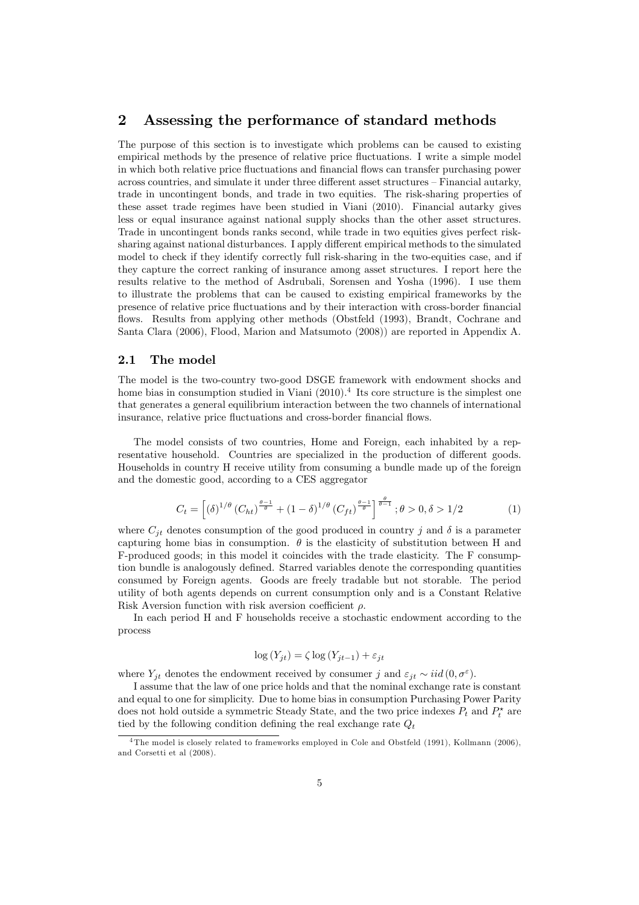## 2 Assessing the performance of standard methods

The purpose of this section is to investigate which problems can be caused to existing empirical methods by the presence of relative price fluctuations. I write a simple model in which both relative price fluctuations and financial flows can transfer purchasing power across countries, and simulate it under three different asset structures – Financial autarky, trade in uncontingent bonds, and trade in two equities. The risk-sharing properties of these asset trade regimes have been studied in Viani (2010). Financial autarky gives less or equal insurance against national supply shocks than the other asset structures. Trade in uncontingent bonds ranks second, while trade in two equities gives perfect risk-sharing against national disturbances. I apply different empirical methods to the simulated model to check if they identify correctly full risk-sharing in the two-equities case, and if they capture the correct ranking of insurance among asset structures. I report here the results relative to the method of Asdrubali, Sorensen and Yosha (1996). I use them to illustrate the problems that can be caused to existing empirical frameworks by the presence of relative price fluctuations and by their interaction with cross-border financial flows. Results from applying other methods (Obstfeld (1993), Brandt, Cochrane and Santa Clara (2006), Flood, Marion and Matsumoto (2008)) are reported in Appendix A.

### 2.1 The model

The model is the two-country two-good DSGE framework with endowment shocks and home bias in consumption studied in Viani (2010).[4] Its core structure is the simplest one that generates a general equilibrium interaction between the two channels of international insurance, relative price fluctuations and cross-border financial flows.

The model consists of two countries, Home and Foreign, each inhabited by a representative household. Countries are specialized in the production of different goods. Households in country H receive utility from consuming a bundle made up of the foreign and the domestic good, according to a CES aggregator

$$C_t = \left[ (\delta)^{1/\theta} (C_{ht})^{\frac{\theta-1}{\theta}} + (1-\delta)^{1/\theta} (C_{ft})^{\frac{\theta-1}{\theta}} \right]^{\frac{\theta}{\theta-1}} ; \theta > 0, \delta > 1/2 \tag{1}$$

where $C_{jt}$ denotes consumption of the good produced in country $j$ and $\delta$ is a parameter capturing home bias in consumption. $\theta$ is the elasticity of substitution between H and F-produced goods; in this model it coincides with the trade elasticity. The F consumption bundle is analogously defined. Starred variables denote the corresponding quantities consumed by Foreign agents. Goods are freely tradable but not storable. The period utility of both agents depends on current consumption only and is a Constant Relative Risk Aversion function with risk aversion coefficient $\rho$.

In each period H and F households receive a stochastic endowment according to the process

$$\log(Y_{jt}) = \zeta \log(Y_{jt-1}) + \varepsilon_{jt}$$

where $Y_{jt}$ denotes the endowment received by consumer $j$ and $\varepsilon_{jt} \sim iid(0, \sigma^{\varepsilon})$.

I assume that the law of one price holds and that the nominal exchange rate is constant and equal to one for simplicity. Due to home bias in consumption Purchasing Power Parity does not hold outside a symmetric Steady State, and the two price indexes $P_t$ and $P_t^{\star}$ are tied by the following condition defining the real exchange rate $Q_t$

[4] The model is closely related to frameworks employed in Cole and Obstfeld (1991), Kollmann (2006), and Corsetti et al (2008).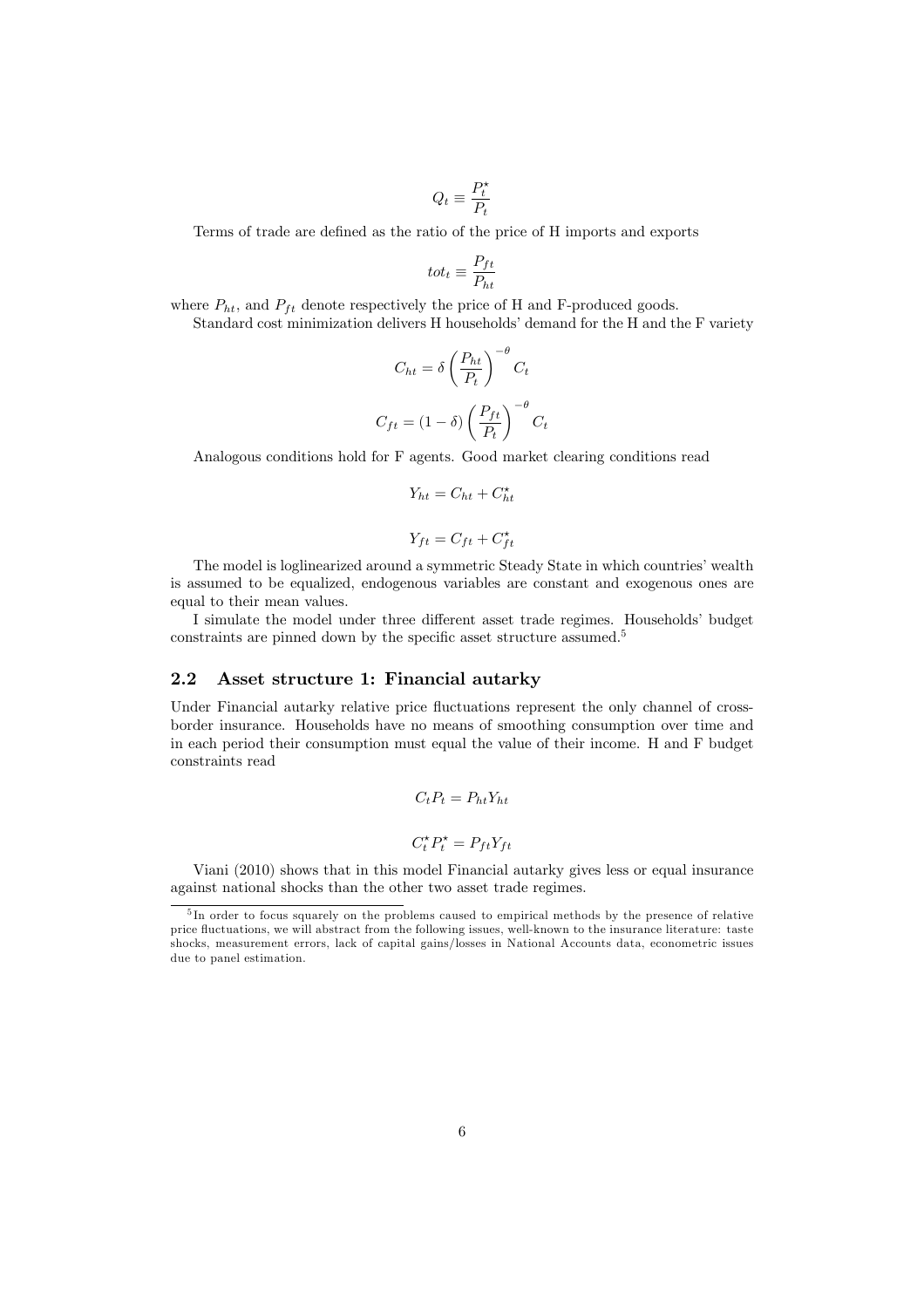$$Q_t \equiv \frac{P_t^\star}{P_t}$$

Terms of trade are defined as the ratio of the price of H imports and exports

$$tot_t \equiv \frac{P_{ft}}{P_{ht}}$$

where $P_{ht}$, and $P_{ft}$ denote respectively the price of H and F-produced goods.

Standard cost minimization delivers H households' demand for the H and the F variety

$$C_{ht} = \delta \left( \frac{P_{ht}}{P_t} \right)^{-\theta} C_t$$

$$C_{ft} = (1 - \delta) \left( \frac{P_{ft}}{P_t} \right)^{-\theta} C_t$$

Analogous conditions hold for F agents. Good market clearing conditions read

$$Y_{ht} = C_{ht} + C_{ht}^\star$$

$$Y_{ft} = C_{ft} + C_{ft}^\star$$

The model is loglinearized around a symmetric Steady State in which countries' wealth is assumed to be equalized, endogenous variables are constant and exogenous ones are equal to their mean values.

I simulate the model under three different asset trade regimes. Households' budget constraints are pinned down by the specific asset structure assumed.[5]

## 2.2 Asset structure 1: Financial autarky

Under Financial autarky relative price fluctuations represent the only channel of cross-border insurance. Households have no means of smoothing consumption over time and in each period their consumption must equal the value of their income. H and F budget constraints read

$$C_t P_t = P_{ht} Y_{ht}$$

$$C_t^\star P_t^\star = P_{ft} Y_{ft}$$

Viani (2010) shows that in this model Financial autarky gives less or equal insurance against national shocks than the other two asset trade regimes.

[5] In order to focus squarely on the problems caused to empirical methods by the presence of relative price fluctuations, we will abstract from the following issues, well-known to the insurance literature: taste shocks, measurement errors, lack of capital gains/losses in National Accounts data, econometric issues due to panel estimation.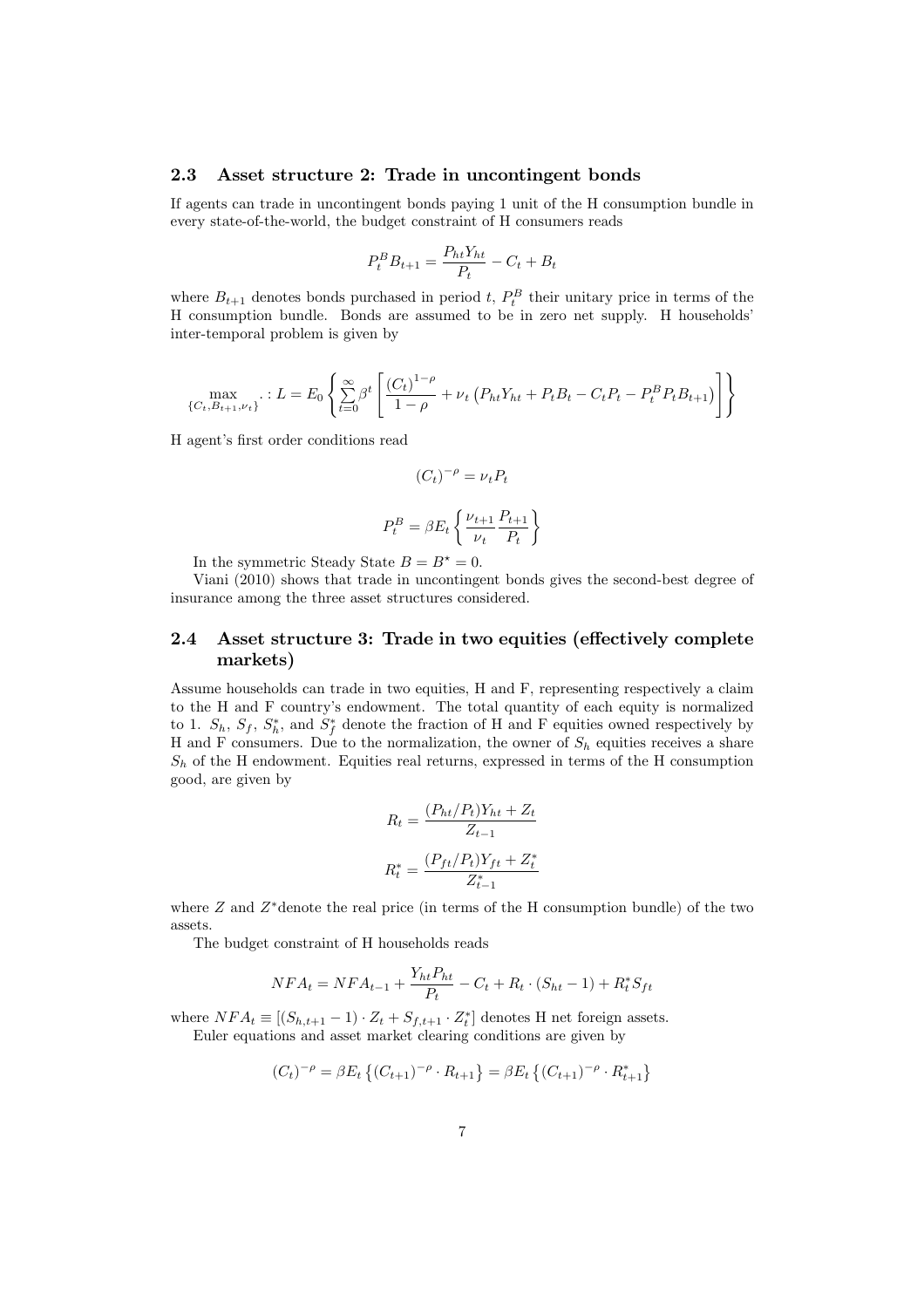### 2.3 Asset structure 2: Trade in uncontingent bonds

If agents can trade in uncontingent bonds paying 1 unit of the H consumption bundle in every state-of-the-world, the budget constraint of H consumers reads

$$P_t^B B_{t+1} = \frac{P_{ht} Y_{ht}}{P_t} - C_t + B_t$$

where $B_{t+1}$ denotes bonds purchased in period $t$, $P_t^B$ their unitary price in terms of the H consumption bundle. Bonds are assumed to be in zero net supply. H households' inter-temporal problem is given by

$$\max_{\{C_t, B_{t+1}, \nu_t\}} . : L = E_0 \left\{ \sum_{t=0}^{\infty} \beta^t \left[ \frac{(C_t)^{1-\rho}}{1-\rho} + \nu_t \left( P_{ht} Y_{ht} + P_t B_t - C_t P_t - P_t^B P_t B_{t+1} \right) \right] \right\}$$

H agent's first order conditions read

$$(C_t)^{-\rho} = \nu_t P_t$$

$$P_t^B = \beta E_t \left\{ \frac{\nu_{t+1}}{\nu_t} \frac{P_{t+1}}{P_t} \right\}$$

In the symmetric Steady State $B = B^\star = 0$.

Viani (2010) shows that trade in uncontingent bonds gives the second-best degree of insurance among the three asset structures considered.

### 2.4 Asset structure 3: Trade in two equities (effectively complete markets)

Assume households can trade in two equities, H and F, representing respectively a claim to the H and F country's endowment. The total quantity of each equity is normalized to 1. $S_h$, $S_f$, $S_h^*$, and $S_f^*$ denote the fraction of H and F equities owned respectively by H and F consumers. Due to the normalization, the owner of $S_h$ equities receives a share $S_h$ of the H endowment. Equities real returns, expressed in terms of the H consumption good, are given by

$$R_t = \frac{(P_{ht}/P_t) Y_{ht} + Z_t}{Z_{t-1}}$$

$$R_t^* = \frac{(P_{ft}/P_t) Y_{ft} + Z_t^*}{Z_{t-1}^*}$$

where $Z$ and $Z^*$denote the real price (in terms of the H consumption bundle) of the two assets.

The budget constraint of H households reads

$$NFA_t = NFA_{t-1} + \frac{Y_{ht} P_{ht}}{P_t} - C_t + R_t \cdot (S_{ht} - 1) + R_t^* S_{ft}$$

where $NFA_t \equiv [(S_{h,t+1} - 1) \cdot Z_t + S_{f,t+1} \cdot Z_t^*]$ denotes H net foreign assets.

Euler equations and asset market clearing conditions are given by

$$(C_t)^{-\rho} = \beta E_t \left\{ (C_{t+1})^{-\rho} \cdot R_{t+1} \right\} = \beta E_t \left\{ (C_{t+1})^{-\rho} \cdot R_{t+1}^* \right\}$$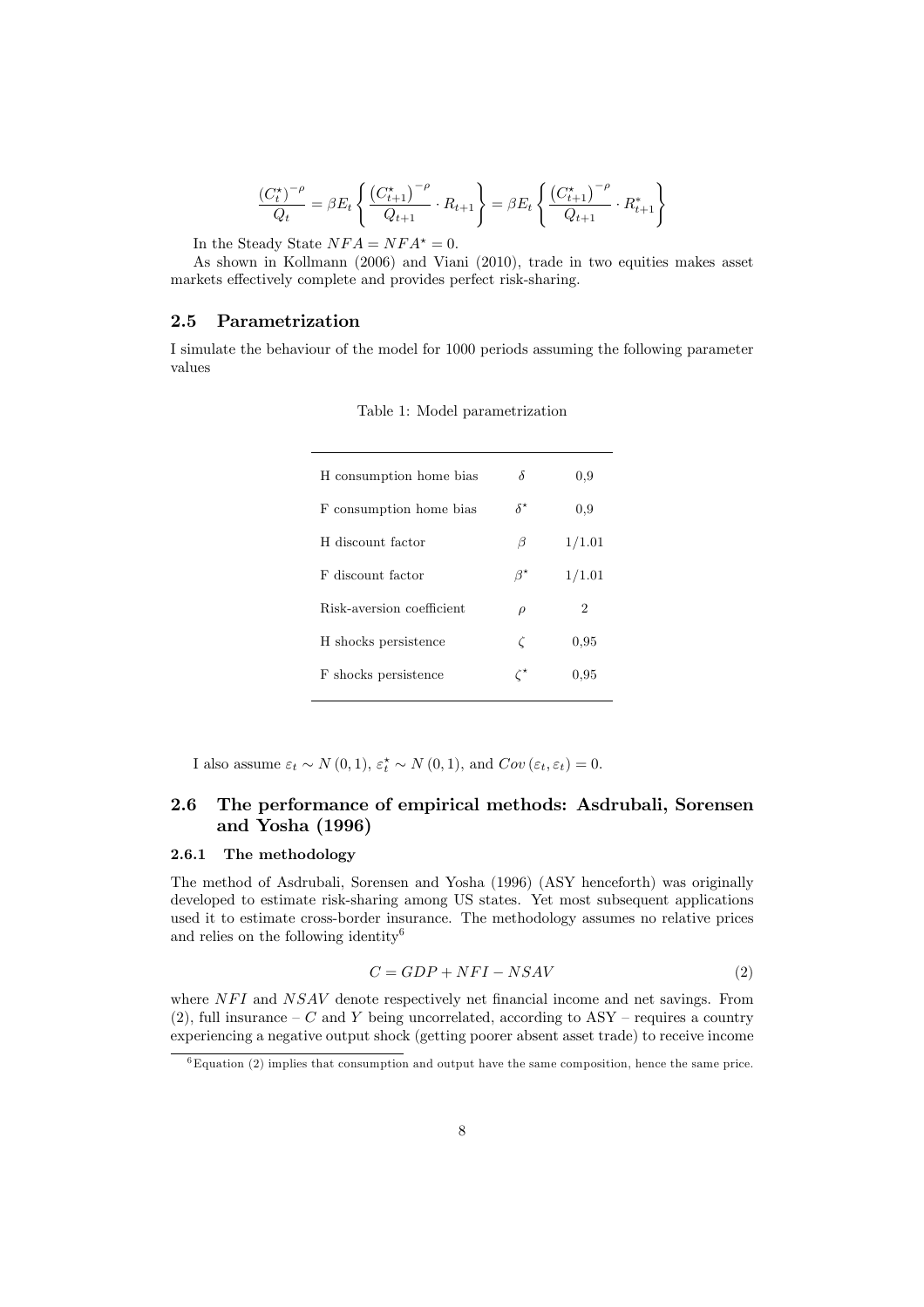$$\frac{(C_t^{\star})^{-\rho}}{Q_t} = \beta E_t \left\{ \frac{\left(C_{t+1}^{\star}\right)^{-\rho}}{Q_{t+1}} \cdot R_{t+1} \right\} = \beta E_t \left\{ \frac{\left(C_{t+1}^{\star}\right)^{-\rho}}{Q_{t+1}} \cdot R_{t+1}^{*} \right\}$$

In the Steady State $NFA = NFA^{\star} = 0$.

As shown in Kollmann (2006) and Viani (2010), trade in two equities makes asset markets effectively complete and provides perfect risk-sharing.

## 2.5 Parametrization

I simulate the behaviour of the model for 1000 periods assuming the following parameter values

Table 1: Model parametrization

| | | |
|---|---|---|
| H consumption home bias | $\delta$ | 0,9 |
| F consumption home bias | $\delta^{\star}$ | 0,9 |
| H discount factor | $\beta$ | 1/1.01 |
| F discount factor | $\beta^{\star}$ | 1/1.01 |
| Risk-aversion coefficient | $\rho$ | 2 |
| H shocks persistence | $\zeta$ | 0,95 |
| F shocks persistence | $\zeta^{\star}$ | 0,95 |

I also assume $\varepsilon_t \sim N(0,1)$, $\varepsilon_t^{\star} \sim N(0,1)$, and $Cov(\varepsilon_t, \varepsilon_t) = 0$.

## 2.6 The performance of empirical methods: Asdrubali, Sorensen and Yosha (1996)

### 2.6.1 The methodology

The method of Asdrubali, Sorensen and Yosha (1996) (ASY henceforth) was originally developed to estimate risk-sharing among US states. Yet most subsequent applications used it to estimate cross-border insurance. The methodology assumes no relative prices and relies on the following identity[6]

$$C = GDP + NFI - NSAV \tag{2}$$

where $NFI$ and $NSAV$ denote respectively net financial income and net savings. From (2), full insurance – $C$ and $Y$ being uncorrelated, according to ASY – requires a country experiencing a negative output shock (getting poorer absent asset trade) to receive income

[6] Equation (2) implies that consumption and output have the same composition, hence the same price.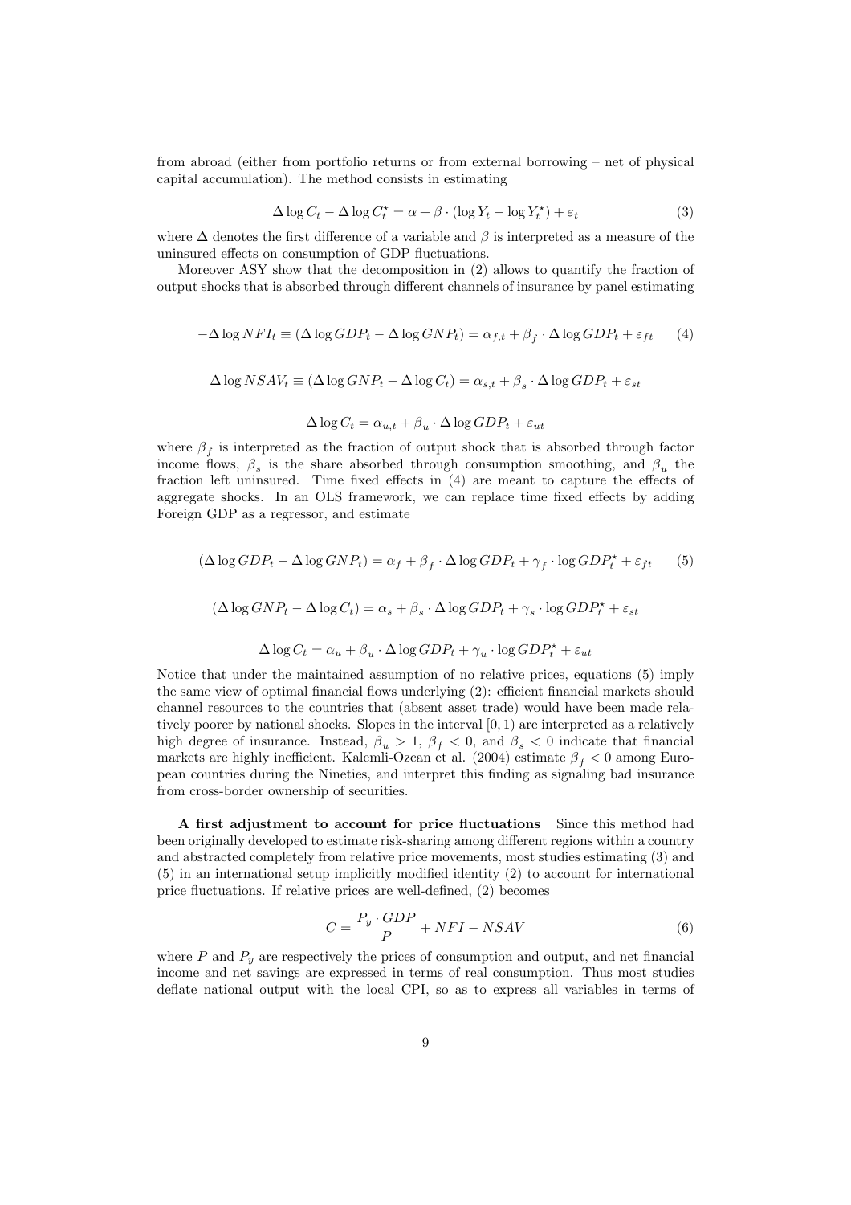from abroad (either from portfolio returns or from external borrowing – net of physical capital accumulation). The method consists in estimating

$$\Delta \log C_t - \Delta \log C_t^{\star} = \alpha + \beta \cdot (\log Y_t - \log Y_t^{\star}) + \varepsilon_t \tag{3}$$

where $\Delta$ denotes the first difference of a variable and $\beta$ is interpreted as a measure of the uninsured effects on consumption of GDP fluctuations.

Moreover ASY show that the decomposition in (2) allows to quantify the fraction of output shocks that is absorbed through different channels of insurance by panel estimating

$$-\Delta \log NFI_t \equiv (\Delta \log GDP_t - \Delta \log GNP_t) = \alpha_{f,t} + \beta_f \cdot \Delta \log GDP_t + \varepsilon_{ft} \tag{4}$$

$$\Delta \log NSAV_t \equiv (\Delta \log GNP_t - \Delta \log C_t) = \alpha_{s,t} + \beta_s \cdot \Delta \log GDP_t + \varepsilon_{st}$$

$$\Delta \log C_t = \alpha_{u,t} + \beta_u \cdot \Delta \log GDP_t + \varepsilon_{ut}$$

where $\beta_f$ is interpreted as the fraction of output shock that is absorbed through factor income flows, $\beta_s$ is the share absorbed through consumption smoothing, and $\beta_u$ the fraction left uninsured. Time fixed effects in (4) are meant to capture the effects of aggregate shocks. In an OLS framework, we can replace time fixed effects by adding Foreign GDP as a regressor, and estimate

$$(\Delta \log GDP_t - \Delta \log GNP_t) = \alpha_f + \beta_f \cdot \Delta \log GDP_t + \gamma_f \cdot \log GDP_t^{\star} + \varepsilon_{ft} \tag{5}$$

$$(\Delta \log GNP_t - \Delta \log C_t) = \alpha_s + \beta_s \cdot \Delta \log GDP_t + \gamma_s \cdot \log GDP_t^{\star} + \varepsilon_{st}$$

$$\Delta \log C_t = \alpha_u + \beta_u \cdot \Delta \log GDP_t + \gamma_u \cdot \log GDP_t^{\star} + \varepsilon_{ut}$$

Notice that under the maintained assumption of no relative prices, equations (5) imply the same view of optimal financial flows underlying (2): efficient financial markets should channel resources to the countries that (absent asset trade) would have been made relatively poorer by national shocks. Slopes in the interval $[0, 1)$ are interpreted as a relatively high degree of insurance. Instead, $\beta_u > 1$, $\beta_f < 0$, and $\beta_s < 0$ indicate that financial markets are highly inefficient. Kalemli-Ozcan et al. (2004) estimate $\beta_f < 0$ among European countries during the Nineties, and interpret this finding as signaling bad insurance from cross-border ownership of securities.

**A first adjustment to account for price fluctuations** Since this method had been originally developed to estimate risk-sharing among different regions within a country and abstracted completely from relative price movements, most studies estimating (3) and (5) in an international setup implicitly modified identity (2) to account for international price fluctuations. If relative prices are well-defined, (2) becomes

$$C = \frac{P_y \cdot GDP}{P} + NFI - NSAV \tag{6}$$

where $P$ and $P_y$ are respectively the prices of consumption and output, and net financial income and net savings are expressed in terms of real consumption. Thus most studies deflate national output with the local CPI, so as to express all variables in terms of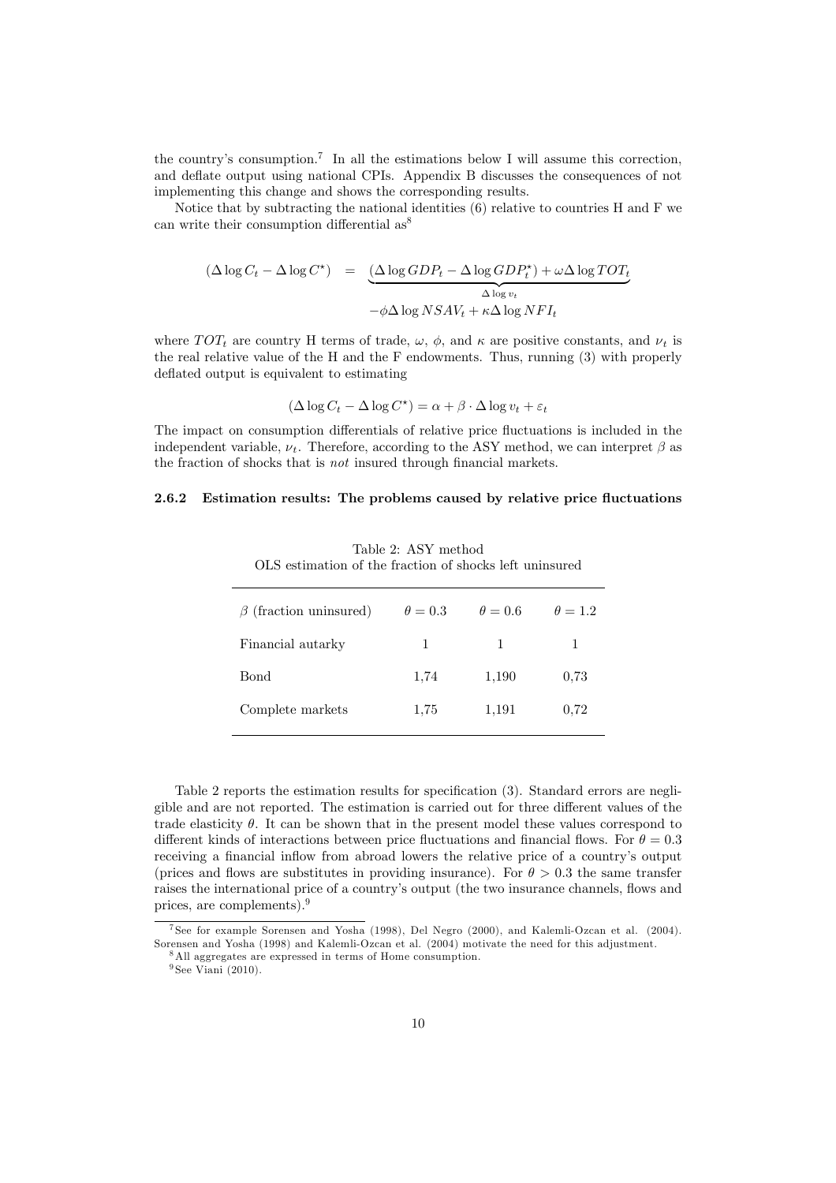the country's consumption.[7] In all the estimations below I will assume this correction, and deflate output using national CPIs. Appendix B discusses the consequences of not implementing this change and shows the corresponding results.

Notice that by subtracting the national identities (6) relative to countries H and F we can write their consumption differential as[8]

$$
\begin{aligned}
(\Delta \log C_t - \Delta \log C^{\star}) &= \underbrace{(\Delta \log GDP_t - \Delta \log GDP_t^{\star}) + \omega \Delta \log TOT_t}_{\Delta \log v_t} \\
&\quad -\phi \Delta \log NSAV_t + \kappa \Delta \log NFI_t
\end{aligned}
$$

where $TOT_t$ are country H terms of trade, $\omega$, $\phi$, and $\kappa$ are positive constants, and $\nu_t$ is the real relative value of the H and the F endowments. Thus, running (3) with properly deflated output is equivalent to estimating

$$
(\Delta \log C_t - \Delta \log C^{\star}) = \alpha + \beta \cdot \Delta \log v_t + \varepsilon_t
$$

The impact on consumption differentials of relative price fluctuations is included in the independent variable, $\nu_t$. Therefore, according to the ASY method, we can interpret $\beta$ as the fraction of shocks that is *not* insured through financial markets.

### 2.6.2 Estimation results: The problems caused by relative price fluctuations

Table 2: ASY method
OLS estimation of the fraction of shocks left uninsured

| $\beta$ (fraction uninsured) | $\theta = 0.3$ | $\theta = 0.6$ | $\theta = 1.2$ |
|---|---|---|---|
| Financial autarky | 1 | 1 | 1 |
| Bond | 1,74 | 1,190 | 0,73 |
| Complete markets | 1,75 | 1,191 | 0,72 |

Table 2 reports the estimation results for specification (3). Standard errors are negligible and are not reported. The estimation is carried out for three different values of the trade elasticity $\theta$. It can be shown that in the present model these values correspond to different kinds of interactions between price fluctuations and financial flows. For $\theta = 0.3$ receiving a financial inflow from abroad lowers the relative price of a country's output (prices and flows are substitutes in providing insurance). For $\theta > 0.3$ the same transfer raises the international price of a country's output (the two insurance channels, flows and prices, are complements).[9]

[7] See for example Sorensen and Yosha (1998), Del Negro (2000), and Kalemli-Ozcan et al. (2004). Sorensen and Yosha (1998) and Kalemli-Ozcan et al. (2004) motivate the need for this adjustment.

[8] All aggregates are expressed in terms of Home consumption.

[9] See Viani (2010).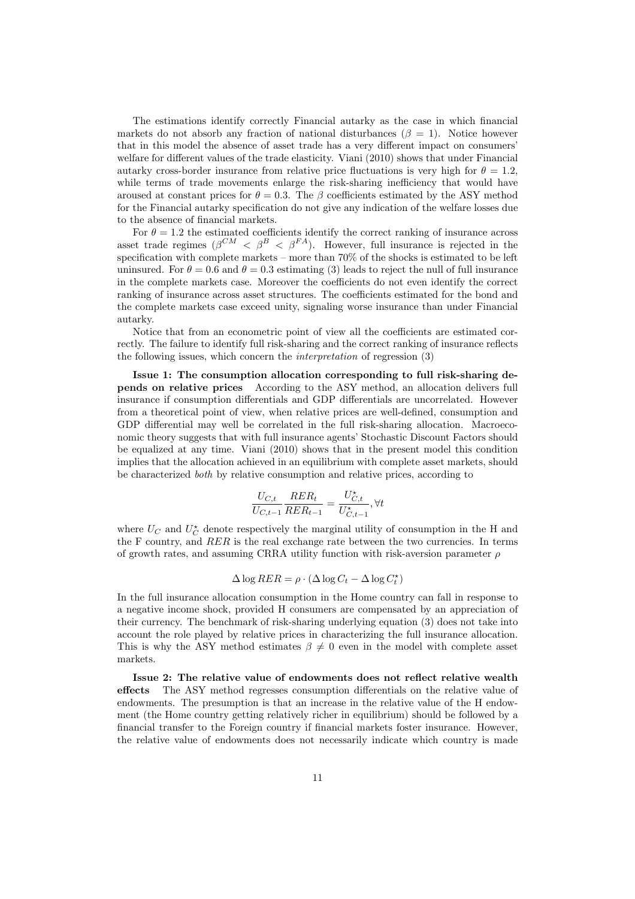The estimations identify correctly Financial autarky as the case in which financial markets do not absorb any fraction of national disturbances ($\beta = 1$). Notice however that in this model the absence of asset trade has a very different impact on consumers' welfare for different values of the trade elasticity. Viani (2010) shows that under Financial autarky cross-border insurance from relative price fluctuations is very high for $\theta = 1.2$, while terms of trade movements enlarge the risk-sharing inefficiency that would have aroused at constant prices for $\theta = 0.3$. The $\beta$ coefficients estimated by the ASY method for the Financial autarky specification do not give any indication of the welfare losses due to the absence of financial markets.

For $\theta = 1.2$ the estimated coefficients identify the correct ranking of insurance across asset trade regimes ($\beta^{CM} < \beta^{B} < \beta^{FA}$). However, full insurance is rejected in the specification with complete markets – more than 70% of the shocks is estimated to be left uninsured. For $\theta = 0.6$ and $\theta = 0.3$ estimating (3) leads to reject the null of full insurance in the complete markets case. Moreover the coefficients do not even identify the correct ranking of insurance across asset structures. The coefficients estimated for the bond and the complete markets case exceed unity, signaling worse insurance than under Financial autarky.

Notice that from an econometric point of view all the coefficients are estimated correctly. The failure to identify full risk-sharing and the correct ranking of insurance reflects the following issues, which concern the *interpretation* of regression (3)

**Issue 1: The consumption allocation corresponding to full risk-sharing depends on relative prices** According to the ASY method, an allocation delivers full insurance if consumption differentials and GDP differentials are uncorrelated. However from a theoretical point of view, when relative prices are well-defined, consumption and GDP differential may well be correlated in the full risk-sharing allocation. Macroeconomic theory suggests that with full insurance agents' Stochastic Discount Factors should be equalized at any time. Viani (2010) shows that in the present model this condition implies that the allocation achieved in an equilibrium with complete asset markets, should be characterized *both* by relative consumption and relative prices, according to

$$\frac{U_{C,t}}{U_{C,t-1}} \frac{RER_t}{RER_{t-1}} = \frac{U^{\star}_{C,t}}{U^{\star}_{C,t-1}}, \forall t$$

where $U_C$ and $U^{\star}_C$ denote respectively the marginal utility of consumption in the H and the F country, and $RER$ is the real exchange rate between the two currencies. In terms of growth rates, and assuming CRRA utility function with risk-aversion parameter $\rho$

$$\Delta \log RER = \rho \cdot (\Delta \log C_t - \Delta \log C^{\star}_t)$$

In the full insurance allocation consumption in the Home country can fall in response to a negative income shock, provided H consumers are compensated by an appreciation of their currency. The benchmark of risk-sharing underlying equation (3) does not take into account the role played by relative prices in characterizing the full insurance allocation. This is why the ASY method estimates $\beta \neq 0$ even in the model with complete asset markets.

**Issue 2: The relative value of endowments does not reflect relative wealth effects** The ASY method regresses consumption differentials on the relative value of endowments. The presumption is that an increase in the relative value of the H endowment (the Home country getting relatively richer in equilibrium) should be followed by a financial transfer to the Foreign country if financial markets foster insurance. However, the relative value of endowments does not necessarily indicate which country is made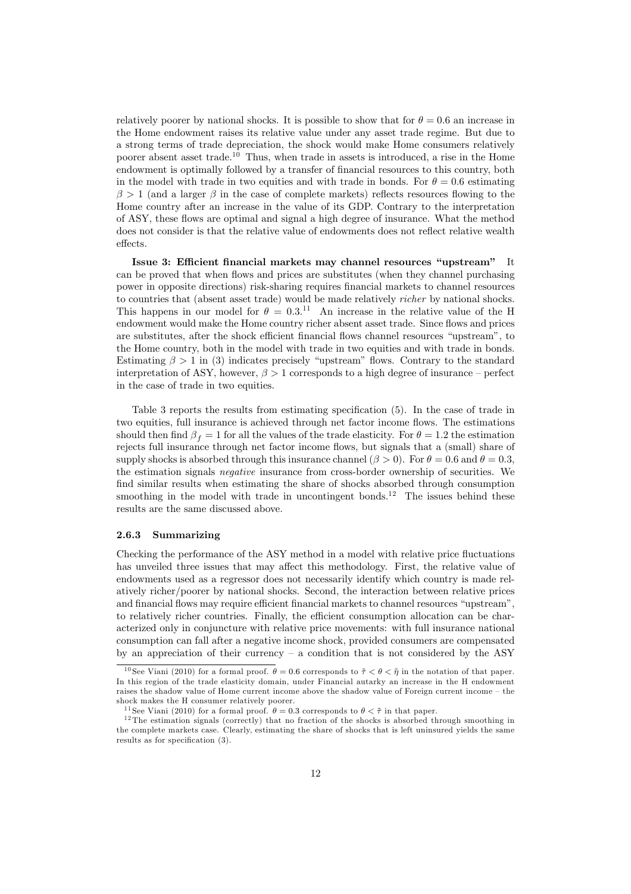relatively poorer by national shocks. It is possible to show that for $\theta = 0.6$ an increase in the Home endowment raises its relative value under any asset trade regime. But due to a strong terms of trade depreciation, the shock would make Home consumers relatively poorer absent asset trade.[10] Thus, when trade in assets is introduced, a rise in the Home endowment is optimally followed by a transfer of financial resources to this country, both in the model with trade in two equities and with trade in bonds. For $\theta = 0.6$ estimating $\beta > 1$ (and a larger $\beta$ in the case of complete markets) reflects resources flowing to the Home country after an increase in the value of its GDP. Contrary to the interpretation of ASY, these flows are optimal and signal a high degree of insurance. What the method does not consider is that the relative value of endowments does not reflect relative wealth effects.

**Issue 3: Efficient financial markets may channel resources "upstream"** It can be proved that when flows and prices are substitutes (when they channel purchasing power in opposite directions) risk-sharing requires financial markets to channel resources to countries that (absent asset trade) would be made relatively *richer* by national shocks. This happens in our model for $\theta = 0.3$.[11] An increase in the relative value of the H endowment would make the Home country richer absent asset trade. Since flows and prices are substitutes, after the shock efficient financial flows channel resources "upstream", to the Home country, both in the model with trade in two equities and with trade in bonds. Estimating $\beta > 1$ in (3) indicates precisely "upstream" flows. Contrary to the standard interpretation of ASY, however, $\beta > 1$ corresponds to a high degree of insurance – perfect in the case of trade in two equities.

Table 3 reports the results from estimating specification (5). In the case of trade in two equities, full insurance is achieved through net factor income flows. The estimations should then find $\beta_f = 1$ for all the values of the trade elasticity. For $\theta = 1.2$ the estimation rejects full insurance through net factor income flows, but signals that a (small) share of supply shocks is absorbed through this insurance channel ($\beta > 0$). For $\theta = 0.6$ and $\theta = 0.3$, the estimation signals *negative* insurance from cross-border ownership of securities. We find similar results when estimating the share of shocks absorbed through consumption smoothing in the model with trade in uncontingent bonds.[12] The issues behind these results are the same discussed above.

### 2.6.3 Summarizing

Checking the performance of the ASY method in a model with relative price fluctuations has unveiled three issues that may affect this methodology. First, the relative value of endowments used as a regressor does not necessarily identify which country is made relatively richer/poorer by national shocks. Second, the interaction between relative prices and financial flows may require efficient financial markets to channel resources "upstream", to relatively richer countries. Finally, the efficient consumption allocation can be characterized only in conjuncture with relative price movements: with full insurance national consumption can fall after a negative income shock, provided consumers are compensated by an appreciation of their currency – a condition that is not considered by the ASY

[10] See Viani (2010) for a formal proof. $\theta = 0.6$ corresponds to $\tilde{\tau} < \theta < \tilde{\eta}$ in the notation of that paper. In this region of the trade elasticity domain, under Financial autarky an increase in the H endowment raises the shadow value of Home current income above the shadow value of Foreign current income – the shock makes the H consumer relatively poorer.

[11] See Viani (2010) for a formal proof. $\theta = 0.3$ corresponds to $\theta < \tilde{\tau}$ in that paper.

[12] The estimation signals (correctly) that no fraction of the shocks is absorbed through smoothing in the complete markets case. Clearly, estimating the share of shocks that is left uninsured yields the same results as for specification (3).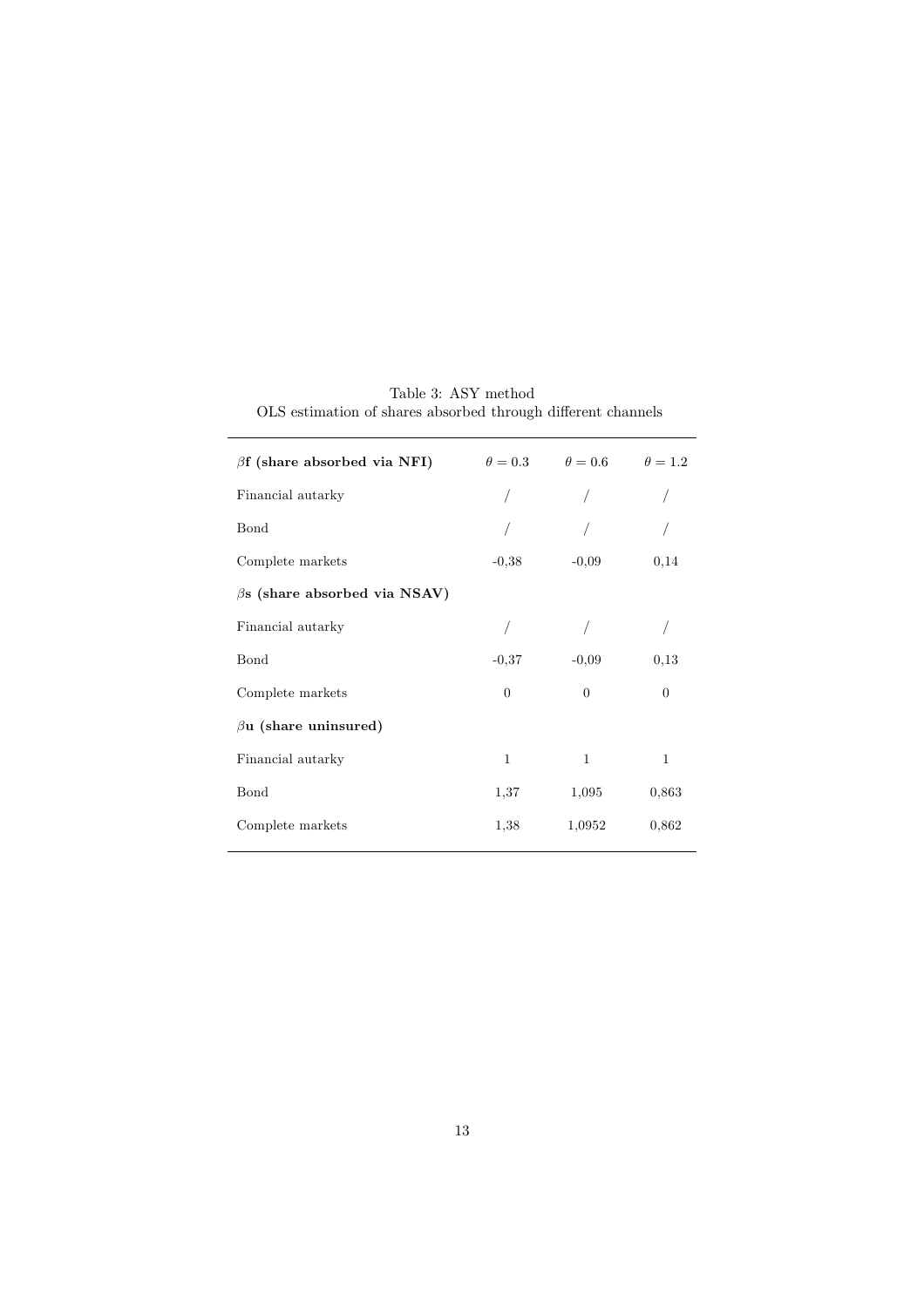Table 3: ASY method
OLS estimation of shares absorbed through different channels

| $\beta$**f (share absorbed via NFI)** | $\theta = 0.3$ | $\theta = 0.6$ | $\theta = 1.2$ |
|---|---|---|---|
| Financial autarky | / | / | / |
| Bond | / | / | / |
| Complete markets | -0,38 | -0,09 | 0,14 |
| $\beta$**s (share absorbed via NSAV)** | | | |
| Financial autarky | / | / | / |
| Bond | -0,37 | -0,09 | 0,13 |
| Complete markets | 0 | 0 | 0 |
| $\beta$**u (share uninsured)** | | | |
| Financial autarky | 1 | 1 | 1 |
| Bond | 1,37 | 1,095 | 0,863 |
| Complete markets | 1,38 | 1,0952 | 0,862 |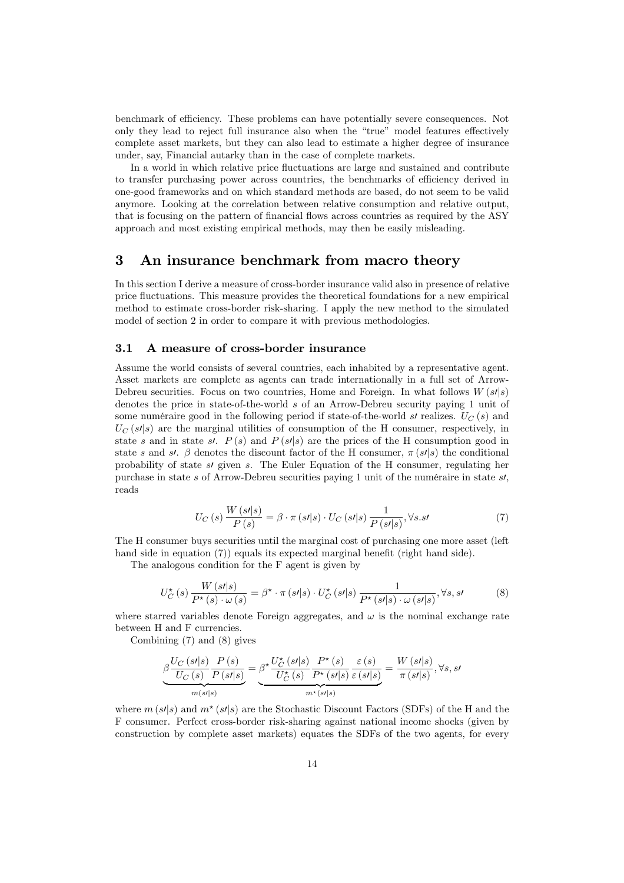benchmark of efficiency. These problems can have potentially severe consequences. Not only they lead to reject full insurance also when the "true" model features effectively complete asset markets, but they can also lead to estimate a higher degree of insurance under, say, Financial autarky than in the case of complete markets.

In a world in which relative price fluctuations are large and sustained and contribute to transfer purchasing power across countries, the benchmarks of efficiency derived in one-good frameworks and on which standard methods are based, do not seem to be valid anymore. Looking at the correlation between relative consumption and relative output, that is focusing on the pattern of financial flows across countries as required by the ASY approach and most existing empirical methods, may then be easily misleading.

# 3 An insurance benchmark from macro theory

In this section I derive a measure of cross-border insurance valid also in presence of relative price fluctuations. This measure provides the theoretical foundations for a new empirical method to estimate cross-border risk-sharing. I apply the new method to the simulated model of section 2 in order to compare it with previous methodologies.

## 3.1 A measure of cross-border insurance

Assume the world consists of several countries, each inhabited by a representative agent. Asset markets are complete as agents can trade internationally in a full set of Arrow-Debreu securities. Focus on two countries, Home and Foreign. In what follows $W(s\prime|s)$ denotes the price in state-of-the-world $s$ of an Arrow-Debreu security paying 1 unit of some numéraire good in the following period if state-of-the-world $s\prime$ realizes. $U_C(s)$ and $U_C(s\prime|s)$ are the marginal utilities of consumption of the H consumer, respectively, in state $s$ and in state $s\prime$. $P(s)$ and $P(s\prime|s)$ are the prices of the H consumption good in state $s$ and $s\prime$. $\beta$ denotes the discount factor of the H consumer, $\pi(s\prime|s)$ the conditional probability of state $s\prime$ given $s$. The Euler Equation of the H consumer, regulating her purchase in state $s$ of Arrow-Debreu securities paying 1 unit of the numéraire in state $s\prime$, reads

$$U_C(s)\frac{W(s\prime|s)}{P(s)} = \beta \cdot \pi(s\prime|s) \cdot U_C(s\prime|s)\frac{1}{P(s\prime|s)}, \forall s.s\prime \tag{7}$$

The H consumer buys securities until the marginal cost of purchasing one more asset (left hand side in equation (7)) equals its expected marginal benefit (right hand side).

The analogous condition for the F agent is given by

$$U_C^{\star}(s)\frac{W(s\prime|s)}{P^{\star}(s)\cdot\omega(s)} = \beta^{\star}\cdot\pi(s\prime|s)\cdot U_C^{\star}(s\prime|s)\frac{1}{P^{\star}(s\prime|s)\cdot\omega(s\prime|s)}, \forall s, s\prime \tag{8}$$

where starred variables denote Foreign aggregates, and $\omega$ is the nominal exchange rate between H and F currencies.

Combining (7) and (8) gives

$$\underbrace{\beta\frac{U_C(s\prime|s)}{U_C(s)}\frac{P(s)}{P(s\prime|s)}}_{m(s\prime|s)} = \underbrace{\beta^{\star}\frac{U_C^{\star}(s\prime|s)}{U_C^{\star}(s)}\frac{P^{\star}(s)}{P^{\star}(s\prime|s)}\frac{\varepsilon(s)}{\varepsilon(s\prime|s)}}_{m^{\star}(s\prime|s)} = \frac{W(s\prime|s)}{\pi(s\prime|s)}, \forall s, s\prime$$

where $m(s\prime|s)$ and $m^{\star}(s\prime|s)$ are the Stochastic Discount Factors (SDFs) of the H and the F consumer. Perfect cross-border risk-sharing against national income shocks (given by construction by complete asset markets) equates the SDFs of the two agents, for every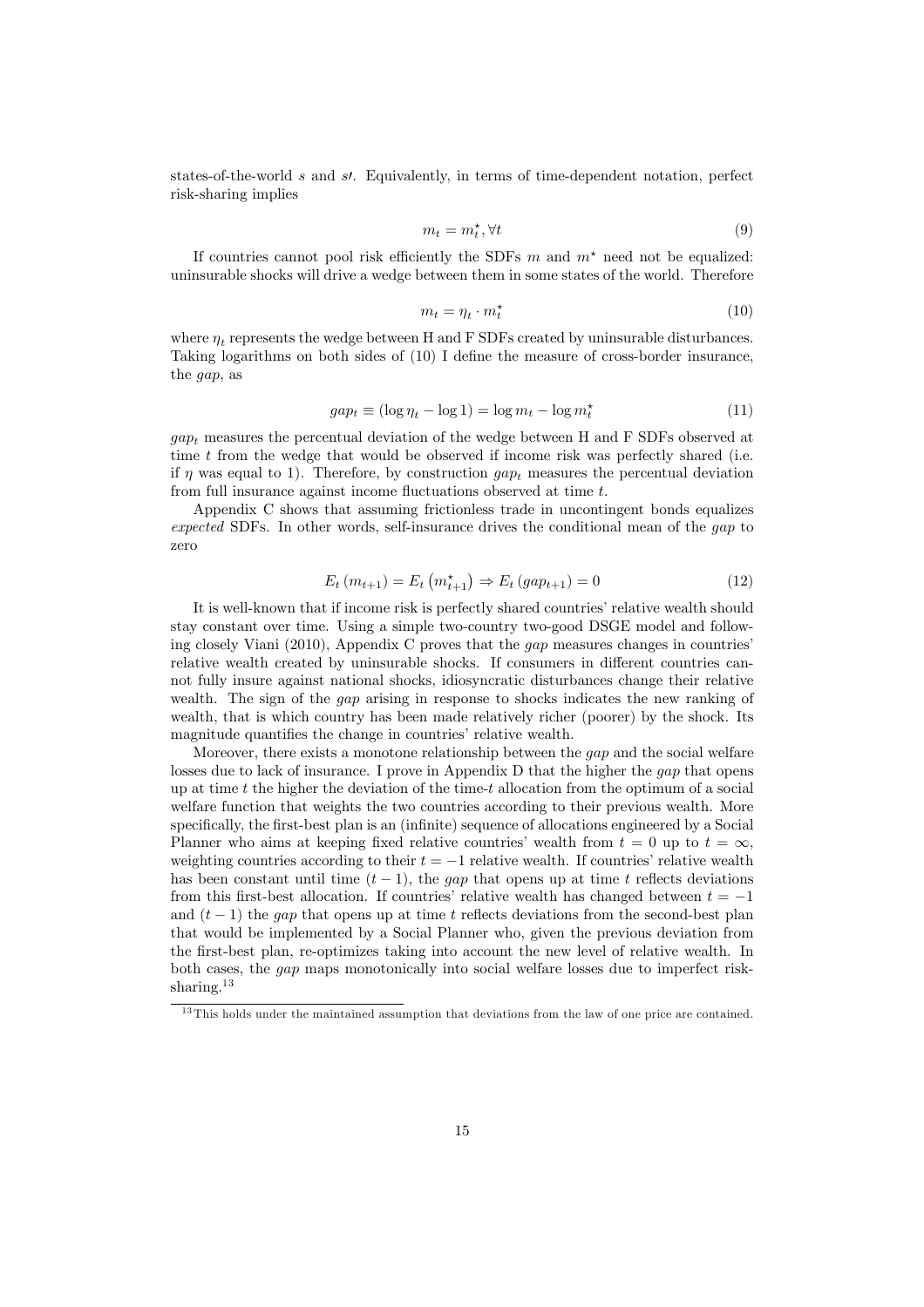states-of-the-world $s$ and $s\prime$. Equivalently, in terms of time-dependent notation, perfect risk-sharing implies

$$m_t = m_t^\star, \forall t \tag{9}$$

If countries cannot pool risk efficiently the SDFs $m$ and $m^\star$ need not be equalized: uninsurable shocks will drive a wedge between them in some states of the world. Therefore

$$m_t = \eta_t \cdot m_t^\star \tag{10}$$

where $\eta_t$ represents the wedge between H and F SDFs created by uninsurable disturbances. Taking logarithms on both sides of (10) I define the measure of cross-border insurance, the *gap*, as

$$gap_t \equiv (\log \eta_t - \log 1) = \log m_t - \log m_t^\star \tag{11}$$

$gap_t$ measures the percentual deviation of the wedge between H and F SDFs observed at time $t$ from the wedge that would be observed if income risk was perfectly shared (i.e. if $\eta$ was equal to 1). Therefore, by construction $gap_t$ measures the percentual deviation from full insurance against income fluctuations observed at time $t$.

Appendix C shows that assuming frictionless trade in uncontingent bonds equalizes *expected* SDFs. In other words, self-insurance drives the conditional mean of the *gap* to zero

$$E_t\left(m_{t+1}\right) = E_t\left(m_{t+1}^\star\right) \Rightarrow E_t\left(gap_{t+1}\right) = 0 \tag{12}$$

It is well-known that if income risk is perfectly shared countries' relative wealth should stay constant over time. Using a simple two-country two-good DSGE model and following closely Viani (2010), Appendix C proves that the *gap* measures changes in countries' relative wealth created by uninsurable shocks. If consumers in different countries cannot fully insure against national shocks, idiosyncratic disturbances change their relative wealth. The sign of the *gap* arising in response to shocks indicates the new ranking of wealth, that is which country has been made relatively richer (poorer) by the shock. Its magnitude quantifies the change in countries' relative wealth.

Moreover, there exists a monotone relationship between the *gap* and the social welfare losses due to lack of insurance. I prove in Appendix D that the higher the *gap* that opens up at time $t$ the higher the deviation of the time-$t$ allocation from the optimum of a social welfare function that weights the two countries according to their previous wealth. More specifically, the first-best plan is an (infinite) sequence of allocations engineered by a Social Planner who aims at keeping fixed relative countries' wealth from $t = 0$ up to $t = \infty$, weighting countries according to their $t = -1$ relative wealth. If countries' relative wealth has been constant until time $(t-1)$, the *gap* that opens up at time $t$ reflects deviations from this first-best allocation. If countries' relative wealth has changed between $t = -1$ and $(t-1)$ the *gap* that opens up at time $t$ reflects deviations from the second-best plan that would be implemented by a Social Planner who, given the previous deviation from the first-best plan, re-optimizes taking into account the new level of relative wealth. In both cases, the *gap* maps monotonically into social welfare losses due to imperfect risk-sharing.[13]

[13] This holds under the maintained assumption that deviations from the law of one price are contained.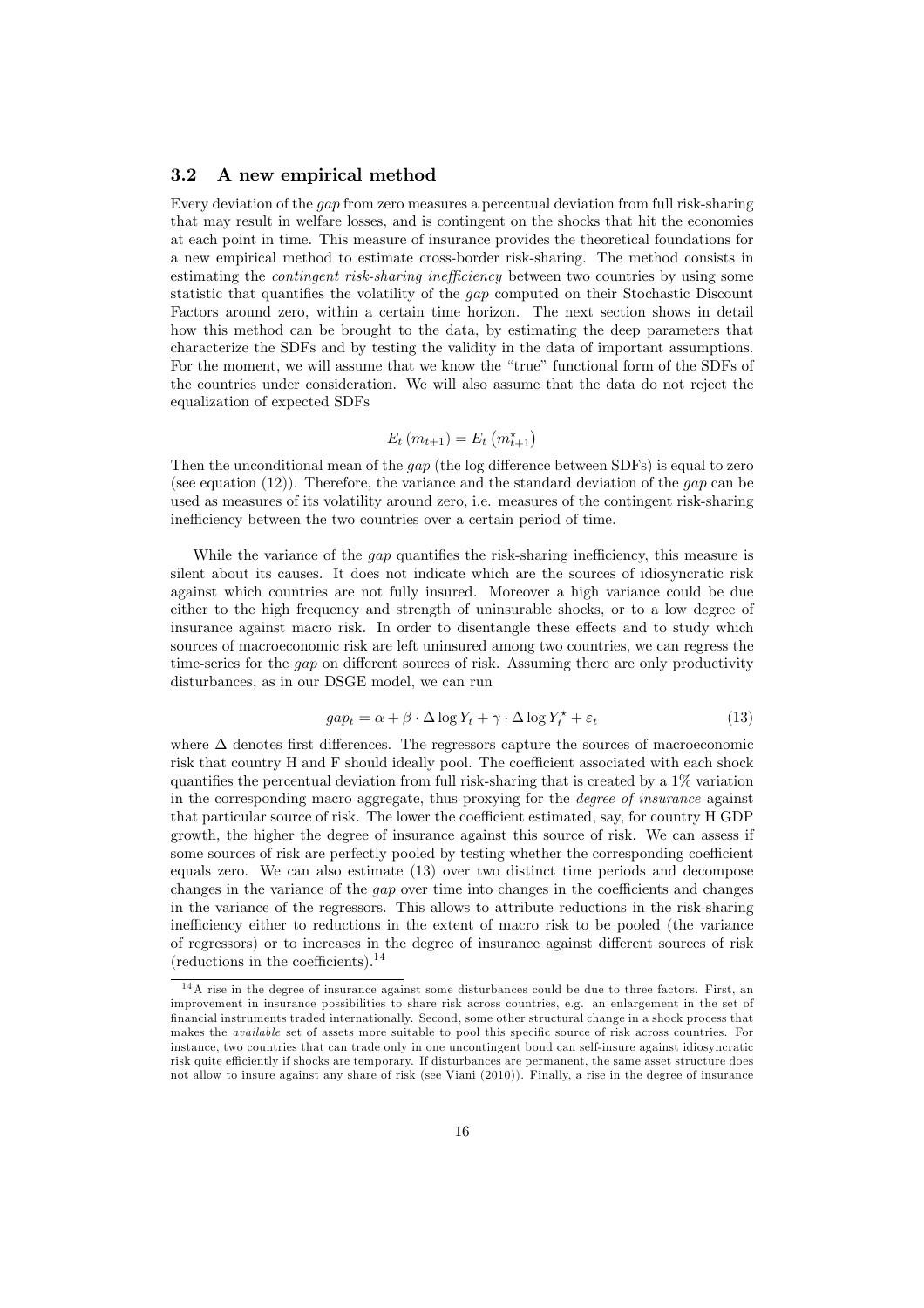### 3.2 A new empirical method

Every deviation of the *gap* from zero measures a percentual deviation from full risk-sharing that may result in welfare losses, and is contingent on the shocks that hit the economies at each point in time. This measure of insurance provides the theoretical foundations for a new empirical method to estimate cross-border risk-sharing. The method consists in estimating the *contingent risk-sharing inefficiency* between two countries by using some statistic that quantifies the volatility of the *gap* computed on their Stochastic Discount Factors around zero, within a certain time horizon. The next section shows in detail how this method can be brought to the data, by estimating the deep parameters that characterize the SDFs and by testing the validity in the data of important assumptions. For the moment, we will assume that we know the "true" functional form of the SDFs of the countries under consideration. We will also assume that the data do not reject the equalization of expected SDFs

$$E_t\left(m_{t+1}\right) = E_t\left(m^\star_{t+1}\right)$$

Then the unconditional mean of the *gap* (the log difference between SDFs) is equal to zero (see equation (12)). Therefore, the variance and the standard deviation of the *gap* can be used as measures of its volatility around zero, i.e. measures of the contingent risk-sharing inefficiency between the two countries over a certain period of time.

While the variance of the *gap* quantifies the risk-sharing inefficiency, this measure is silent about its causes. It does not indicate which are the sources of idiosyncratic risk against which countries are not fully insured. Moreover a high variance could be due either to the high frequency and strength of uninsurable shocks, or to a low degree of insurance against macro risk. In order to disentangle these effects and to study which sources of macroeconomic risk are left uninsured among two countries, we can regress the time-series for the *gap* on different sources of risk. Assuming there are only productivity disturbances, as in our DSGE model, we can run

$$gap_t = \alpha + \beta \cdot \Delta \log Y_t + \gamma \cdot \Delta \log Y^\star_t + \varepsilon_t \tag{13}$$

where $\Delta$ denotes first differences. The regressors capture the sources of macroeconomic risk that country H and F should ideally pool. The coefficient associated with each shock quantifies the percentual deviation from full risk-sharing that is created by a 1% variation in the corresponding macro aggregate, thus proxying for the *degree of insurance* against that particular source of risk. The lower the coefficient estimated, say, for country H GDP growth, the higher the degree of insurance against this source of risk. We can assess if some sources of risk are perfectly pooled by testing whether the corresponding coefficient equals zero. We can also estimate (13) over two distinct time periods and decompose changes in the variance of the *gap* over time into changes in the coefficients and changes in the variance of the regressors. This allows to attribute reductions in the risk-sharing inefficiency either to reductions in the extent of macro risk to be pooled (the variance of regressors) or to increases in the degree of insurance against different sources of risk (reductions in the coefficients).[14]

[14] A rise in the degree of insurance against some disturbances could be due to three factors. First, an improvement in insurance possibilities to share risk across countries, e.g. an enlargement in the set of financial instruments traded internationally. Second, some other structural change in a shock process that makes the *available* set of assets more suitable to pool this specific source of risk across countries. For instance, two countries that can trade only in one uncontingent bond can self-insure against idiosyncratic risk quite efficiently if shocks are temporary. If disturbances are permanent, the same asset structure does not allow to insure against any share of risk (see Viani (2010)). Finally, a rise in the degree of insurance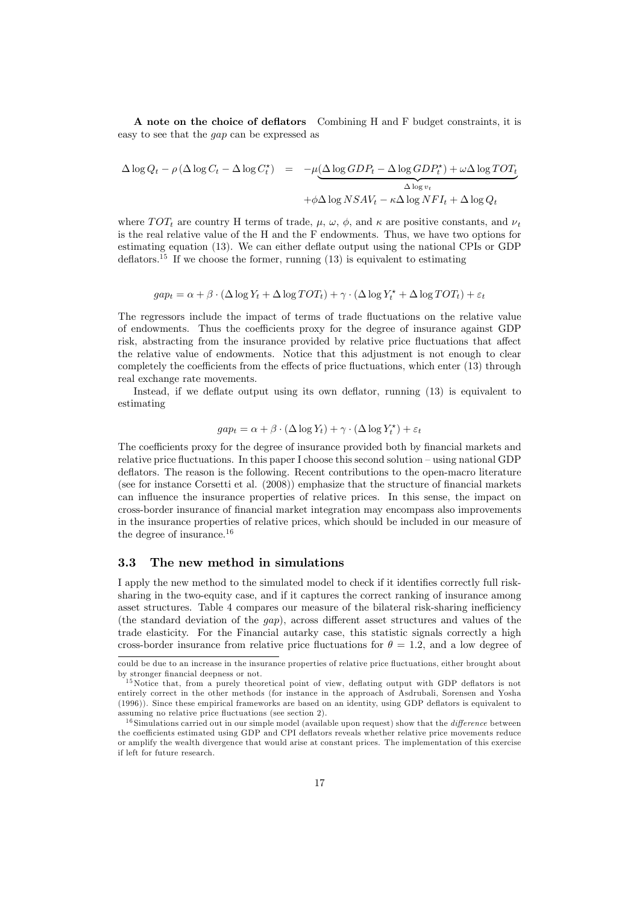**A note on the choice of deflators** Combining H and F budget constraints, it is easy to see that the *gap* can be expressed as

$$\begin{aligned}\Delta \log Q_t - \rho \left(\Delta \log C_t - \Delta \log C_t^{\star}\right) &= -\mu \underbrace{(\Delta \log GDP_t - \Delta \log GDP_t^{\star}) + \omega \Delta \log TOT_t}_{\Delta \log v_t} \\ &\quad + \phi \Delta \log NSAV_t - \kappa \Delta \log NFI_t + \Delta \log Q_t\end{aligned}$$

where $TOT_t$ are country H terms of trade, $\mu$, $\omega$, $\phi$, and $\kappa$ are positive constants, and $\nu_t$ is the real relative value of the H and the F endowments. Thus, we have two options for estimating equation (13). We can either deflate output using the national CPIs or GDP deflators.[15] If we choose the former, running (13) is equivalent to estimating

$$gap_t = \alpha + \beta \cdot (\Delta \log Y_t + \Delta \log TOT_t) + \gamma \cdot (\Delta \log Y_t^{\star} + \Delta \log TOT_t) + \varepsilon_t$$

The regressors include the impact of terms of trade fluctuations on the relative value of endowments. Thus the coefficients proxy for the degree of insurance against GDP risk, abstracting from the insurance provided by relative price fluctuations that affect the relative value of endowments. Notice that this adjustment is not enough to clear completely the coefficients from the effects of price fluctuations, which enter (13) through real exchange rate movements.

Instead, if we deflate output using its own deflator, running (13) is equivalent to estimating

$$gap_t = \alpha + \beta \cdot (\Delta \log Y_t) + \gamma \cdot (\Delta \log Y_t^{\star}) + \varepsilon_t$$

The coefficients proxy for the degree of insurance provided both by financial markets and relative price fluctuations. In this paper I choose this second solution – using national GDP deflators. The reason is the following. Recent contributions to the open-macro literature (see for instance Corsetti et al. (2008)) emphasize that the structure of financial markets can influence the insurance properties of relative prices. In this sense, the impact on cross-border insurance of financial market integration may encompass also improvements in the insurance properties of relative prices, which should be included in our measure of the degree of insurance.[16]

### 3.3 The new method in simulations

I apply the new method to the simulated model to check if it identifies correctly full risk-sharing in the two-equity case, and if it captures the correct ranking of insurance among asset structures. Table 4 compares our measure of the bilateral risk-sharing inefficiency (the standard deviation of the *gap*), across different asset structures and values of the trade elasticity. For the Financial autarky case, this statistic signals correctly a high cross-border insurance from relative price fluctuations for $\theta = 1.2$, and a low degree of

---

could be due to an increase in the insurance properties of relative price fluctuations, either brought about by stronger financial deepness or not.

[15] Notice that, from a purely theoretical point of view, deflating output with GDP deflators is not entirely correct in the other methods (for instance in the approach of Asdrubali, Sorensen and Yosha (1996)). Since these empirical frameworks are based on an identity, using GDP deflators is equivalent to assuming no relative price fluctuations (see section 2).

[16] Simulations carried out in our simple model (available upon request) show that the *difference* between the coefficients estimated using GDP and CPI deflators reveals whether relative price movements reduce or amplify the wealth divergence that would arise at constant prices. The implementation of this exercise if left for future research.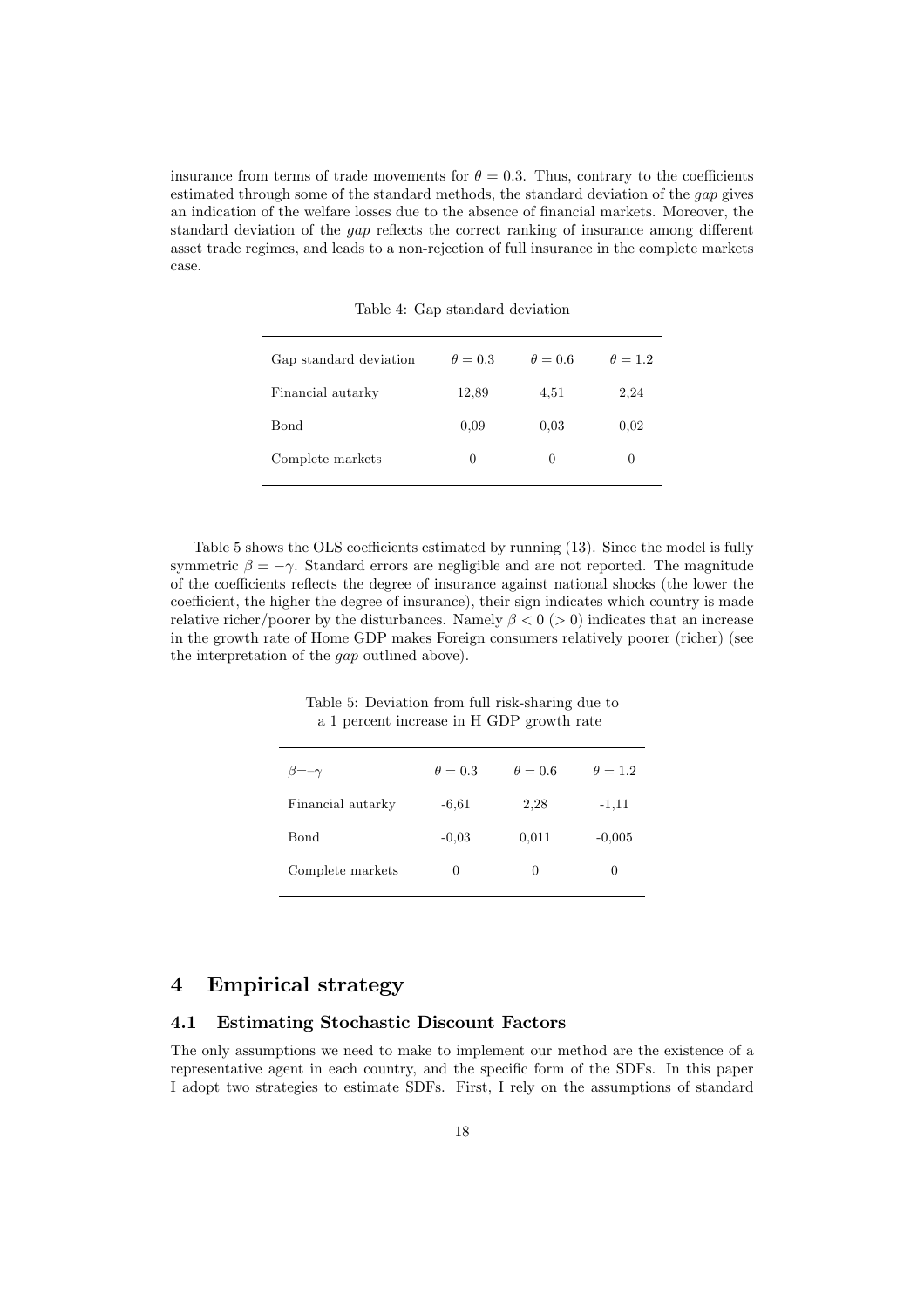insurance from terms of trade movements for $\theta = 0.3$. Thus, contrary to the coefficients estimated through some of the standard methods, the standard deviation of the *gap* gives an indication of the welfare losses due to the absence of financial markets. Moreover, the standard deviation of the *gap* reflects the correct ranking of insurance among different asset trade regimes, and leads to a non-rejection of full insurance in the complete markets case.

Table 4: Gap standard deviation

| Gap standard deviation | $\theta = 0.3$ | $\theta = 0.6$ | $\theta = 1.2$ |
|---|---|---|---|
| Financial autarky | 12,89 | 4,51 | 2,24 |
| Bond | 0,09 | 0,03 | 0,02 |
| Complete markets | 0 | 0 | 0 |

Table 5 shows the OLS coefficients estimated by running (13). Since the model is fully symmetric $\beta = -\gamma$. Standard errors are negligible and are not reported. The magnitude of the coefficients reflects the degree of insurance against national shocks (the lower the coefficient, the higher the degree of insurance), their sign indicates which country is made relative richer/poorer by the disturbances. Namely $\beta < 0$ ($> 0$) indicates that an increase in the growth rate of Home GDP makes Foreign consumers relatively poorer (richer) (see the interpretation of the *gap* outlined above).

Table 5: Deviation from full risk-sharing due to a 1 percent increase in H GDP growth rate

| $\beta{=}{-}\gamma$ | $\theta = 0.3$ | $\theta = 0.6$ | $\theta = 1.2$ |
|---|---|---|---|
| Financial autarky | -6,61 | 2,28 | -1,11 |
| Bond | -0,03 | 0,011 | -0,005 |
| Complete markets | 0 | 0 | 0 |

# 4 Empirical strategy

## 4.1 Estimating Stochastic Discount Factors

The only assumptions we need to make to implement our method are the existence of a representative agent in each country, and the specific form of the SDFs. In this paper I adopt two strategies to estimate SDFs. First, I rely on the assumptions of standard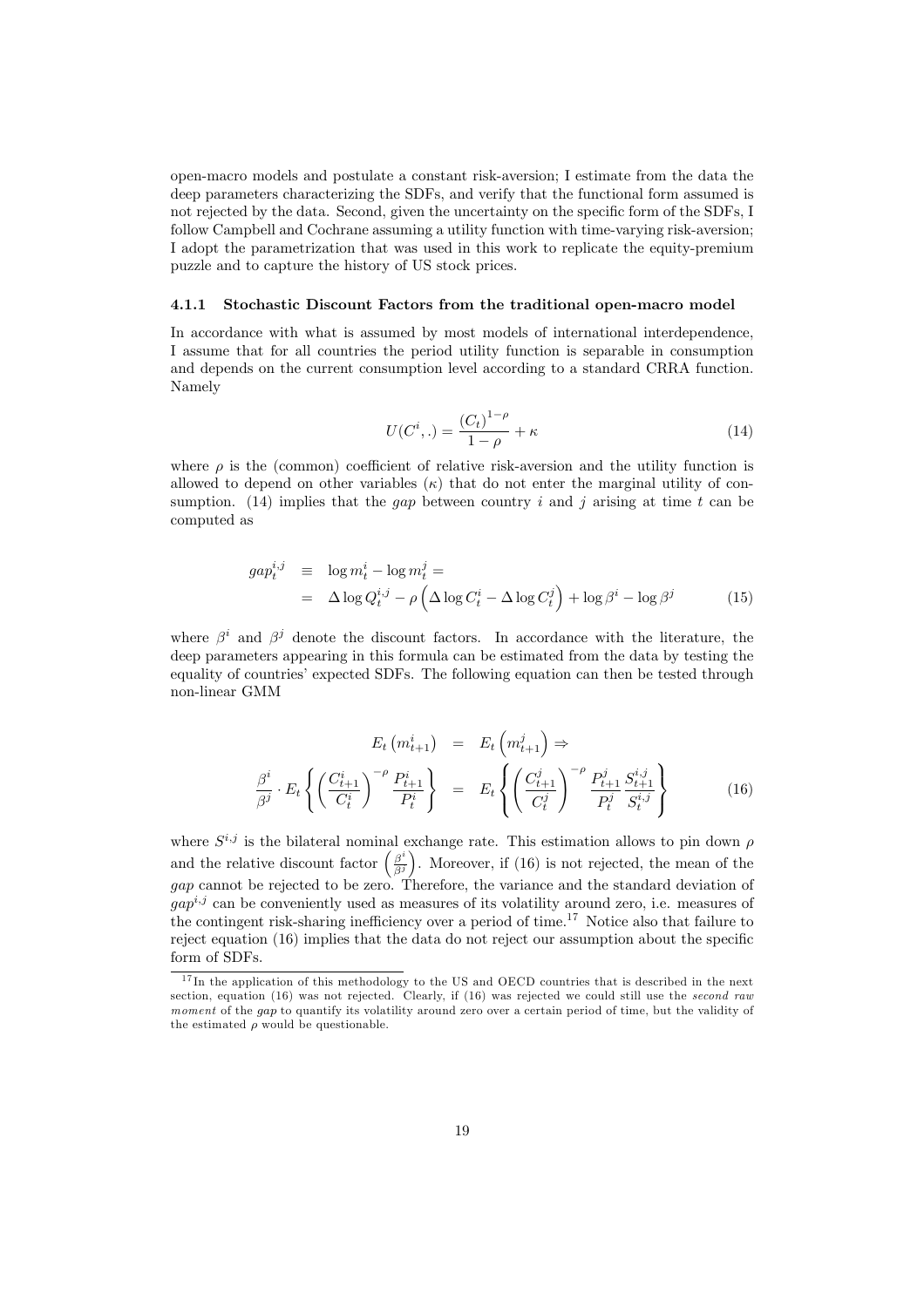open-macro models and postulate a constant risk-aversion; I estimate from the data the deep parameters characterizing the SDFs, and verify that the functional form assumed is not rejected by the data. Second, given the uncertainty on the specific form of the SDFs, I follow Campbell and Cochrane assuming a utility function with time-varying risk-aversion; I adopt the parametrization that was used in this work to replicate the equity-premium puzzle and to capture the history of US stock prices.

### 4.1.1 Stochastic Discount Factors from the traditional open-macro model

In accordance with what is assumed by most models of international interdependence, I assume that for all countries the period utility function is separable in consumption and depends on the current consumption level according to a standard CRRA function. Namely

$$U(C^i, .) = \frac{(C_t)^{1-\rho}}{1-\rho} + \kappa \tag{14}$$

where $\rho$ is the (common) coefficient of relative risk-aversion and the utility function is allowed to depend on other variables ($\kappa$) that do not enter the marginal utility of consumption. (14) implies that the *gap* between country $i$ and $j$ arising at time $t$ can be computed as

$$\begin{aligned} gap_t^{i,j} &\equiv \log m_t^i - \log m_t^j = \\ &= \Delta \log Q_t^{i,j} - \rho \left( \Delta \log C_t^i - \Delta \log C_t^j \right) + \log \beta^i - \log \beta^j \end{aligned} \tag{15}$$

where $\beta^i$ and $\beta^j$ denote the discount factors. In accordance with the literature, the deep parameters appearing in this formula can be estimated from the data by testing the equality of countries' expected SDFs. The following equation can then be tested through non-linear GMM

$$\begin{aligned} E_t\left(m_{t+1}^i\right) &= E_t\left(m_{t+1}^j\right) \Rightarrow \\ \frac{\beta^i}{\beta^j} \cdot E_t\left\{ \left(\frac{C_{t+1}^i}{C_t^i}\right)^{-\rho} \frac{P_{t+1}^i}{P_t^i} \right\} &= E_t\left\{ \left(\frac{C_{t+1}^j}{C_t^j}\right)^{-\rho} \frac{P_{t+1}^j}{P_t^j} \frac{S_{t+1}^{i,j}}{S_t^{i,j}} \right\} \end{aligned} \tag{16}$$

where $S^{i,j}$ is the bilateral nominal exchange rate. This estimation allows to pin down $\rho$ and the relative discount factor $\left(\frac{\beta^i}{\beta^j}\right)$. Moreover, if (16) is not rejected, the mean of the *gap* cannot be rejected to be zero. Therefore, the variance and the standard deviation of $gap^{i,j}$ can be conveniently used as measures of its volatility around zero, i.e. measures of the contingent risk-sharing inefficiency over a period of time.[17] Notice also that failure to reject equation (16) implies that the data do not reject our assumption about the specific form of SDFs.

[17] In the application of this methodology to the US and OECD countries that is described in the next section, equation (16) was not rejected. Clearly, if (16) was rejected we could still use the *second raw moment* of the *gap* to quantify its volatility around zero over a certain period of time, but the validity of the estimated $\rho$ would be questionable.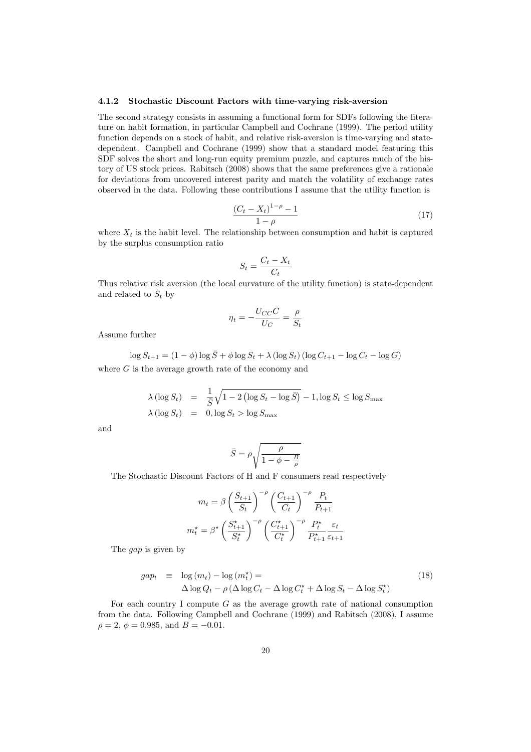#### 4.1.2 Stochastic Discount Factors with time-varying risk-aversion

The second strategy consists in assuming a functional form for SDFs following the literature on habit formation, in particular Campbell and Cochrane (1999). The period utility function depends on a stock of habit, and relative risk-aversion is time-varying and state-dependent. Campbell and Cochrane (1999) show that a standard model featuring this SDF solves the short and long-run equity premium puzzle, and captures much of the history of US stock prices. Rabitsch (2008) shows that the same preferences give a rationale for deviations from uncovered interest parity and match the volatility of exchange rates observed in the data. Following these contributions I assume that the utility function is

$$\frac{(C_t - X_t)^{1-\rho} - 1}{1-\rho} \tag{17}$$

where $X_t$ is the habit level. The relationship between consumption and habit is captured by the surplus consumption ratio

$$S_t = \frac{C_t - X_t}{C_t}$$

Thus relative risk aversion (the local curvature of the utility function) is state-dependent and related to $S_t$ by

$$\eta_t = -\frac{U_{CC} C}{U_C} = \frac{\rho}{S_t}$$

Assume further

$$\log S_{t+1} = (1-\phi)\log \bar{S} + \phi \log S_t + \lambda(\log S_t)(\log C_{t+1} - \log C_t - \log G)$$

where $G$ is the average growth rate of the economy and

$$\begin{aligned}
\lambda(\log S_t) &= \frac{1}{\bar{S}}\sqrt{1 - 2\left(\log S_t - \log \bar{S}\right)} - 1, \log S_t \leq \log S_{\max} \\
\lambda(\log S_t) &= 0, \log S_t > \log S_{\max}
\end{aligned}$$

and

$$\bar{S} = \rho \sqrt{\frac{\rho}{1 - \phi - \frac{B}{\rho}}}$$

The Stochastic Discount Factors of H and F consumers read respectively

$$m_t = \beta \left(\frac{S_{t+1}}{S_t}\right)^{-\rho} \left(\frac{C_{t+1}}{C_t}\right)^{-\rho} \frac{P_t}{P_{t+1}}$$

$$m_t^{\star} = \beta^{\star} \left(\frac{S_{t+1}^{\star}}{S_t^{\star}}\right)^{-\rho} \left(\frac{C_{t+1}^{\star}}{C_t^{\star}}\right)^{-\rho} \frac{P_t^{\star}}{P_{t+1}^{\star}} \frac{\varepsilon_t}{\varepsilon_{t+1}}$$

The *gap* is given by

$$\begin{aligned}
gap_t &\equiv \log(m_t) - \log(m_t^{\star}) = \\
&\quad \Delta \log Q_t - \rho\left(\Delta \log C_t - \Delta \log C_t^{\star} + \Delta \log S_t - \Delta \log S_t^{\star}\right)
\end{aligned} \tag{18}$$

For each country I compute $G$ as the average growth rate of national consumption from the data. Following Campbell and Cochrane (1999) and Rabitsch (2008), I assume $\rho = 2$, $\phi = 0.985$, and $B = -0.01$.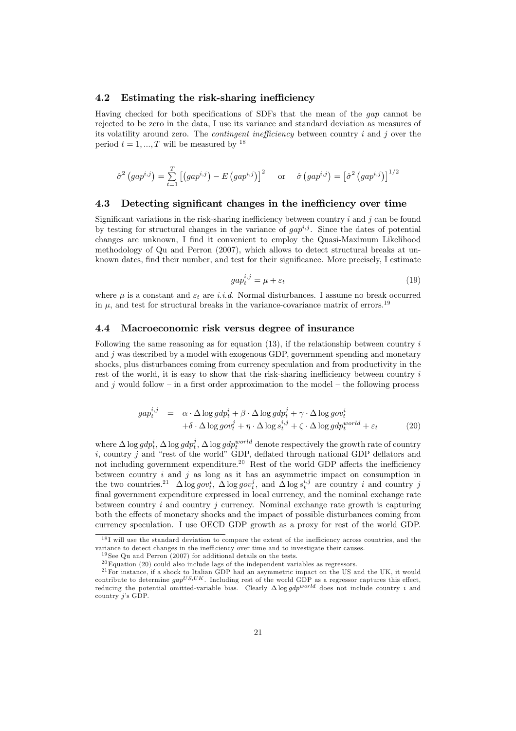### 4.2 Estimating the risk-sharing inefficiency

Having checked for both specifications of SDFs that the mean of the *gap* cannot be rejected to be zero in the data, I use its variance and standard deviation as measures of its volatility around zero. The *contingent inefficiency* between country $i$ and $j$ over the period $t = 1, ..., T$ will be measured by [18]

$$\hat{\sigma}^2\left(gap^{i,j}\right) = \sum_{t=1}^{T}\left[\left(gap^{i,j}\right) - E\left(gap^{i,j}\right)\right]^2 \quad \text{or} \quad \hat{\sigma}\left(gap^{i,j}\right) = \left[\hat{\sigma}^2\left(gap^{i,j}\right)\right]^{1/2}$$

### 4.3 Detecting significant changes in the inefficiency over time

Significant variations in the risk-sharing inefficiency between country $i$ and $j$ can be found by testing for structural changes in the variance of $gap^{i,j}$. Since the dates of potential changes are unknown, I find it convenient to employ the Quasi-Maximum Likelihood methodology of Qu and Perron (2007), which allows to detect structural breaks at unknown dates, find their number, and test for their significance. More precisely, I estimate

$$gap_t^{i,j} = \mu + \varepsilon_t \tag{19}$$

where $\mu$ is a constant and $\varepsilon_t$ are *i.i.d.* Normal disturbances. I assume no break occurred in $\mu$, and test for structural breaks in the variance-covariance matrix of errors.[19]

### 4.4 Macroeconomic risk versus degree of insurance

Following the same reasoning as for equation (13), if the relationship between country $i$ and $j$ was described by a model with exogenous GDP, government spending and monetary shocks, plus disturbances coming from currency speculation and from productivity in the rest of the world, it is easy to show that the risk-sharing inefficiency between country $i$ and $j$ would follow – in a first order approximation to the model – the following process

$$\begin{aligned} gap_t^{i,j} &= \alpha \cdot \Delta \log gdp_t^i + \beta \cdot \Delta \log gdp_t^j + \gamma \cdot \Delta \log gov_t^i \\ &+ \delta \cdot \Delta \log gov_t^j + \eta \cdot \Delta \log s_t^{i,j} + \zeta \cdot \Delta \log gdp_t^{world} + \varepsilon_t \end{aligned} \tag{20}$$

where $\Delta \log gdp_t^i$, $\Delta \log gdp_t^j$, $\Delta \log gdp_t^{world}$ denote respectively the growth rate of country $i$, country $j$ and "rest of the world" GDP, deflated through national GDP deflators and not including government expenditure.[20] Rest of the world GDP affects the inefficiency between country $i$ and $j$ as long as it has an asymmetric impact on consumption in the two countries.[21] $\Delta \log gov_t^i$, $\Delta \log gov_t^j$, and $\Delta \log s_t^{i,j}$ are country $i$ and country $j$ final government expenditure expressed in local currency, and the nominal exchange rate between country $i$ and country $j$ currency. Nominal exchange rate growth is capturing both the effects of monetary shocks and the impact of possible disturbances coming from currency speculation. I use OECD GDP growth as a proxy for rest of the world GDP.

[18] I will use the standard deviation to compare the extent of the inefficiency across countries, and the variance to detect changes in the inefficiency over time and to investigate their causes.

[19] See Qu and Perron (2007) for additional details on the tests.

[20] Equation (20) could also include lags of the independent variables as regressors.

[21] For instance, if a shock to Italian GDP had an asymmetric impact on the US and the UK, it would contribute to determine $gap^{US,UK}$. Including rest of the world GDP as a regressor captures this effect, reducing the potential omitted-variable bias. Clearly $\Delta \log gdp^{world}$ does not include country $i$ and country $j$'s GDP.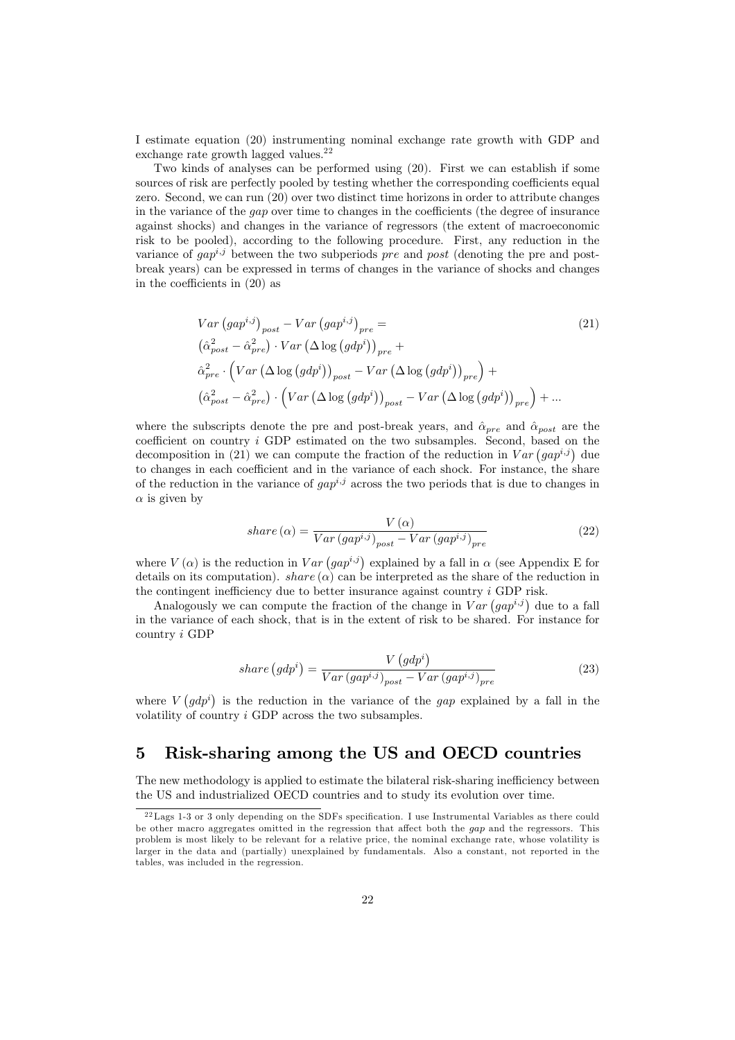I estimate equation (20) instrumenting nominal exchange rate growth with GDP and exchange rate growth lagged values.[22]

Two kinds of analyses can be performed using (20). First we can establish if some sources of risk are perfectly pooled by testing whether the corresponding coefficients equal zero. Second, we can run (20) over two distinct time horizons in order to attribute changes in the variance of the *gap* over time to changes in the coefficients (the degree of insurance against shocks) and changes in the variance of regressors (the extent of macroeconomic risk to be pooled), according to the following procedure. First, any reduction in the variance of $gap^{i,j}$ between the two subperiods *pre* and *post* (denoting the pre and post-break years) can be expressed in terms of changes in the variance of shocks and changes in the coefficients in (20) as

$$
\begin{aligned}
& Var\left(gap^{i,j}\right)_{post} - Var\left(gap^{i,j}\right)_{pre} = \\
& \left(\hat{\alpha}_{post}^2 - \hat{\alpha}_{pre}^2\right) \cdot Var\left(\Delta \log\left(gdp^i\right)\right)_{pre} + \\
& \hat{\alpha}_{pre}^2 \cdot \left(Var\left(\Delta \log\left(gdp^i\right)\right)_{post} - Var\left(\Delta \log\left(gdp^i\right)\right)_{pre}\right) + \\
& \left(\hat{\alpha}_{post}^2 - \hat{\alpha}_{pre}^2\right) \cdot \left(Var\left(\Delta \log\left(gdp^i\right)\right)_{post} - Var\left(\Delta \log\left(gdp^i\right)\right)_{pre}\right) + \ldots
\end{aligned}
\tag{21}
$$

where the subscripts denote the pre and post-break years, and $\hat{\alpha}_{pre}$ and $\hat{\alpha}_{post}$ are the coefficient on country $i$ GDP estimated on the two subsamples. Second, based on the decomposition in (21) we can compute the fraction of the reduction in $Var\left(gap^{i,j}\right)$ due to changes in each coefficient and in the variance of each shock. For instance, the share of the reduction in the variance of $gap^{i,j}$ across the two periods that is due to changes in $\alpha$ is given by

$$
share\left(\alpha\right) = \frac{V\left(\alpha\right)}{Var\left(gap^{i,j}\right)_{post} - Var\left(gap^{i,j}\right)_{pre}} \tag{22}
$$

where $V\left(\alpha\right)$ is the reduction in $Var\left(gap^{i,j}\right)$ explained by a fall in $\alpha$ (see Appendix E for details on its computation). $share\left(\alpha\right)$ can be interpreted as the share of the reduction in the contingent inefficiency due to better insurance against country $i$ GDP risk.

Analogously we can compute the fraction of the change in $Var\left(gap^{i,j}\right)$ due to a fall in the variance of each shock, that is in the extent of risk to be shared. For instance for country $i$ GDP

$$
share\left(gdp^i\right) = \frac{V\left(gdp^i\right)}{Var\left(gap^{i,j}\right)_{post} - Var\left(gap^{i,j}\right)_{pre}} \tag{23}
$$

where $V\left(gdp^i\right)$ is the reduction in the variance of the *gap* explained by a fall in the volatility of country $i$ GDP across the two subsamples.

# 5 Risk-sharing among the US and OECD countries

The new methodology is applied to estimate the bilateral risk-sharing inefficiency between the US and industrialized OECD countries and to study its evolution over time.

[22] Lags 1-3 or 3 only depending on the SDFs specification. I use Instrumental Variables as there could be other macro aggregates omitted in the regression that affect both the *gap* and the regressors. This problem is most likely to be relevant for a relative price, the nominal exchange rate, whose volatility is larger in the data and (partially) unexplained by fundamentals. Also a constant, not reported in the tables, was included in the regression.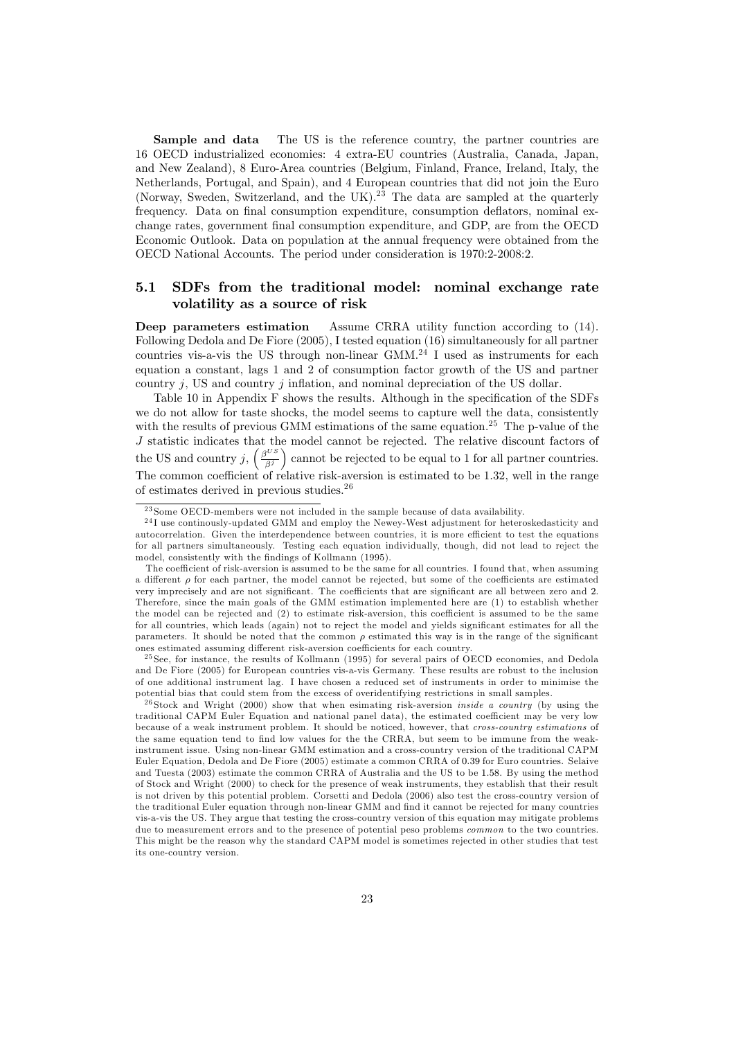**Sample and data** The US is the reference country, the partner countries are 16 OECD industrialized economies: 4 extra-EU countries (Australia, Canada, Japan, and New Zealand), 8 Euro-Area countries (Belgium, Finland, France, Ireland, Italy, the Netherlands, Portugal, and Spain), and 4 European countries that did not join the Euro (Norway, Sweden, Switzerland, and the UK).[23] The data are sampled at the quarterly frequency. Data on final consumption expenditure, consumption deflators, nominal exchange rates, government final consumption expenditure, and GDP, are from the OECD Economic Outlook. Data on population at the annual frequency were obtained from the OECD National Accounts. The period under consideration is 1970:2-2008:2.

## 5.1 SDFs from the traditional model: nominal exchange rate volatility as a source of risk

**Deep parameters estimation** Assume CRRA utility function according to (14). Following Dedola and De Fiore (2005), I tested equation (16) simultaneously for all partner countries vis-a-vis the US through non-linear GMM.[24] I used as instruments for each equation a constant, lags 1 and 2 of consumption factor growth of the US and partner country $j$, US and country $j$ inflation, and nominal depreciation of the US dollar.

Table 10 in Appendix F shows the results. Although in the specification of the SDFs we do not allow for taste shocks, the model seems to capture well the data, consistently with the results of previous GMM estimations of the same equation.[25] The p-value of the $J$ statistic indicates that the model cannot be rejected. The relative discount factors of the US and country $j$, $\left(\frac{\beta^{US}}{\beta^{j}}\right)$ cannot be rejected to be equal to 1 for all partner countries. The common coefficient of relative risk-aversion is estimated to be 1.32, well in the range of estimates derived in previous studies.[26]

---

[23] Some OECD-members were not included in the sample because of data availability.

[24] I use continously-updated GMM and employ the Newey-West adjustment for heteroskedasticity and autocorrelation. Given the interdependence between countries, it is more efficient to test the equations for all partners simultaneously. Testing each equation individually, though, did not lead to reject the model, consistently with the findings of Kollmann (1995).

The coefficient of risk-aversion is assumed to be the same for all countries. I found that, when assuming a different $\rho$ for each partner, the model cannot be rejected, but some of the coefficients are estimated very imprecisely and are not significant. The coefficients that are significant are all between zero and 2. Therefore, since the main goals of the GMM estimation implemented here are (1) to establish whether the model can be rejected and (2) to estimate risk-aversion, this coefficient is assumed to be the same for all countries, which leads (again) not to reject the model and yields significant estimates for all the parameters. It should be noted that the common $\rho$ estimated this way is in the range of the significant ones estimated assuming different risk-aversion coefficients for each country.

[25] See, for instance, the results of Kollmann (1995) for several pairs of OECD economies, and Dedola and De Fiore (2005) for European countries vis-a-vis Germany. These results are robust to the inclusion of one additional instrument lag. I have chosen a reduced set of instruments in order to minimise the potential bias that could stem from the excess of overidentifying restrictions in small samples.

[26] Stock and Wright (2000) show that when esimating risk-aversion *inside a country* (by using the traditional CAPM Euler Equation and national panel data), the estimated coefficient may be very low because of a weak instrument problem. It should be noticed, however, that *cross-country estimations* of the same equation tend to find low values for the the CRRA, but seem to be immune from the weak-instrument issue. Using non-linear GMM estimation and a cross-country version of the traditional CAPM Euler Equation, Dedola and De Fiore (2005) estimate a common CRRA of 0.39 for Euro countries. Selaive and Tuesta (2003) estimate the common CRRA of Australia and the US to be 1.58. By using the method of Stock and Wright (2000) to check for the presence of weak instruments, they establish that their result is not driven by this potential problem. Corsetti and Dedola (2006) also test the cross-country version of the traditional Euler equation through non-linear GMM and find it cannot be rejected for many countries vis-a-vis the US. They argue that testing the cross-country version of this equation may mitigate problems due to measurement errors and to the presence of potential peso problems *common* to the two countries. This might be the reason why the standard CAPM model is sometimes rejected in other studies that test its one-country version.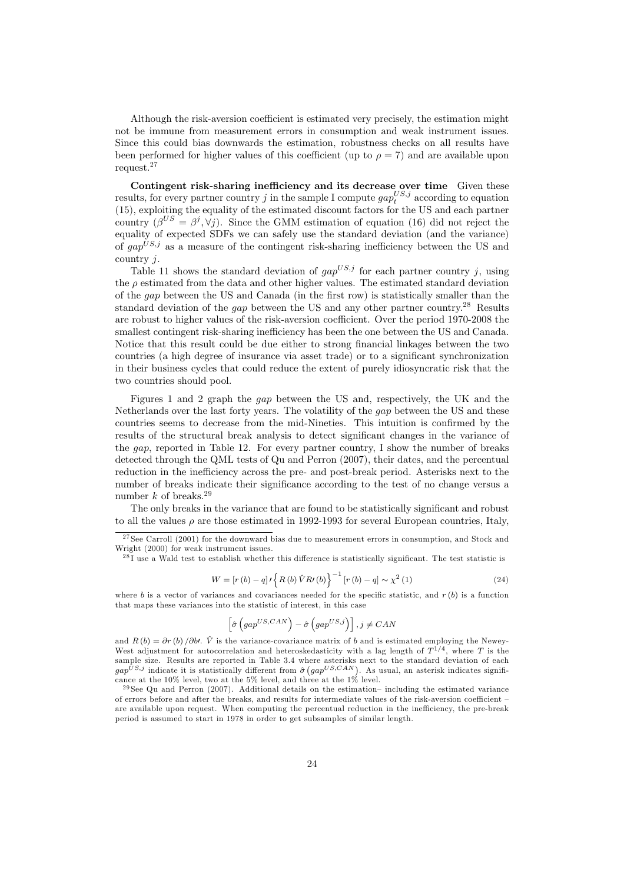Although the risk-aversion coefficient is estimated very precisely, the estimation might not be immune from measurement errors in consumption and weak instrument issues. Since this could bias downwards the estimation, robustness checks on all results have been performed for higher values of this coefficient (up to $\rho = 7$) and are available upon request.[27]

**Contingent risk-sharing inefficiency and its decrease over time** Given these results, for every partner country $j$ in the sample I compute $gap_t^{US,j}$ according to equation (15), exploiting the equality of the estimated discount factors for the US and each partner country ($\beta^{US} = \beta^j, \forall j$). Since the GMM estimation of equation (16) did not reject the equality of expected SDFs we can safely use the standard deviation (and the variance) of $gap^{US,j}$ as a measure of the contingent risk-sharing inefficiency between the US and country $j$.

Table 11 shows the standard deviation of $gap^{US,j}$ for each partner country $j$, using the $\rho$ estimated from the data and other higher values. The estimated standard deviation of the *gap* between the US and Canada (in the first row) is statistically smaller than the standard deviation of the *gap* between the US and any other partner country.[28] Results are robust to higher values of the risk-aversion coefficient. Over the period 1970-2008 the smallest contingent risk-sharing inefficiency has been the one between the US and Canada. Notice that this result could be due either to strong financial linkages between the two countries (a high degree of insurance via asset trade) or to a significant synchronization in their business cycles that could reduce the extent of purely idiosyncratic risk that the two countries should pool.

Figures 1 and 2 graph the *gap* between the US and, respectively, the UK and the Netherlands over the last forty years. The volatility of the *gap* between the US and these countries seems to decrease from the mid-Nineties. This intuition is confirmed by the results of the structural break analysis to detect significant changes in the variance of the *gap*, reported in Table 12. For every partner country, I show the number of breaks detected through the QML tests of Qu and Perron (2007), their dates, and the percentual reduction in the inefficiency across the pre- and post-break period. Asterisks next to the number of breaks indicate their significance according to the test of no change versus a number $k$ of breaks.[29]

The only breaks in the variance that are found to be statistically significant and robust to all the values $\rho$ are those estimated in 1992-1993 for several European countries, Italy,

---

[27] See Carroll (2001) for the downward bias due to measurement errors in consumption, and Stock and Wright (2000) for weak instrument issues.

[28] I use a Wald test to establish whether this difference is statistically significant. The test statistic is

$$W = [r(b) - q]' \left\{ R(b) \hat{V} R'(b) \right\}^{-1} [r(b) - q] \sim \chi^2(1) \tag{24}$$

where $b$ is a vector of variances and covariances needed for the specific statistic, and $r(b)$ is a function that maps these variances into the statistic of interest, in this case

$$\left[ \hat{\sigma}\left(gap^{US,CAN}\right) - \hat{\sigma}\left(gap^{US,j}\right) \right], j \neq CAN$$

and $R(b) = \partial r(b) / \partial b'$. $\hat{V}$ is the variance-covariance matrix of $b$ and is estimated employing the Newey-West adjustment for autocorrelation and heteroskedasticity with a lag length of $T^{1/4}$, where $T$ is the sample size. Results are reported in Table 3.4 where asterisks next to the standard deviation of each $gap^{US,j}$ indicate it is statistically different from $\hat{\sigma}\left(gap^{US,CAN}\right)$. As usual, an asterisk indicates significance at the 10% level, two at the 5% level, and three at the 1% level.

[29] See Qu and Perron (2007). Additional details on the estimation– including the estimated variance of errors before and after the breaks, and results for intermediate values of the risk-aversion coefficient – are available upon request. When computing the percentual reduction in the inefficiency, the pre-break period is assumed to start in 1978 in order to get subsamples of similar length.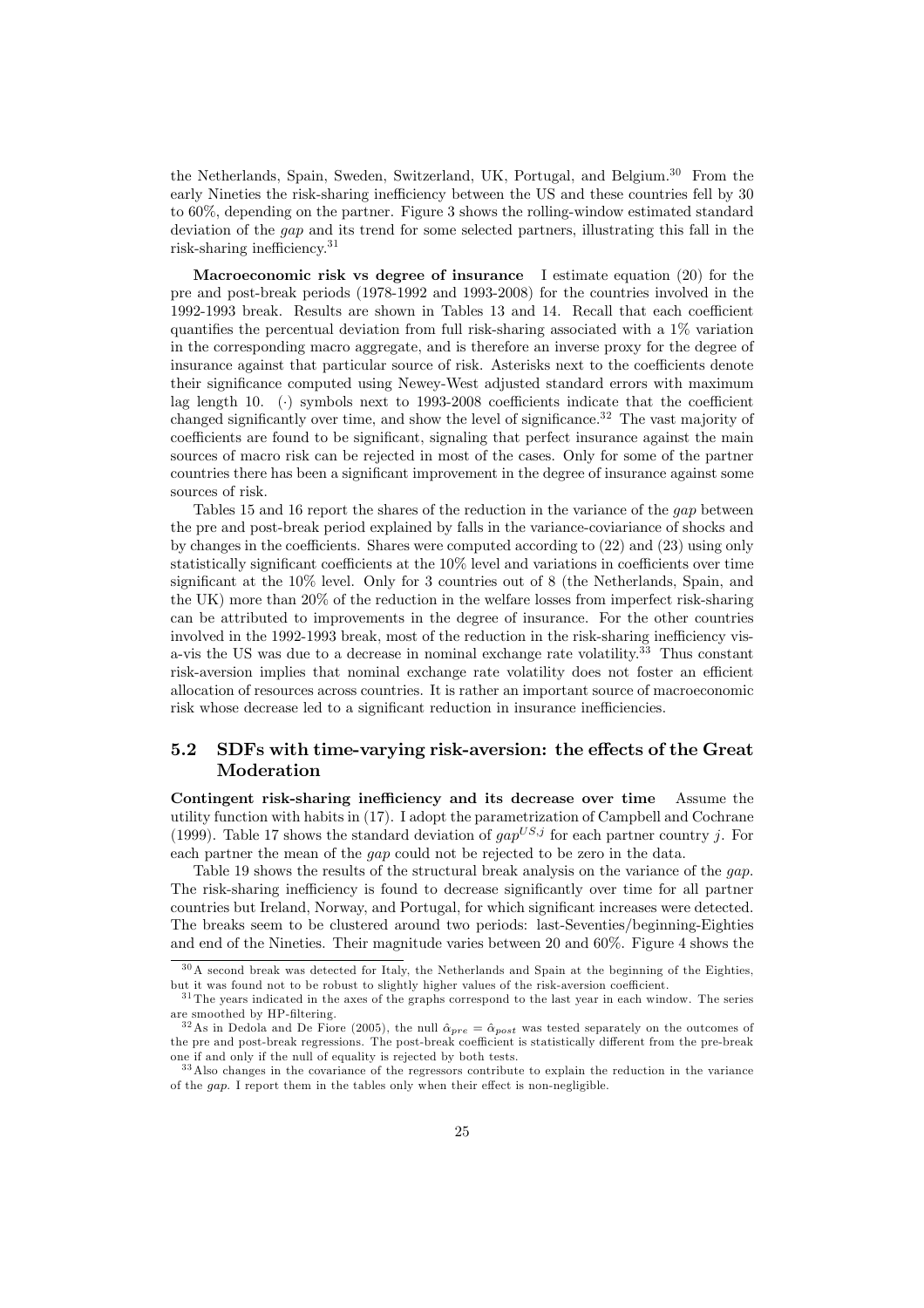the Netherlands, Spain, Sweden, Switzerland, UK, Portugal, and Belgium.[30] From the early Nineties the risk-sharing inefficiency between the US and these countries fell by 30 to 60%, depending on the partner. Figure 3 shows the rolling-window estimated standard deviation of the *gap* and its trend for some selected partners, illustrating this fall in the risk-sharing inefficiency.[31]

**Macroeconomic risk vs degree of insurance** I estimate equation (20) for the pre and post-break periods (1978-1992 and 1993-2008) for the countries involved in the 1992-1993 break. Results are shown in Tables 13 and 14. Recall that each coefficient quantifies the percentual deviation from full risk-sharing associated with a 1% variation in the corresponding macro aggregate, and is therefore an inverse proxy for the degree of insurance against that particular source of risk. Asterisks next to the coefficients denote their significance computed using Newey-West adjusted standard errors with maximum lag length 10. $(\cdot)$ symbols next to 1993-2008 coefficients indicate that the coefficient changed significantly over time, and show the level of significance.[32] The vast majority of coefficients are found to be significant, signaling that perfect insurance against the main sources of macro risk can be rejected in most of the cases. Only for some of the partner countries there has been a significant improvement in the degree of insurance against some sources of risk.

Tables 15 and 16 report the shares of the reduction in the variance of the *gap* between the pre and post-break period explained by falls in the variance-coviariance of shocks and by changes in the coefficients. Shares were computed according to (22) and (23) using only statistically significant coefficients at the 10% level and variations in coefficients over time significant at the 10% level. Only for 3 countries out of 8 (the Netherlands, Spain, and the UK) more than 20% of the reduction in the welfare losses from imperfect risk-sharing can be attributed to improvements in the degree of insurance. For the other countries involved in the 1992-1993 break, most of the reduction in the risk-sharing inefficiency vis-a-vis the US was due to a decrease in nominal exchange rate volatility.[33] Thus constant risk-aversion implies that nominal exchange rate volatility does not foster an efficient allocation of resources across countries. It is rather an important source of macroeconomic risk whose decrease led to a significant reduction in insurance inefficiencies.

## 5.2 SDFs with time-varying risk-aversion: the effects of the Great Moderation

**Contingent risk-sharing inefficiency and its decrease over time** Assume the utility function with habits in (17). I adopt the parametrization of Campbell and Cochrane (1999). Table 17 shows the standard deviation of $gap^{US,j}$ for each partner country $j$. For each partner the mean of the *gap* could not be rejected to be zero in the data.

Table 19 shows the results of the structural break analysis on the variance of the *gap*. The risk-sharing inefficiency is found to decrease significantly over time for all partner countries but Ireland, Norway, and Portugal, for which significant increases were detected. The breaks seem to be clustered around two periods: last-Seventies/beginning-Eighties and end of the Nineties. Their magnitude varies between 20 and 60%. Figure 4 shows the

---

[30] A second break was detected for Italy, the Netherlands and Spain at the beginning of the Eighties, but it was found not to be robust to slightly higher values of the risk-aversion coefficient.

[31] The years indicated in the axes of the graphs correspond to the last year in each window. The series are smoothed by HP-filtering.

[32] As in Dedola and De Fiore (2005), the null $\hat{\alpha}_{pre} = \hat{\alpha}_{post}$ was tested separately on the outcomes of the pre and post-break regressions. The post-break coefficient is statistically different from the pre-break one if and only if the null of equality is rejected by both tests.

[33] Also changes in the covariance of the regressors contribute to explain the reduction in the variance of the *gap*. I report them in the tables only when their effect is non-negligible.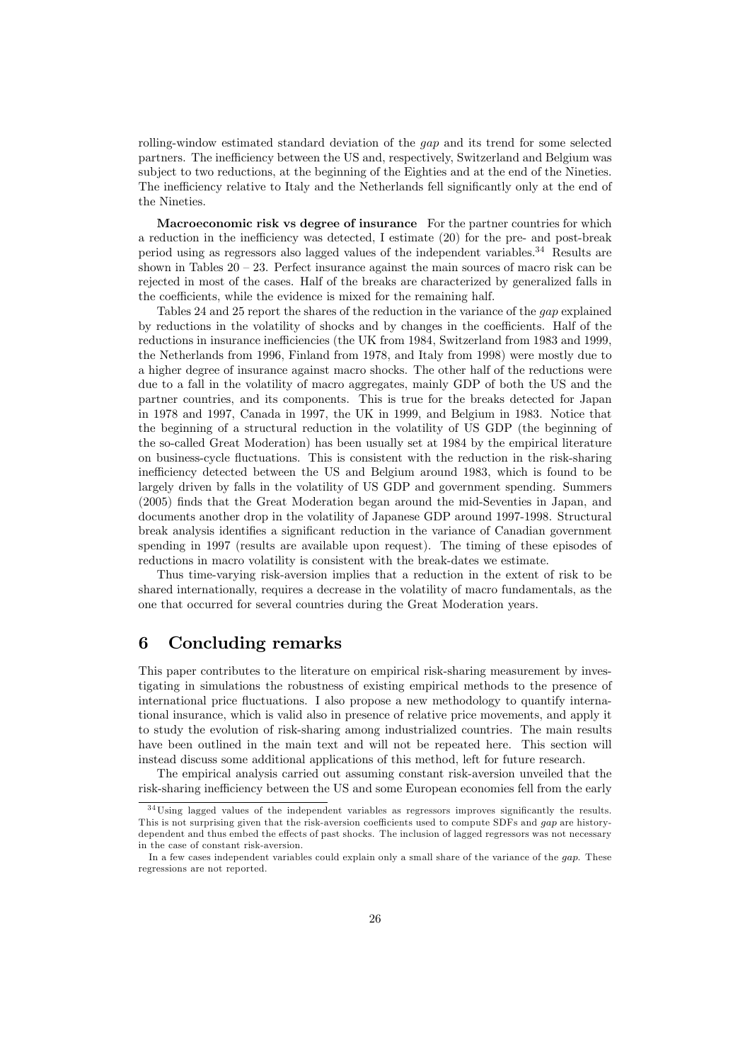rolling-window estimated standard deviation of the *gap* and its trend for some selected partners. The inefficiency between the US and, respectively, Switzerland and Belgium was subject to two reductions, at the beginning of the Eighties and at the end of the Nineties. The inefficiency relative to Italy and the Netherlands fell significantly only at the end of the Nineties.

**Macroeconomic risk vs degree of insurance** For the partner countries for which a reduction in the inefficiency was detected, I estimate (20) for the pre- and post-break period using as regressors also lagged values of the independent variables.[34] Results are shown in Tables 20 – 23. Perfect insurance against the main sources of macro risk can be rejected in most of the cases. Half of the breaks are characterized by generalized falls in the coefficients, while the evidence is mixed for the remaining half.

Tables 24 and 25 report the shares of the reduction in the variance of the *gap* explained by reductions in the volatility of shocks and by changes in the coefficients. Half of the reductions in insurance inefficiencies (the UK from 1984, Switzerland from 1983 and 1999, the Netherlands from 1996, Finland from 1978, and Italy from 1998) were mostly due to a higher degree of insurance against macro shocks. The other half of the reductions were due to a fall in the volatility of macro aggregates, mainly GDP of both the US and the partner countries, and its components. This is true for the breaks detected for Japan in 1978 and 1997, Canada in 1997, the UK in 1999, and Belgium in 1983. Notice that the beginning of a structural reduction in the volatility of US GDP (the beginning of the so-called Great Moderation) has been usually set at 1984 by the empirical literature on business-cycle fluctuations. This is consistent with the reduction in the risk-sharing inefficiency detected between the US and Belgium around 1983, which is found to be largely driven by falls in the volatility of US GDP and government spending. Summers (2005) finds that the Great Moderation began around the mid-Seventies in Japan, and documents another drop in the volatility of Japanese GDP around 1997-1998. Structural break analysis identifies a significant reduction in the variance of Canadian government spending in 1997 (results are available upon request). The timing of these episodes of reductions in macro volatility is consistent with the break-dates we estimate.

Thus time-varying risk-aversion implies that a reduction in the extent of risk to be shared internationally, requires a decrease in the volatility of macro fundamentals, as the one that occurred for several countries during the Great Moderation years.

# 6 Concluding remarks

This paper contributes to the literature on empirical risk-sharing measurement by investigating in simulations the robustness of existing empirical methods to the presence of international price fluctuations. I also propose a new methodology to quantify international insurance, which is valid also in presence of relative price movements, and apply it to study the evolution of risk-sharing among industrialized countries. The main results have been outlined in the main text and will not be repeated here. This section will instead discuss some additional applications of this method, left for future research.

The empirical analysis carried out assuming constant risk-aversion unveiled that the risk-sharing inefficiency between the US and some European economies fell from the early

[34] Using lagged values of the independent variables as regressors improves significantly the results. This is not surprising given that the risk-aversion coefficients used to compute SDFs and *gap* are history-dependent and thus embed the effects of past shocks. The inclusion of lagged regressors was not necessary in the case of constant risk-aversion.

In a few cases independent variables could explain only a small share of the variance of the *gap*. These regressions are not reported.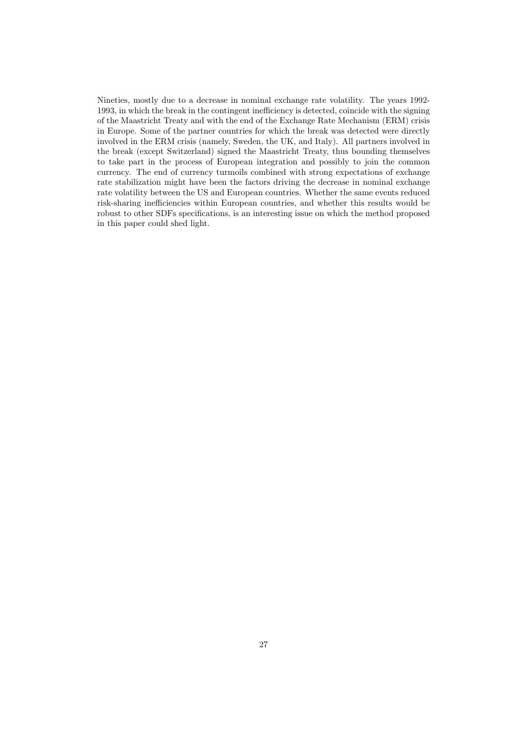Nineties, mostly due to a decrease in nominal exchange rate volatility. The years 1992-1993, in which the break in the contingent inefficiency is detected, coincide with the signing of the Maastricht Treaty and with the end of the Exchange Rate Mechanism (ERM) crisis in Europe. Some of the partner countries for which the break was detected were directly involved in the ERM crisis (namely, Sweden, the UK, and Italy). All partners involved in the break (except Switzerland) signed the Maastricht Treaty, thus bounding themselves to take part in the process of European integration and possibly to join the common currency. The end of currency turmoils combined with strong expectations of exchange rate stabilization might have been the factors driving the decrease in nominal exchange rate volatility between the US and European countries. Whether the same events reduced risk-sharing inefficiencies within European countries, and whether this results would be robust to other SDFs specifications, is an interesting issue on which the method proposed in this paper could shed light.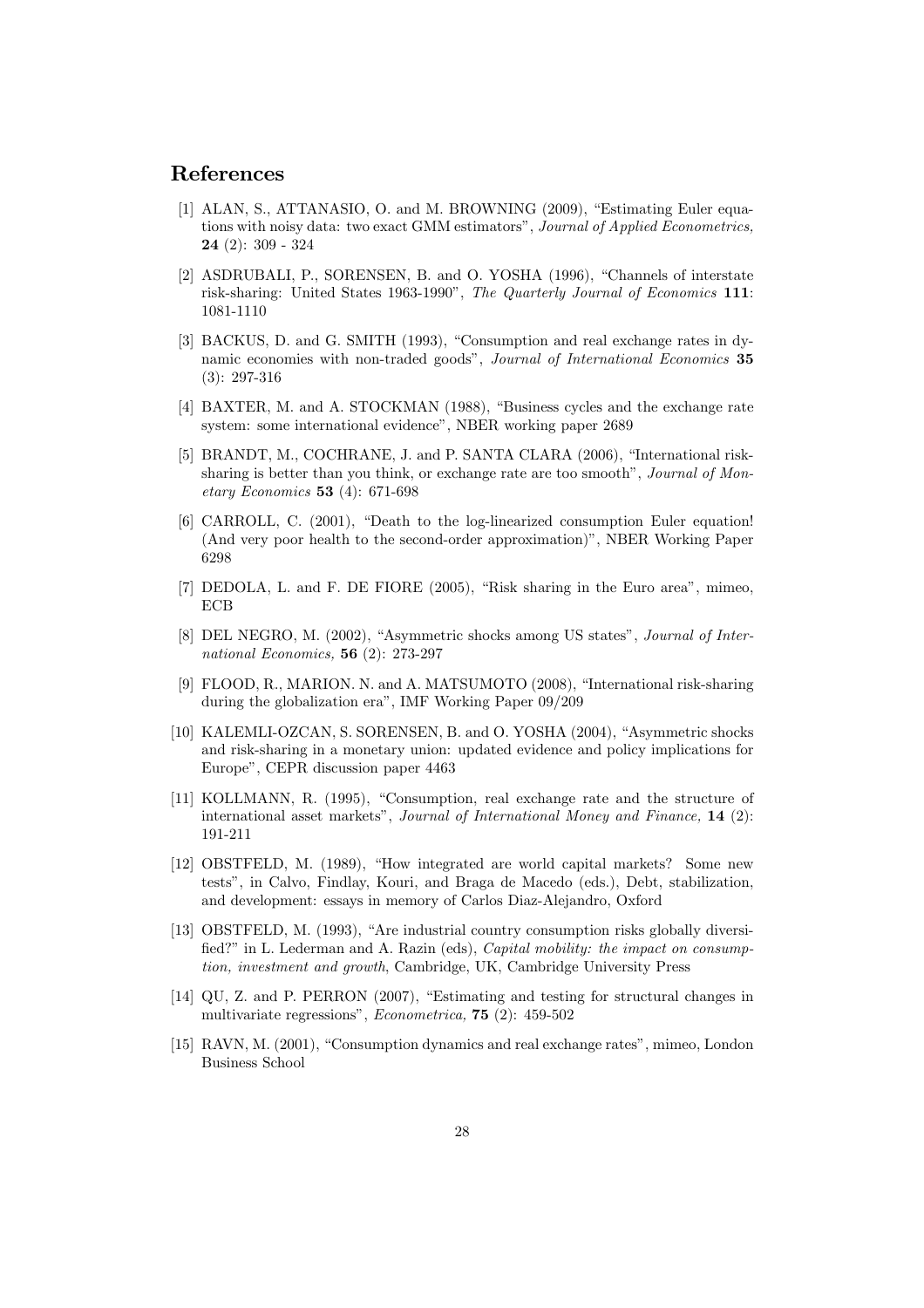## References

[1] ALAN, S., ATTANASIO, O. and M. BROWNING (2009), "Estimating Euler equations with noisy data: two exact GMM estimators", *Journal of Applied Econometrics,* **24** (2): 309 - 324

[2] ASDRUBALI, P., SORENSEN, B. and O. YOSHA (1996), "Channels of interstate risk-sharing: United States 1963-1990", *The Quarterly Journal of Economics* **111**: 1081-1110

[3] BACKUS, D. and G. SMITH (1993), "Consumption and real exchange rates in dynamic economies with non-traded goods", *Journal of International Economics* **35** (3): 297-316

[4] BAXTER, M. and A. STOCKMAN (1988), "Business cycles and the exchange rate system: some international evidence", NBER working paper 2689

[5] BRANDT, M., COCHRANE, J. and P. SANTA CLARA (2006), "International risk-sharing is better than you think, or exchange rate are too smooth", *Journal of Monetary Economics* **53** (4): 671-698

[6] CARROLL, C. (2001), "Death to the log-linearized consumption Euler equation! (And very poor health to the second-order approximation)", NBER Working Paper 6298

[7] DEDOLA, L. and F. DE FIORE (2005), "Risk sharing in the Euro area", mimeo, ECB

[8] DEL NEGRO, M. (2002), "Asymmetric shocks among US states", *Journal of International Economics,* **56** (2): 273-297

[9] FLOOD, R., MARION. N. and A. MATSUMOTO (2008), "International risk-sharing during the globalization era", IMF Working Paper 09/209

[10] KALEMLI-OZCAN, S. SORENSEN, B. and O. YOSHA (2004), "Asymmetric shocks and risk-sharing in a monetary union: updated evidence and policy implications for Europe", CEPR discussion paper 4463

[11] KOLLMANN, R. (1995), "Consumption, real exchange rate and the structure of international asset markets", *Journal of International Money and Finance,* **14** (2): 191-211

[12] OBSTFELD, M. (1989), "How integrated are world capital markets? Some new tests", in Calvo, Findlay, Kouri, and Braga de Macedo (eds.), Debt, stabilization, and development: essays in memory of Carlos Diaz-Alejandro, Oxford

[13] OBSTFELD, M. (1993), "Are industrial country consumption risks globally diversified?" in L. Lederman and A. Razin (eds), *Capital mobility: the impact on consumption, investment and growth*, Cambridge, UK, Cambridge University Press

[14] QU, Z. and P. PERRON (2007), "Estimating and testing for structural changes in multivariate regressions", *Econometrica,* **75** (2): 459-502

[15] RAVN, M. (2001), "Consumption dynamics and real exchange rates", mimeo, London Business School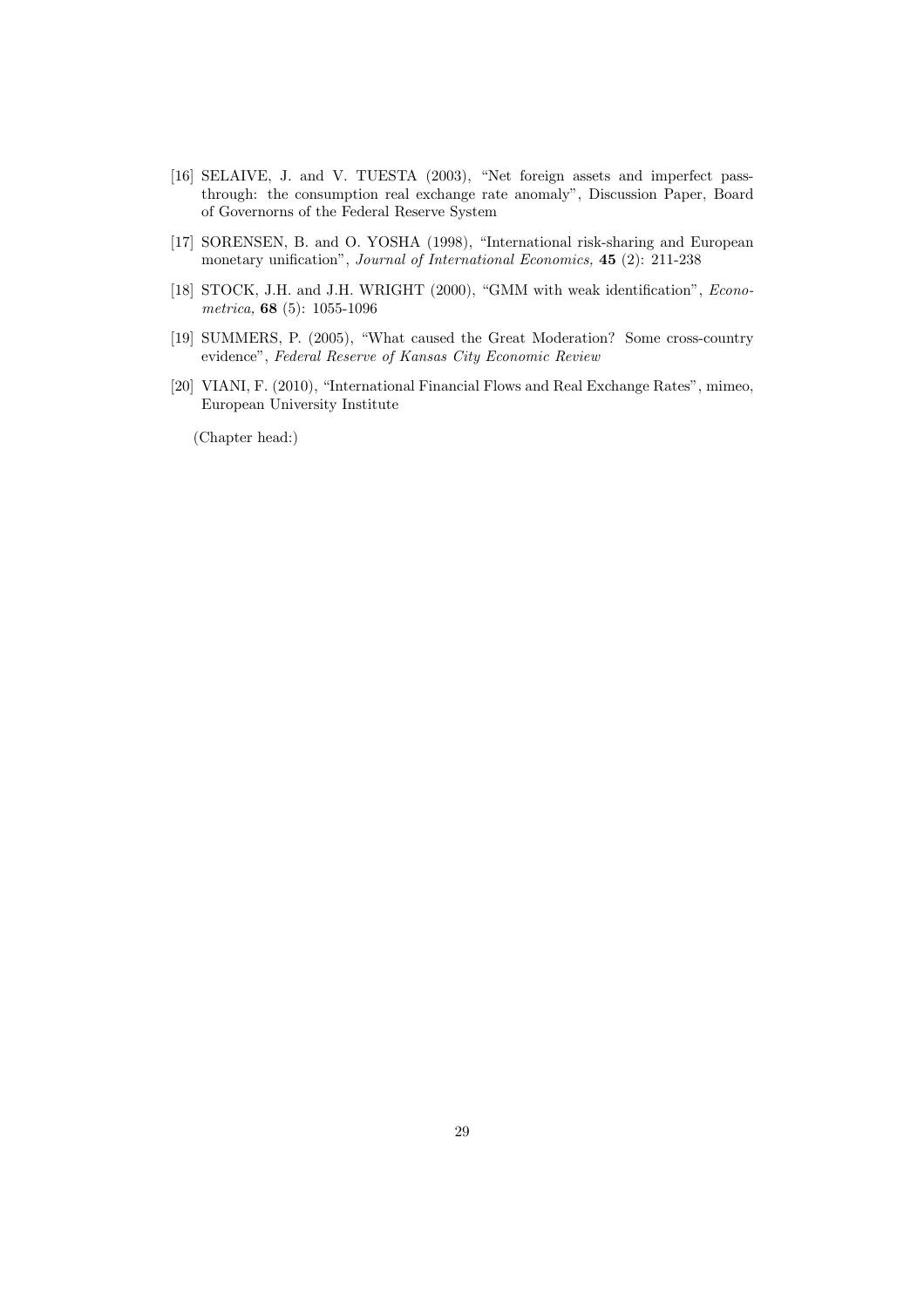[16] SELAIVE, J. and V. TUESTA (2003), "Net foreign assets and imperfect pass-through: the consumption real exchange rate anomaly", Discussion Paper, Board of Governorns of the Federal Reserve System

[17] SORENSEN, B. and O. YOSHA (1998), "International risk-sharing and European monetary unification", *Journal of International Economics,* **45** (2): 211-238

[18] STOCK, J.H. and J.H. WRIGHT (2000), "GMM with weak identification", *Econometrica,* **68** (5): 1055-1096

[19] SUMMERS, P. (2005), "What caused the Great Moderation? Some cross-country evidence", *Federal Reserve of Kansas City Economic Review*

[20] VIANI, F. (2010), "International Financial Flows and Real Exchange Rates", mimeo, European University Institute

(Chapter head:)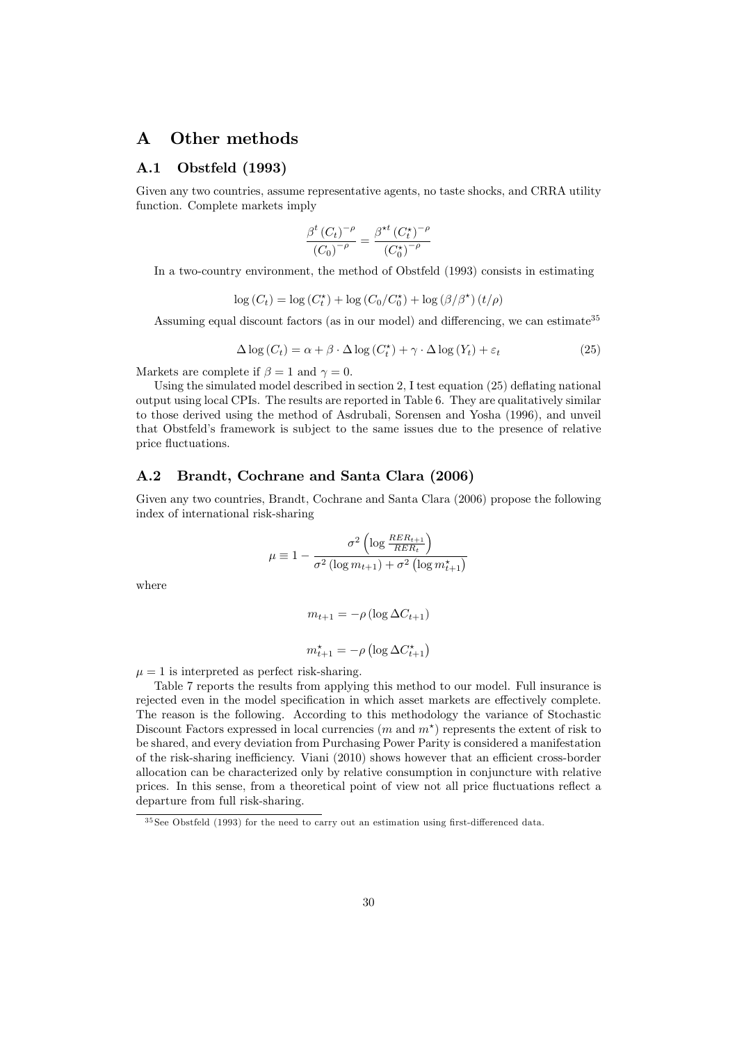# A Other methods

## A.1 Obstfeld (1993)

Given any two countries, assume representative agents, no taste shocks, and CRRA utility function. Complete markets imply

$$\frac{\beta^t (C_t)^{-\rho}}{(C_0)^{-\rho}} = \frac{\beta^{\star t} (C_t^\star)^{-\rho}}{(C_0^\star)^{-\rho}}$$

In a two-country environment, the method of Obstfeld (1993) consists in estimating

$$\log (C_t) = \log (C_t^\star) + \log (C_0 / C_0^\star) + \log (\beta / \beta^\star) (t/\rho)$$

Assuming equal discount factors (as in our model) and differencing, we can estimate[35]

$$\Delta \log (C_t) = \alpha + \beta \cdot \Delta \log (C_t^\star) + \gamma \cdot \Delta \log (Y_t) + \varepsilon_t \tag{25}$$

Markets are complete if $\beta = 1$ and $\gamma = 0$.

Using the simulated model described in section 2, I test equation (25) deflating national output using local CPIs. The results are reported in Table 6. They are qualitatively similar to those derived using the method of Asdrubali, Sorensen and Yosha (1996), and unveil that Obstfeld's framework is subject to the same issues due to the presence of relative price fluctuations.

## A.2 Brandt, Cochrane and Santa Clara (2006)

Given any two countries, Brandt, Cochrane and Santa Clara (2006) propose the following index of international risk-sharing

$$\mu \equiv 1 - \frac{\sigma^2 \left( \log \frac{RER_{t+1}}{RER_t} \right)}{\sigma^2 (\log m_{t+1}) + \sigma^2 \left( \log m_{t+1}^\star \right)}$$

where

$$m_{t+1} = -\rho \left( \log \Delta C_{t+1} \right)$$

$$m_{t+1}^\star = -\rho \left( \log \Delta C_{t+1}^\star \right)$$

$\mu = 1$ is interpreted as perfect risk-sharing.

Table 7 reports the results from applying this method to our model. Full insurance is rejected even in the model specification in which asset markets are effectively complete. The reason is the following. According to this methodology the variance of Stochastic Discount Factors expressed in local currencies ($m$ and $m^\star$) represents the extent of risk to be shared, and every deviation from Purchasing Power Parity is considered a manifestation of the risk-sharing inefficiency. Viani (2010) shows however that an efficient cross-border allocation can be characterized only by relative consumption in conjuncture with relative prices. In this sense, from a theoretical point of view not all price fluctuations reflect a departure from full risk-sharing.

[35] See Obstfeld (1993) for the need to carry out an estimation using first-differenced data.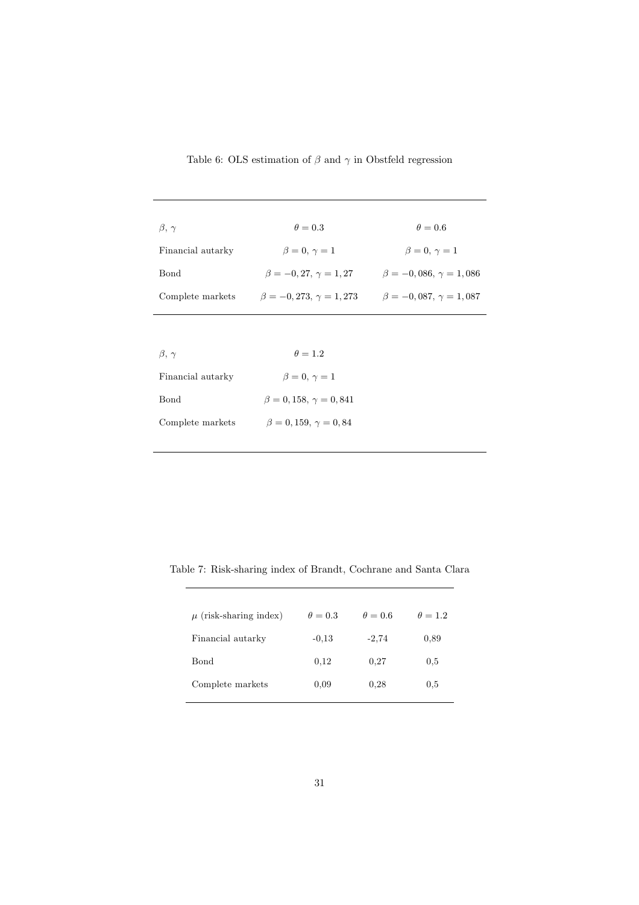Table 6: OLS estimation of $\beta$ and $\gamma$ in Obstfeld regression

| $\beta$, $\gamma$ | $\theta = 0.3$ | $\theta = 0.6$ |
|---|---|---|
| Financial autarky | $\beta = 0$, $\gamma = 1$ | $\beta = 0$, $\gamma = 1$ |
| Bond | $\beta = -0,27$, $\gamma = 1,27$ | $\beta = -0,086$, $\gamma = 1,086$ |
| Complete markets | $\beta = -0,273$, $\gamma = 1,273$ | $\beta = -0,087$, $\gamma = 1,087$ |

| $\beta$, $\gamma$ | $\theta = 1.2$ |
|---|---|
| Financial autarky | $\beta = 0$, $\gamma = 1$ |
| Bond | $\beta = 0,158$, $\gamma = 0,841$ |
| Complete markets | $\beta = 0,159$, $\gamma = 0,84$ |

Table 7: Risk-sharing index of Brandt, Cochrane and Santa Clara

| $\mu$ (risk-sharing index) | $\theta = 0.3$ | $\theta = 0.6$ | $\theta = 1.2$ |
|---|---|---|---|
| Financial autarky | -0,13 | -2,74 | 0,89 |
| Bond | 0,12 | 0,27 | 0,5 |
| Complete markets | 0,09 | 0,28 | 0,5 |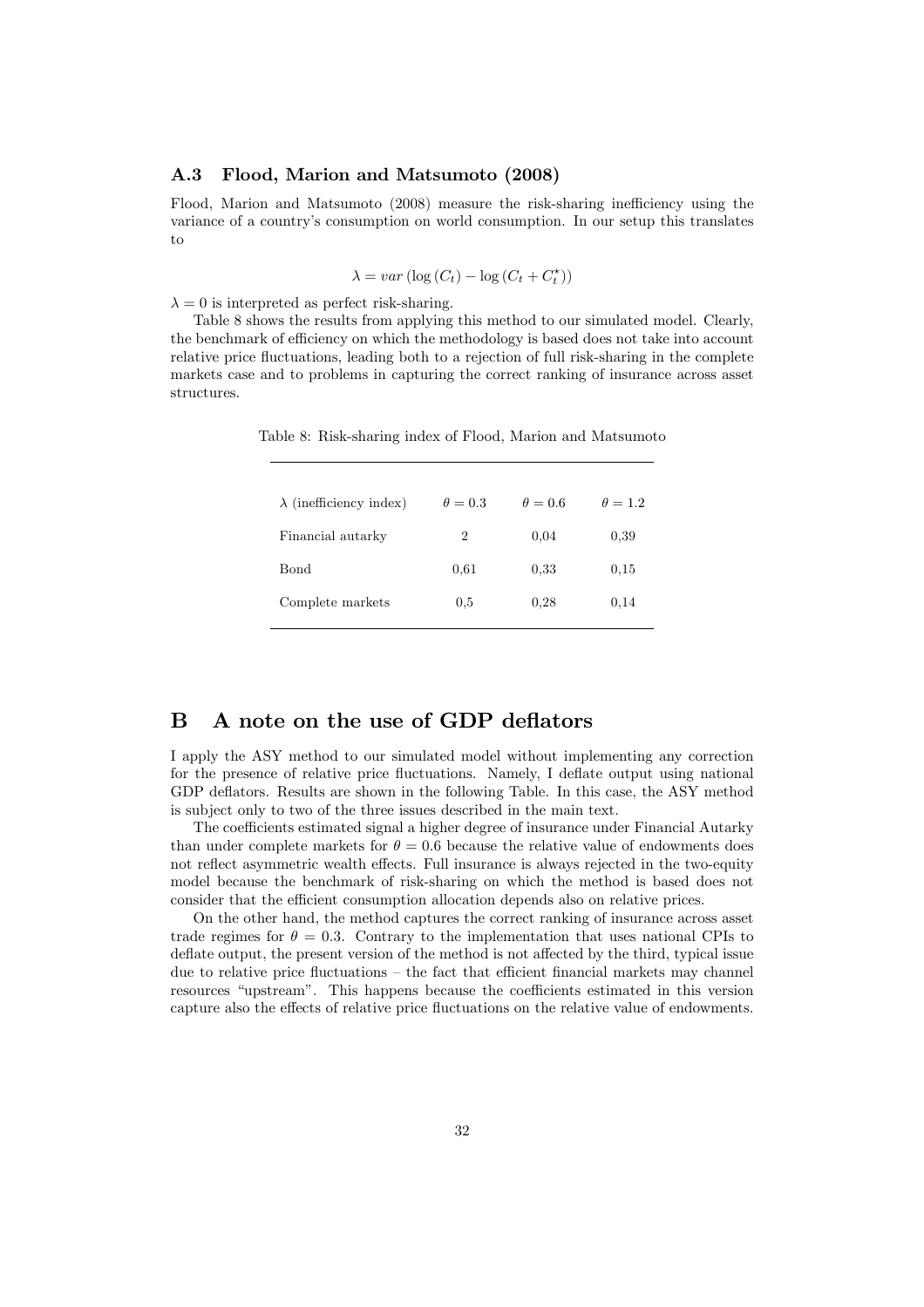### A.3 Flood, Marion and Matsumoto (2008)

Flood, Marion and Matsumoto (2008) measure the risk-sharing inefficiency using the variance of a country's consumption on world consumption. In our setup this translates to

$$\lambda = var\left(\log\left(C_t\right) - \log\left(C_t + C_t^{\star}\right)\right)$$

$\lambda = 0$ is interpreted as perfect risk-sharing.

Table 8 shows the results from applying this method to our simulated model. Clearly, the benchmark of efficiency on which the methodology is based does not take into account relative price fluctuations, leading both to a rejection of full risk-sharing in the complete markets case and to problems in capturing the correct ranking of insurance across asset structures.

Table 8: Risk-sharing index of Flood, Marion and Matsumoto

| $\lambda$ (inefficiency index) | $\theta = 0.3$ | $\theta = 0.6$ | $\theta = 1.2$ |
|---|---|---|---|
| Financial autarky | 2 | 0,04 | 0,39 |
| Bond | 0,61 | 0,33 | 0,15 |
| Complete markets | 0,5 | 0,28 | 0,14 |

# B A note on the use of GDP deflators

I apply the ASY method to our simulated model without implementing any correction for the presence of relative price fluctuations. Namely, I deflate output using national GDP deflators. Results are shown in the following Table. In this case, the ASY method is subject only to two of the three issues described in the main text.

The coefficients estimated signal a higher degree of insurance under Financial Autarky than under complete markets for $\theta = 0.6$ because the relative value of endowments does not reflect asymmetric wealth effects. Full insurance is always rejected in the two-equity model because the benchmark of risk-sharing on which the method is based does not consider that the efficient consumption allocation depends also on relative prices.

On the other hand, the method captures the correct ranking of insurance across asset trade regimes for $\theta = 0.3$. Contrary to the implementation that uses national CPIs to deflate output, the present version of the method is not affected by the third, typical issue due to relative price fluctuations – the fact that efficient financial markets may channel resources "upstream". This happens because the coefficients estimated in this version capture also the effects of relative price fluctuations on the relative value of endowments.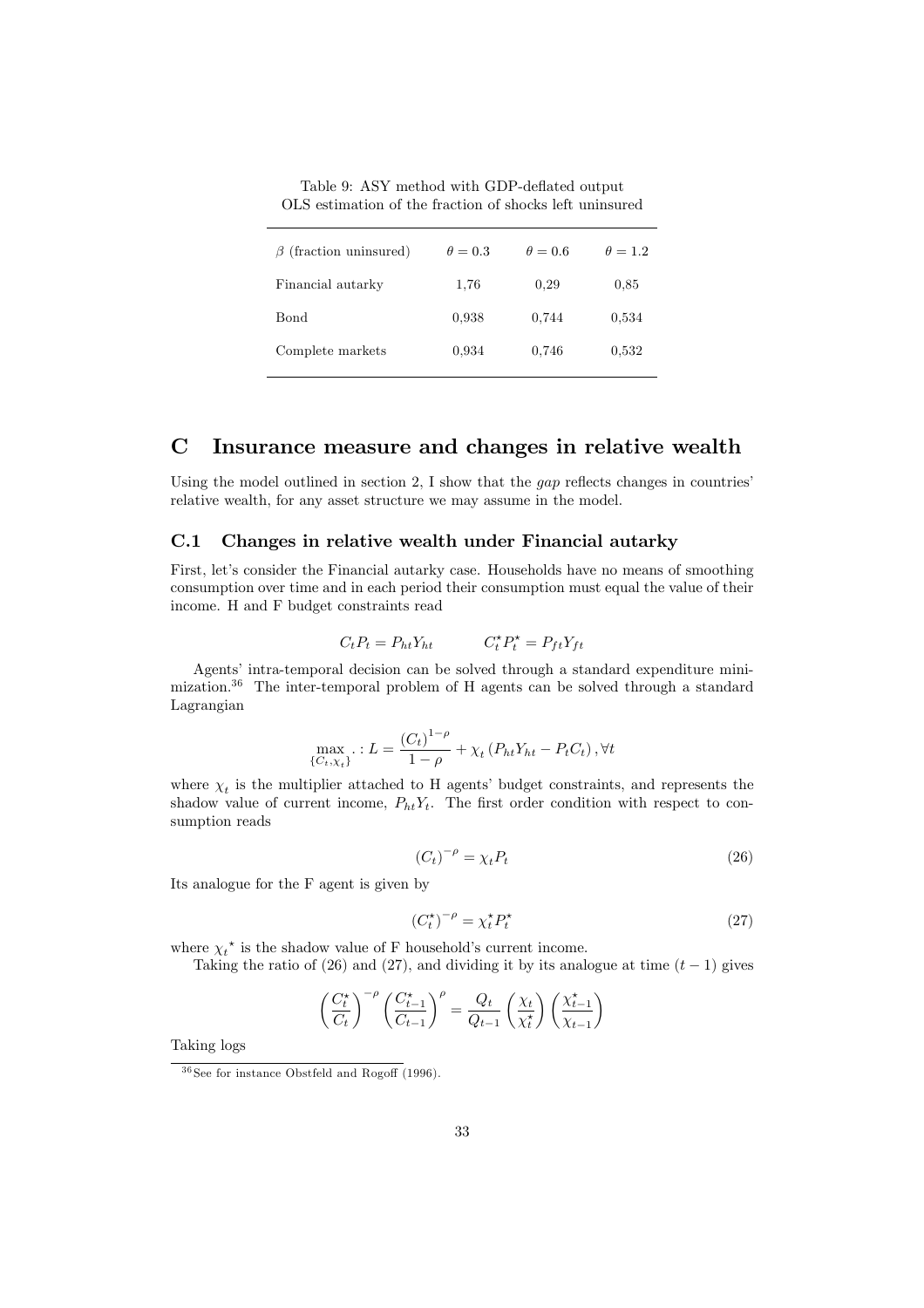Table 9: ASY method with GDP-deflated output
OLS estimation of the fraction of shocks left uninsured

| $\beta$ (fraction uninsured) | $\theta = 0.3$ | $\theta = 0.6$ | $\theta = 1.2$ |
|---|---|---|---|
| Financial autarky | 1,76 | 0,29 | 0,85 |
| Bond | 0,938 | 0,744 | 0,534 |
| Complete markets | 0,934 | 0,746 | 0,532 |

# C Insurance measure and changes in relative wealth

Using the model outlined in section 2, I show that the *gap* reflects changes in countries' relative wealth, for any asset structure we may assume in the model.

## C.1 Changes in relative wealth under Financial autarky

First, let's consider the Financial autarky case. Households have no means of smoothing consumption over time and in each period their consumption must equal the value of their income. H and F budget constraints read

$$C_t P_t = P_{ht} Y_{ht} \qquad C_t^{\star} P_t^{\star} = P_{ft} Y_{ft}$$

Agents' intra-temporal decision can be solved through a standard expenditure minimization.[36] The inter-temporal problem of H agents can be solved through a standard Lagrangian

$$\max_{\{C_t, \chi_t\}} . : L = \frac{(C_t)^{1-\rho}}{1-\rho} + \chi_t \left( P_{ht} Y_{ht} - P_t C_t \right), \forall t$$

where $\chi_t$ is the multiplier attached to H agents' budget constraints, and represents the shadow value of current income, $P_{ht} Y_t$. The first order condition with respect to consumption reads

$$(C_t)^{-\rho} = \chi_t P_t \tag{26}$$

Its analogue for the F agent is given by

$$(C_t^{\star})^{-\rho} = \chi_t^{\star} P_t^{\star} \tag{27}$$

where ${\chi_t}^{\star}$ is the shadow value of F household's current income.

Taking the ratio of (26) and (27), and dividing it by its analogue at time $(t-1)$ gives

$$\left( \frac{C_t^{\star}}{C_t} \right)^{-\rho} \left( \frac{C_{t-1}^{\star}}{C_{t-1}} \right)^{\rho} = \frac{Q_t}{Q_{t-1}} \left( \frac{\chi_t}{\chi_t^{\star}} \right) \left( \frac{\chi_{t-1}^{\star}}{\chi_{t-1}} \right)$$

Taking logs

[36] See for instance Obstfeld and Rogoff (1996).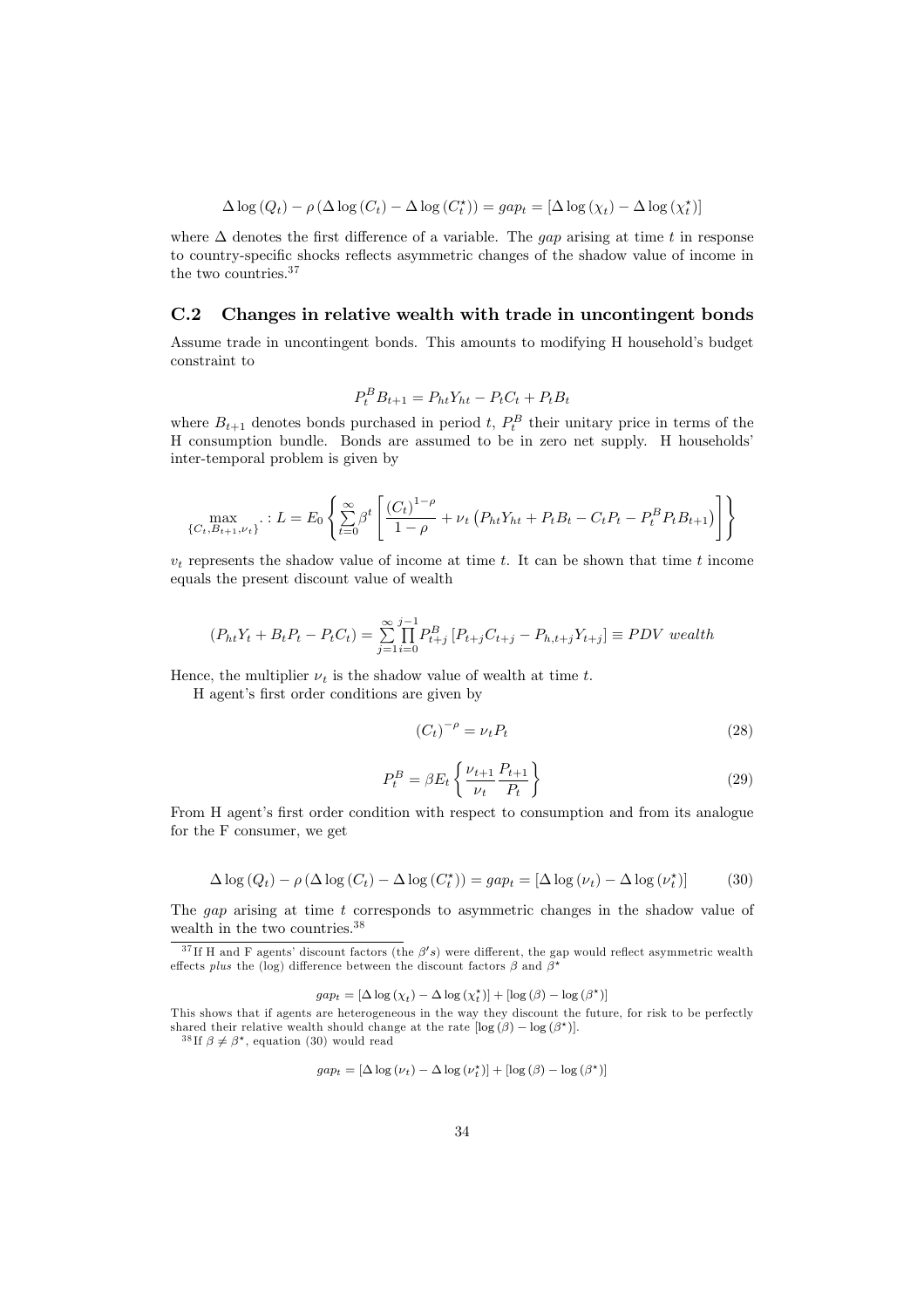$$\Delta \log (Q_t) - \rho (\Delta \log (C_t) - \Delta \log (C_t^\star)) = gap_t = [\Delta \log (\chi_t) - \Delta \log (\chi_t^\star)]$$

where $\Delta$ denotes the first difference of a variable. The *gap* arising at time $t$ in response to country-specific shocks reflects asymmetric changes of the shadow value of income in the two countries.[37]

### C.2 Changes in relative wealth with trade in uncontingent bonds

Assume trade in uncontingent bonds. This amounts to modifying H household's budget constraint to

$$P_t^B B_{t+1} = P_{ht} Y_{ht} - P_t C_t + P_t B_t$$

where $B_{t+1}$ denotes bonds purchased in period $t$, $P_t^B$ their unitary price in terms of the H consumption bundle. Bonds are assumed to be in zero net supply. H households' inter-temporal problem is given by

$$\max_{\{C_t, B_{t+1}, \nu_t\}} . : L = E_0 \left\{ \sum_{t=0}^{\infty} \beta^t \left[ \frac{(C_t)^{1-\rho}}{1-\rho} + \nu_t \left( P_{ht} Y_{ht} + P_t B_t - C_t P_t - P_t^B P_t B_{t+1} \right) \right] \right\}$$

$v_t$ represents the shadow value of income at time $t$. It can be shown that time $t$ income equals the present discount value of wealth

$$(P_{ht} Y_t + B_t P_t - P_t C_t) = \sum_{j=1}^{\infty} \prod_{i=0}^{j-1} P_{t+j}^B \left[ P_{t+j} C_{t+j} - P_{h,t+j} Y_{t+j} \right] \equiv PDV \ wealth$$

Hence, the multiplier $\nu_t$ is the shadow value of wealth at time $t$.

H agent's first order conditions are given by

$$(C_t)^{-\rho} = \nu_t P_t \tag{28}$$

$$P_t^B = \beta E_t \left\{ \frac{\nu_{t+1}}{\nu_t} \frac{P_{t+1}}{P_t} \right\} \tag{29}$$

From H agent's first order condition with respect to consumption and from its analogue for the F consumer, we get

$$\Delta \log (Q_t) - \rho (\Delta \log (C_t) - \Delta \log (C_t^\star)) = gap_t = [\Delta \log (\nu_t) - \Delta \log (\nu_t^\star)] \tag{30}$$

The *gap* arising at time $t$ corresponds to asymmetric changes in the shadow value of wealth in the two countries.[38]

---

[37] If H and F agents' discount factors (the $\beta's$) were different, the gap would reflect asymmetric wealth effects *plus* the (log) difference between the discount factors $\beta$ and $\beta^\star$

$$gap_t = [\Delta \log (\chi_t) - \Delta \log (\chi_t^\star)] + [\log (\beta) - \log (\beta^\star)]$$

This shows that if agents are heterogeneous in the way they discount the future, for risk to be perfectly shared their relative wealth should change at the rate $[\log (\beta) - \log (\beta^\star)]$.

[38] If $\beta \neq \beta^\star$, equation (30) would read

$$gap_t = [\Delta \log (\nu_t) - \Delta \log (\nu_t^\star)] + [\log (\beta) - \log (\beta^\star)]$$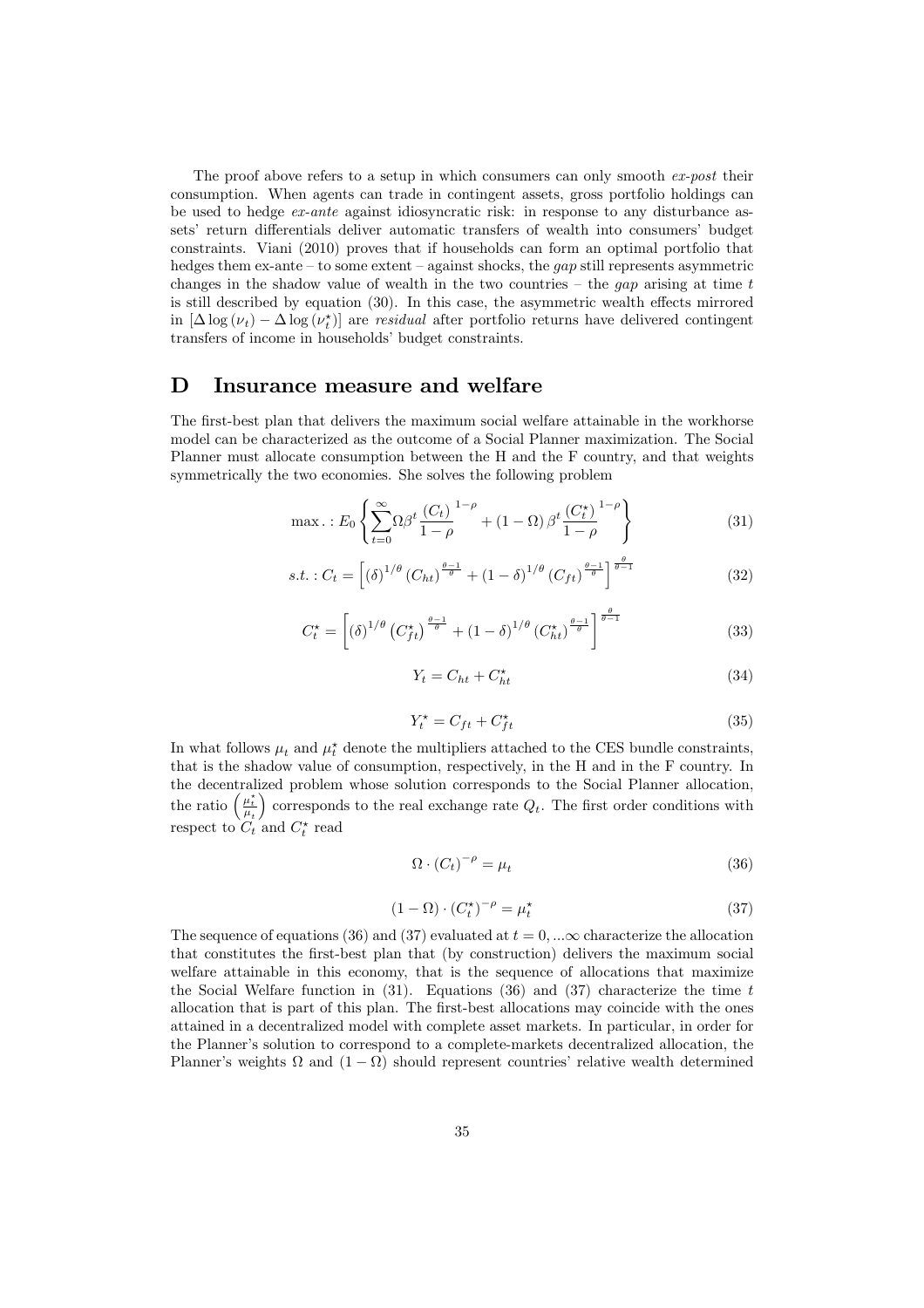The proof above refers to a setup in which consumers can only smooth *ex-post* their consumption. When agents can trade in contingent assets, gross portfolio holdings can be used to hedge *ex-ante* against idiosyncratic risk: in response to any disturbance assets' return differentials deliver automatic transfers of wealth into consumers' budget constraints. Viani (2010) proves that if households can form an optimal portfolio that hedges them ex-ante – to some extent – against shocks, the *gap* still represents asymmetric changes in the shadow value of wealth in the two countries – the *gap* arising at time $t$ is still described by equation (30). In this case, the asymmetric wealth effects mirrored in $[\Delta \log (\nu_t) - \Delta \log (\nu_t^{\star})]$ are *residual* after portfolio returns have delivered contingent transfers of income in households' budget constraints.

# D Insurance measure and welfare

The first-best plan that delivers the maximum social welfare attainable in the workhorse model can be characterized as the outcome of a Social Planner maximization. The Social Planner must allocate consumption between the H and the F country, and that weights symmetrically the two economies. She solves the following problem

$$\max. : E_0 \left\{ \sum_{t=0}^{\infty} \Omega \beta^t \frac{(C_t)^{1-\rho}}{1-\rho} + (1-\Omega)\, \beta^t \frac{(C_t^{\star})^{1-\rho}}{1-\rho} \right\} \tag{31}$$

$$s.t. : C_t = \left[ (\delta)^{1/\theta} (C_{ht})^{\frac{\theta-1}{\theta}} + (1-\delta)^{1/\theta} (C_{ft})^{\frac{\theta-1}{\theta}} \right]^{\frac{\theta}{\theta-1}} \tag{32}$$

$$C_t^{\star} = \left[ (\delta)^{1/\theta} \left(C_{ft}^{\star}\right)^{\frac{\theta-1}{\theta}} + (1-\delta)^{1/\theta} \left(C_{ht}^{\star}\right)^{\frac{\theta-1}{\theta}} \right]^{\frac{\theta}{\theta-1}} \tag{33}$$

$$Y_t = C_{ht} + C_{ht}^{\star} \tag{34}$$

$$Y_t^{\star} = C_{ft} + C_{ft}^{\star} \tag{35}$$

In what follows $\mu_t$ and $\mu_t^{\star}$ denote the multipliers attached to the CES bundle constraints, that is the shadow value of consumption, respectively, in the H and in the F country. In the decentralized problem whose solution corresponds to the Social Planner allocation, the ratio $\left(\frac{\mu_t^{\star}}{\mu_t}\right)$ corresponds to the real exchange rate $Q_t$. The first order conditions with respect to $C_t$ and $C_t^{\star}$ read

$$\Omega \cdot (C_t)^{-\rho} = \mu_t \tag{36}$$

$$(1-\Omega) \cdot (C_t^{\star})^{-\rho} = \mu_t^{\star} \tag{37}$$

The sequence of equations (36) and (37) evaluated at $t = 0, ...\infty$ characterize the allocation that constitutes the first-best plan that (by construction) delivers the maximum social welfare attainable in this economy, that is the sequence of allocations that maximize the Social Welfare function in (31). Equations (36) and (37) characterize the time $t$ allocation that is part of this plan. The first-best allocations may coincide with the ones attained in a decentralized model with complete asset markets. In particular, in order for the Planner's solution to correspond to a complete-markets decentralized allocation, the Planner's weights $\Omega$ and $(1-\Omega)$ should represent countries' relative wealth determined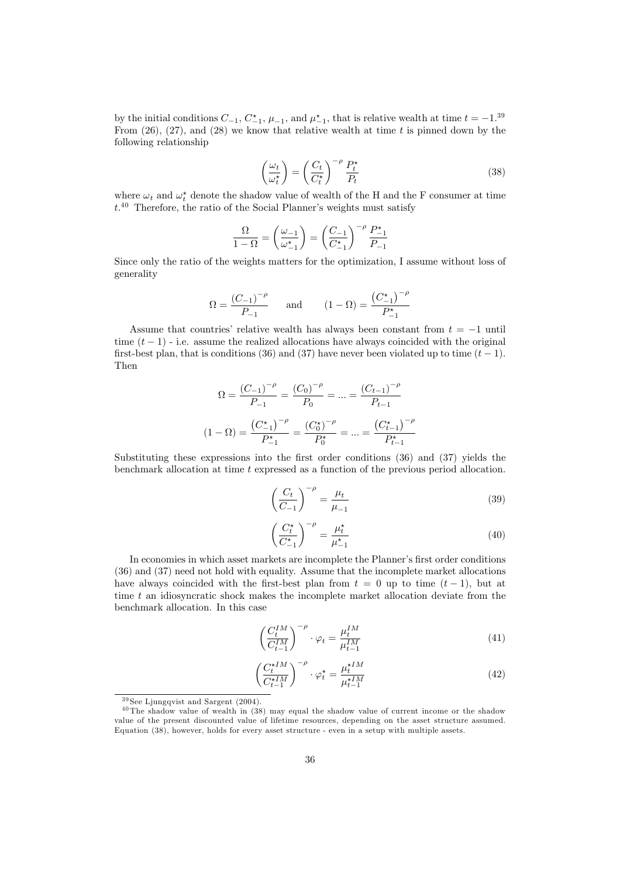by the initial conditions $C_{-1}$, $C^{\star}_{-1}$, $\mu_{-1}$, and $\mu^{\star}_{-1}$, that is relative wealth at time $t = -1$.[39] From (26), (27), and (28) we know that relative wealth at time $t$ is pinned down by the following relationship

$$\left(\frac{\omega_t}{\omega^{\star}_t}\right) = \left(\frac{C_t}{C^{\star}_t}\right)^{-\rho} \frac{P^{\star}_t}{P_t} \tag{38}$$

where $\omega_t$ and $\omega^{\star}_t$ denote the shadow value of wealth of the H and the F consumer at time $t$.[40] Therefore, the ratio of the Social Planner's weights must satisfy

$$\frac{\Omega}{1-\Omega} = \left(\frac{\omega_{-1}}{\omega^{\star}_{-1}}\right) = \left(\frac{C_{-1}}{C^{\star}_{-1}}\right)^{-\rho} \frac{P^{\star}_{-1}}{P_{-1}}$$

Since only the ratio of the weights matters for the optimization, I assume without loss of generality

$$\Omega = \frac{(C_{-1})^{-\rho}}{P_{-1}} \qquad \text{and} \qquad (1-\Omega) = \frac{\left(C^{\star}_{-1}\right)^{-\rho}}{P^{\star}_{-1}}$$

Assume that countries' relative wealth has always been constant from $t = -1$ until time $(t-1)$ - i.e. assume the realized allocations have always coincided with the original first-best plan, that is conditions (36) and (37) have never been violated up to time $(t-1)$. Then

$$\Omega = \frac{(C_{-1})^{-\rho}}{P_{-1}} = \frac{(C_0)^{-\rho}}{P_0} = \dots = \frac{(C_{t-1})^{-\rho}}{P_{t-1}}$$

$$(1-\Omega) = \frac{\left(C^{\star}_{-1}\right)^{-\rho}}{P^{\star}_{-1}} = \frac{\left(C^{\star}_0\right)^{-\rho}}{P^{\star}_0} = \dots = \frac{\left(C^{\star}_{t-1}\right)^{-\rho}}{P^{\star}_{t-1}}$$

Substituting these expressions into the first order conditions (36) and (37) yields the benchmark allocation at time $t$ expressed as a function of the previous period allocation.

$$\left(\frac{C_t}{C_{-1}}\right)^{-\rho} = \frac{\mu_t}{\mu_{-1}} \tag{39}$$

$$\left(\frac{C^{\star}_t}{C^{\star}_{-1}}\right)^{-\rho} = \frac{\mu^{\star}_t}{\mu^{\star}_{-1}} \tag{40}$$

In economies in which asset markets are incomplete the Planner's first order conditions (36) and (37) need not hold with equality. Assume that the incomplete market allocations have always coincided with the first-best plan from $t = 0$ up to time $(t-1)$, but at time $t$ an idiosyncratic shock makes the incomplete market allocation deviate from the benchmark allocation. In this case

$$\left(\frac{C^{IM}_t}{C^{IM}_{t-1}}\right)^{-\rho} \cdot \varphi_t = \frac{\mu^{IM}_t}{\mu^{IM}_{t-1}} \tag{41}$$

$$\left(\frac{C^{\star IM}_t}{C^{\star IM}_{t-1}}\right)^{-\rho} \cdot \varphi^{\star}_t = \frac{\mu^{\star IM}_t}{\mu^{\star IM}_{t-1}} \tag{42}$$

[39] See Ljungqvist and Sargent (2004).

[40] The shadow value of wealth in (38) may equal the shadow value of current income or the shadow value of the present discounted value of lifetime resources, depending on the asset structure assumed. Equation (38), however, holds for every asset structure - even in a setup with multiple assets.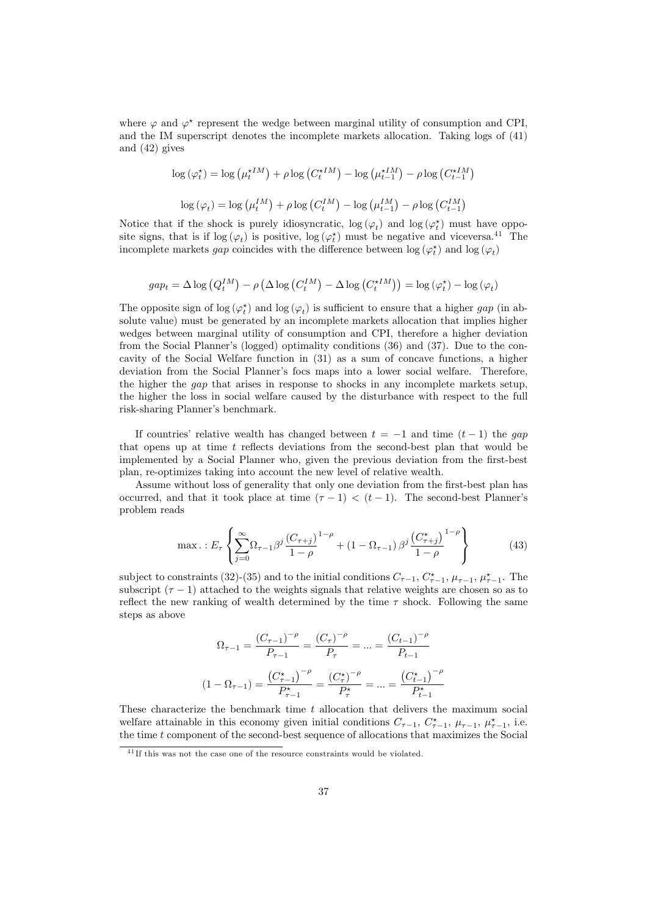where $\varphi$ and $\varphi^{\star}$ represent the wedge between marginal utility of consumption and CPI, and the IM superscript denotes the incomplete markets allocation. Taking logs of (41) and (42) gives

$$\log\left(\varphi_t^{\star}\right) = \log\left(\mu_t^{\star IM}\right) + \rho \log\left(C_t^{\star IM}\right) - \log\left(\mu_{t-1}^{\star IM}\right) - \rho \log\left(C_{t-1}^{\star IM}\right)$$

$$\log\left(\varphi_t\right) = \log\left(\mu_t^{IM}\right) + \rho \log\left(C_t^{IM}\right) - \log\left(\mu_{t-1}^{IM}\right) - \rho \log\left(C_{t-1}^{IM}\right)$$

Notice that if the shock is purely idiosyncratic, $\log\left(\varphi_t\right)$ and $\log\left(\varphi_t^{\star}\right)$ must have opposite signs, that is if $\log\left(\varphi_t\right)$ is positive, $\log\left(\varphi_t^{\star}\right)$ must be negative and viceversa.[41] The incomplete markets *gap* coincides with the difference between $\log\left(\varphi_t^{\star}\right)$ and $\log\left(\varphi_t\right)$

$$gap_t = \Delta \log\left(Q_t^{IM}\right) - \rho\left(\Delta \log\left(C_t^{IM}\right) - \Delta \log\left(C_t^{\star IM}\right)\right) = \log\left(\varphi_t^{\star}\right) - \log\left(\varphi_t\right)$$

The opposite sign of $\log\left(\varphi_t^{\star}\right)$ and $\log\left(\varphi_t\right)$ is sufficient to ensure that a higher *gap* (in absolute value) must be generated by an incomplete markets allocation that implies higher wedges between marginal utility of consumption and CPI, therefore a higher deviation from the Social Planner's (logged) optimality conditions (36) and (37). Due to the concavity of the Social Welfare function in (31) as a sum of concave functions, a higher deviation from the Social Planner's focs maps into a lower social welfare. Therefore, the higher the *gap* that arises in response to shocks in any incomplete markets setup, the higher the loss in social welfare caused by the disturbance with respect to the full risk-sharing Planner's benchmark.

If countries' relative wealth has changed between $t = -1$ and time $(t-1)$ the *gap* that opens up at time $t$ reflects deviations from the second-best plan that would be implemented by a Social Planner who, given the previous deviation from the first-best plan, re-optimizes taking into account the new level of relative wealth.

Assume without loss of generality that only one deviation from the first-best plan has occurred, and that it took place at time $(\tau - 1) < (t-1)$. The second-best Planner's problem reads

$$\max . : E_{\tau}\left\{\sum_{j=0}^{\infty} \Omega_{\tau-1} \beta^{j} \frac{\left(C_{\tau+j}\right)^{1-\rho}}{1-\rho} + \left(1-\Omega_{\tau-1}\right) \beta^{j} \frac{\left(C_{\tau+j}^{\star}\right)^{1-\rho}}{1-\rho}\right\} \tag{43}$$

subject to constraints (32)-(35) and to the initial conditions $C_{\tau-1}$, $C_{\tau-1}^{\star}$, $\mu_{\tau-1}$, $\mu_{\tau-1}^{\star}$. The subscript $(\tau-1)$ attached to the weights signals that relative weights are chosen so as to reflect the new ranking of wealth determined by the time $\tau$ shock. Following the same steps as above

$$\Omega_{\tau-1} = \frac{\left(C_{\tau-1}\right)^{-\rho}}{P_{\tau-1}} = \frac{\left(C_{\tau}\right)^{-\rho}}{P_{\tau}} = \ldots = \frac{\left(C_{t-1}\right)^{-\rho}}{P_{t-1}}$$

$$\left(1-\Omega_{\tau-1}\right) = \frac{\left(C_{\tau-1}^{\star}\right)^{-\rho}}{P_{\tau-1}^{\star}} = \frac{\left(C_{\tau}^{\star}\right)^{-\rho}}{P_{\tau}^{\star}} = \ldots = \frac{\left(C_{t-1}^{\star}\right)^{-\rho}}{P_{t-1}^{\star}}$$

These characterize the benchmark time $t$ allocation that delivers the maximum social welfare attainable in this economy given initial conditions $C_{\tau-1}$, $C_{\tau-1}^{\star}$, $\mu_{\tau-1}$, $\mu_{\tau-1}^{\star}$, i.e. the time $t$ component of the second-best sequence of allocations that maximizes the Social

[41] If this was not the case one of the resource constraints would be violated.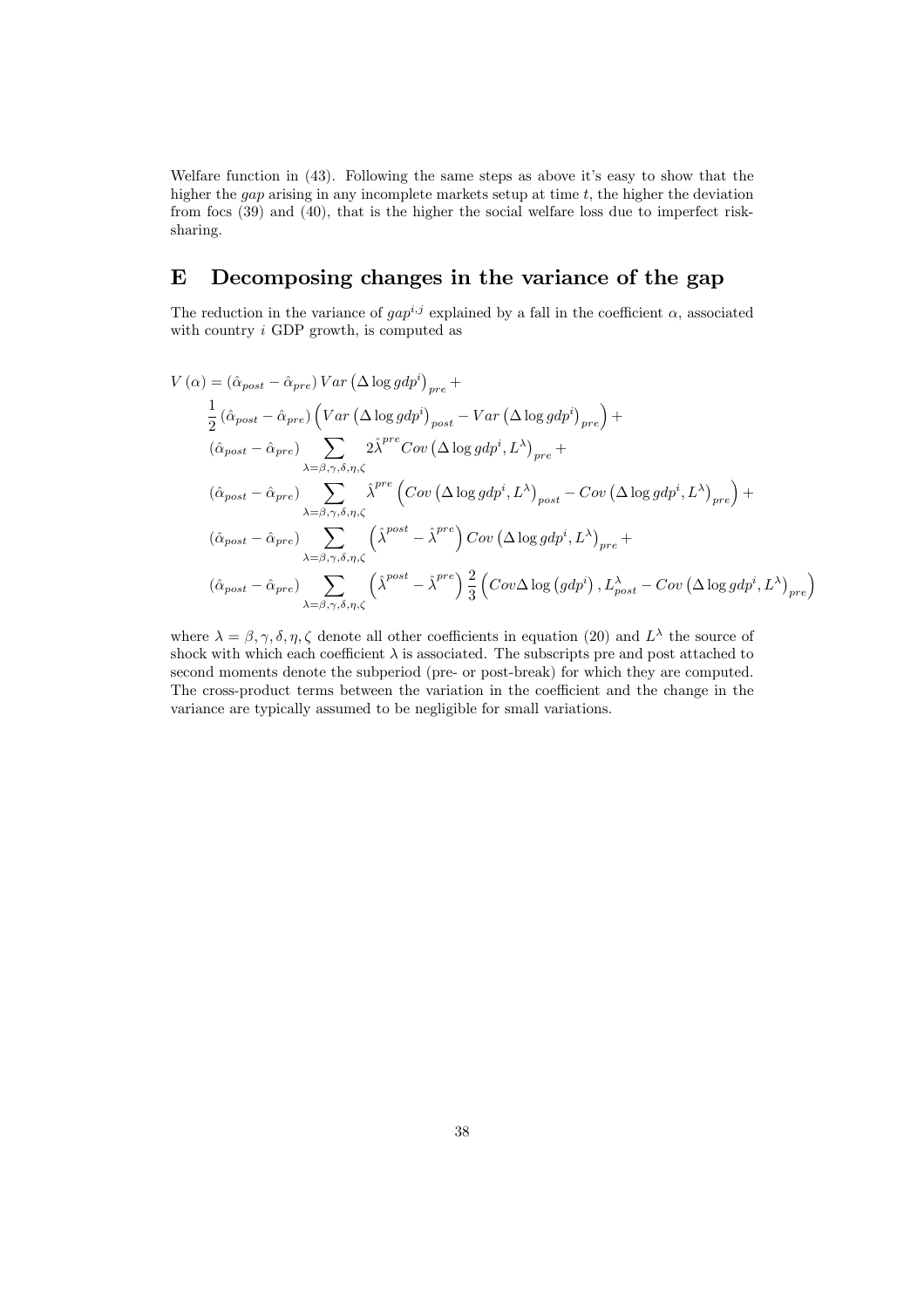Welfare function in (43). Following the same steps as above it's easy to show that the higher the *gap* arising in any incomplete markets setup at time $t$, the higher the deviation from focs (39) and (40), that is the higher the social welfare loss due to imperfect risk-sharing.

# E Decomposing changes in the variance of the gap

The reduction in the variance of $gap^{i,j}$ explained by a fall in the coefficient $\alpha$, associated with country $i$ GDP growth, is computed as

$$
\begin{aligned}
V(\alpha) = & \left(\hat{\alpha}_{post} - \hat{\alpha}_{pre}\right) Var\left(\Delta \log gdp^{i}\right)_{pre} + \\
& \frac{1}{2}\left(\hat{\alpha}_{post} - \hat{\alpha}_{pre}\right)\left(Var\left(\Delta \log gdp^{i}\right)_{post} - Var\left(\Delta \log gdp^{i}\right)_{pre}\right) + \\
& \left(\hat{\alpha}_{post} - \hat{\alpha}_{pre}\right) \sum_{\lambda=\beta,\gamma,\delta,\eta,\zeta} 2\hat{\lambda}^{pre} Cov\left(\Delta \log gdp^{i}, L^{\lambda}\right)_{pre} + \\
& \left(\hat{\alpha}_{post} - \hat{\alpha}_{pre}\right) \sum_{\lambda=\beta,\gamma,\delta,\eta,\zeta} \hat{\lambda}^{pre}\left(Cov\left(\Delta \log gdp^{i}, L^{\lambda}\right)_{post} - Cov\left(\Delta \log gdp^{i}, L^{\lambda}\right)_{pre}\right) + \\
& \left(\hat{\alpha}_{post} - \hat{\alpha}_{pre}\right) \sum_{\lambda=\beta,\gamma,\delta,\eta,\zeta} \left(\hat{\lambda}^{post} - \hat{\lambda}^{pre}\right) Cov\left(\Delta \log gdp^{i}, L^{\lambda}\right)_{pre} + \\
& \left(\hat{\alpha}_{post} - \hat{\alpha}_{pre}\right) \sum_{\lambda=\beta,\gamma,\delta,\eta,\zeta} \left(\hat{\lambda}^{post} - \hat{\lambda}^{pre}\right) \frac{2}{3}\left(Cov \Delta \log\left(gdp^{i}\right), L^{\lambda}_{post} - Cov\left(\Delta \log gdp^{i}, L^{\lambda}\right)_{pre}\right)
\end{aligned}
$$

where $\lambda = \beta, \gamma, \delta, \eta, \zeta$ denote all other coefficients in equation (20) and $L^{\lambda}$ the source of shock with which each coefficient $\lambda$ is associated. The subscripts pre and post attached to second moments denote the subperiod (pre- or post-break) for which they are computed. The cross-product terms between the variation in the coefficient and the change in the variance are typically assumed to be negligible for small variations.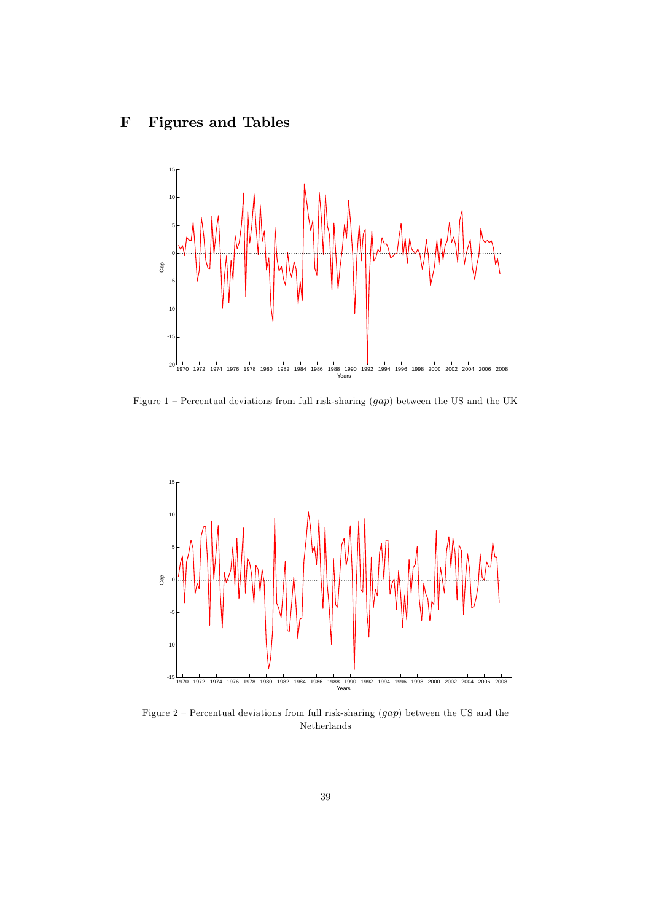# F Figures and Tables

Figure 1 – Percentual deviations from full risk-sharing (*gap*) between the US and the UK

Figure 2 – Percentual deviations from full risk-sharing (*gap*) between the US and the Netherlands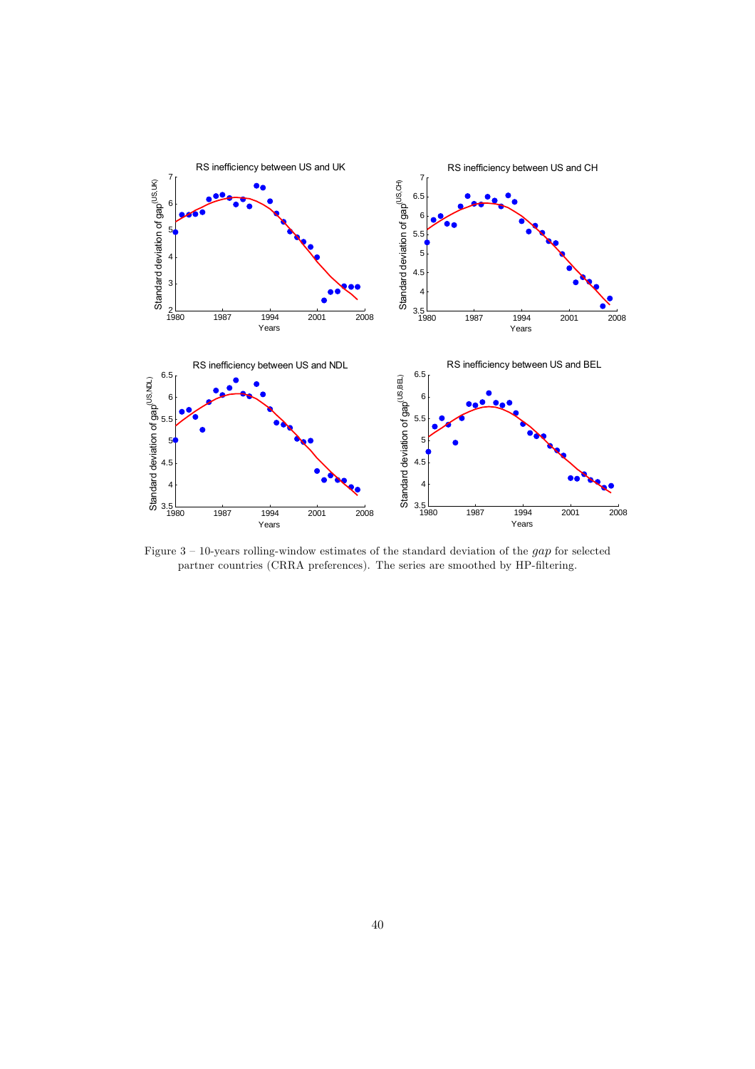Figure 3 – 10-years rolling-window estimates of the standard deviation of the *gap* for selected partner countries (CRRA preferences). The series are smoothed by HP-filtering.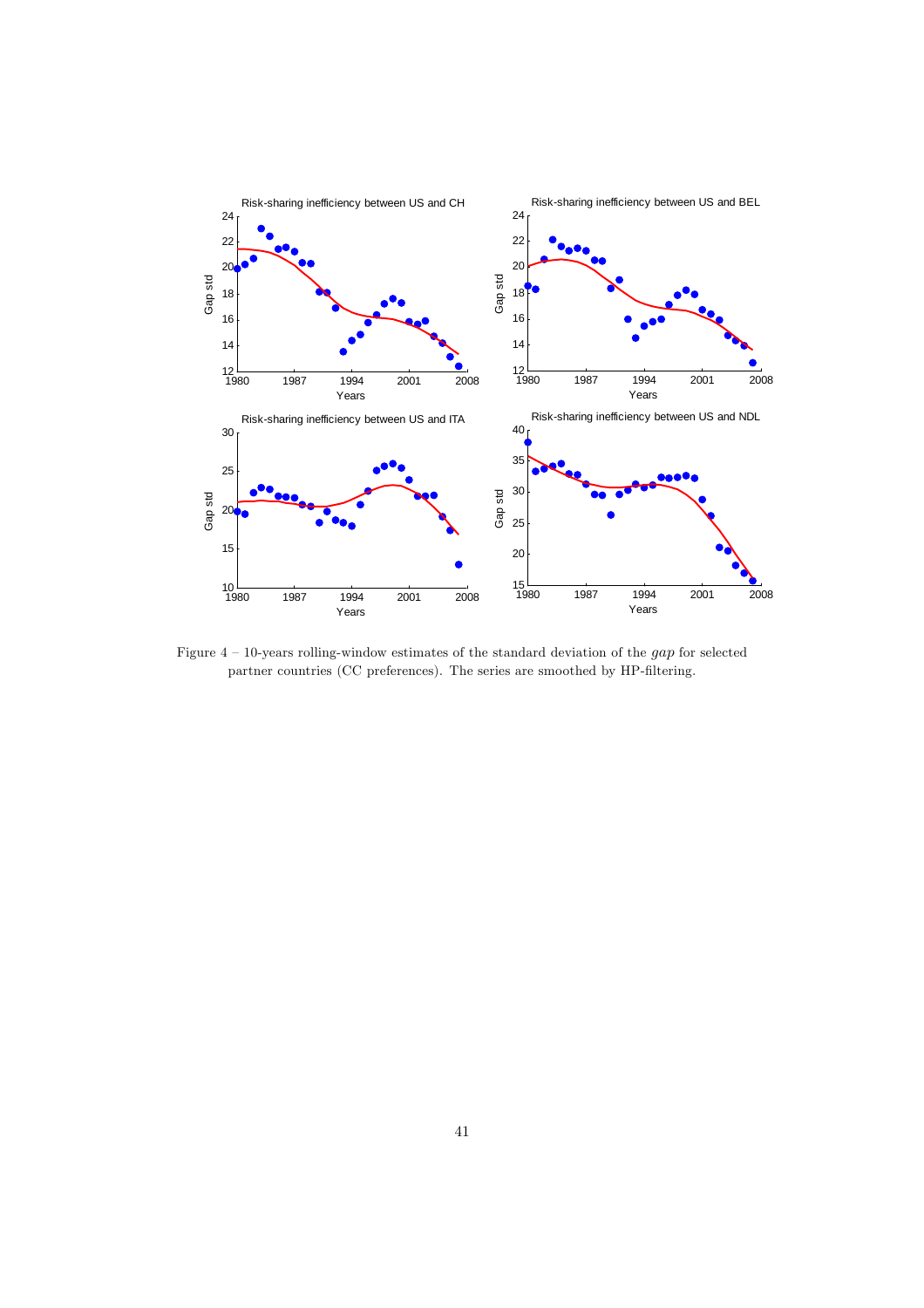Figure 4 – 10-years rolling-window estimates of the standard deviation of the *gap* for selected partner countries (CC preferences). The series are smoothed by HP-filtering.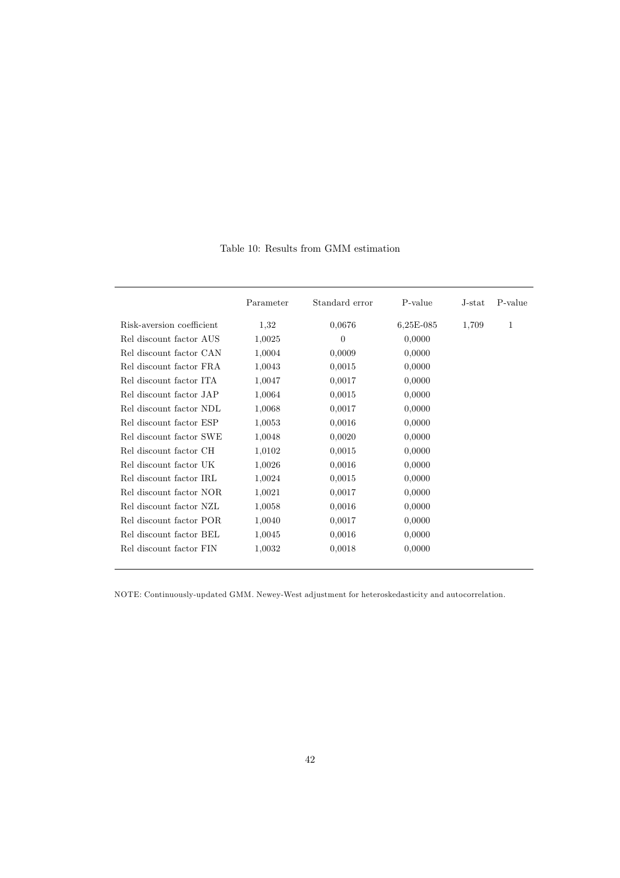Table 10: Results from GMM estimation

| | Parameter | Standard error | P-value | J-stat | P-value |
|---|---|---|---|---|---|
| Risk-aversion coefficient | 1,32 | 0,0676 | 6,25E-085 | 1,709 | 1 |
| Rel discount factor AUS | 1,0025 | 0 | 0,0000 | | |
| Rel discount factor CAN | 1,0004 | 0,0009 | 0,0000 | | |
| Rel discount factor FRA | 1,0043 | 0,0015 | 0,0000 | | |
| Rel discount factor ITA | 1,0047 | 0,0017 | 0,0000 | | |
| Rel discount factor JAP | 1,0064 | 0,0015 | 0,0000 | | |
| Rel discount factor NDL | 1,0068 | 0,0017 | 0,0000 | | |
| Rel discount factor ESP | 1,0053 | 0,0016 | 0,0000 | | |
| Rel discount factor SWE | 1,0048 | 0,0020 | 0,0000 | | |
| Rel discount factor CH | 1,0102 | 0,0015 | 0,0000 | | |
| Rel discount factor UK | 1,0026 | 0,0016 | 0,0000 | | |
| Rel discount factor IRL | 1,0024 | 0,0015 | 0,0000 | | |
| Rel discount factor NOR | 1,0021 | 0,0017 | 0,0000 | | |
| Rel discount factor NZL | 1,0058 | 0,0016 | 0,0000 | | |
| Rel discount factor POR | 1,0040 | 0,0017 | 0,0000 | | |
| Rel discount factor BEL | 1,0045 | 0,0016 | 0,0000 | | |
| Rel discount factor FIN | 1,0032 | 0,0018 | 0,0000 | | |

NOTE: Continuously-updated GMM. Newey-West adjustment for heteroskedasticity and autocorrelation.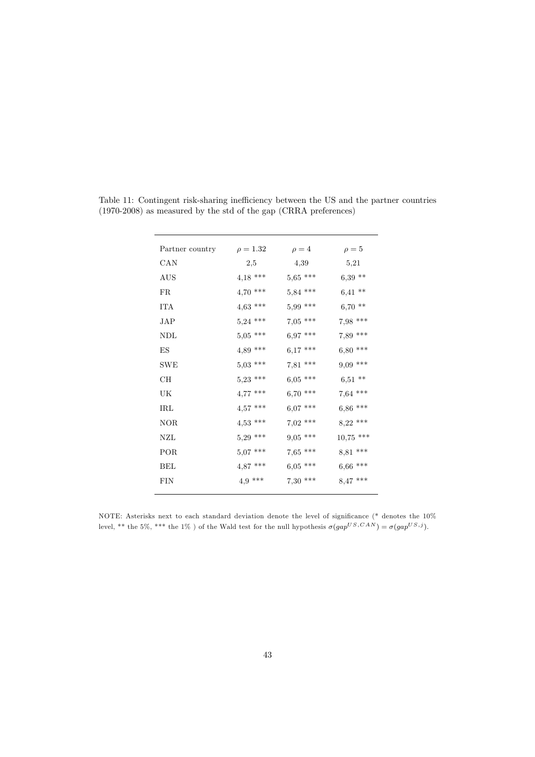Table 11: Contingent risk-sharing inefficiency between the US and the partner countries (1970-2008) as measured by the std of the gap (CRRA preferences)

| Partner country | $\rho = 1.32$ | $\rho = 4$ | $\rho = 5$ |
|---|---|---|---|
| CAN | 2,5 | 4,39 | 5,21 |
| AUS | 4,18 *** | 5,65 *** | 6,39 ** |
| FR | 4,70 *** | 5,84 *** | 6,41 ** |
| ITA | 4,63 *** | 5,99 *** | 6,70 ** |
| JAP | 5,24 *** | 7,05 *** | 7,98 *** |
| NDL | 5,05 *** | 6,97 *** | 7,89 *** |
| ES | 4,89 *** | 6,17 *** | 6,80 *** |
| SWE | 5,03 *** | 7,81 *** | 9,09 *** |
| CH | 5,23 *** | 6,05 *** | 6,51 ** |
| UK | 4,77 *** | 6,70 *** | 7,64 *** |
| IRL | 4,57 *** | 6,07 *** | 6,86 *** |
| NOR | 4,53 *** | 7,02 *** | 8,22 *** |
| NZL | 5,29 *** | 9,05 *** | 10,75 *** |
| POR | 5,07 *** | 7,65 *** | 8,81 *** |
| BEL | 4,87 *** | 6,05 *** | 6,66 *** |
| FIN | 4,9 *** | 7,30 *** | 8,47 *** |

NOTE: Asterisks next to each standard deviation denote the level of significance (* denotes the 10% level, ** the 5%, *** the 1% ) of the Wald test for the null hypothesis $\sigma(gap^{US,CAN}) = \sigma(gap^{US,j})$.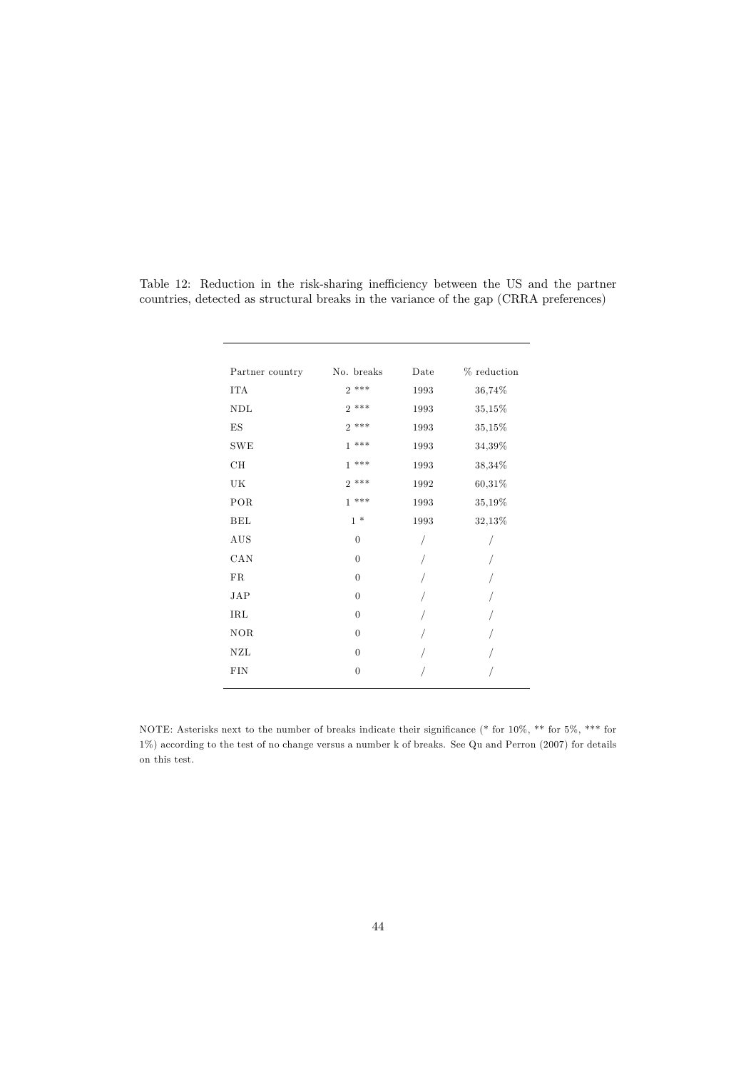Table 12: Reduction in the risk-sharing inefficiency between the US and the partner countries, detected as structural breaks in the variance of the gap (CRRA preferences)

| Partner country | No. breaks | Date | % reduction |
|---|---|---|---|
| ITA | 2 *** | 1993 | 36,74% |
| NDL | 2 *** | 1993 | 35,15% |
| ES | 2 *** | 1993 | 35,15% |
| SWE | 1 *** | 1993 | 34,39% |
| CH | 1 *** | 1993 | 38,34% |
| UK | 2 *** | 1992 | 60,31% |
| POR | 1 *** | 1993 | 35,19% |
| BEL | 1 * | 1993 | 32,13% |
| AUS | 0 | / | / |
| CAN | 0 | / | / |
| FR | 0 | / | / |
| JAP | 0 | / | / |
| IRL | 0 | / | / |
| NOR | 0 | / | / |
| NZL | 0 | / | / |
| FIN | 0 | / | / |

NOTE: Asterisks next to the number of breaks indicate their significance (* for 10%, ** for 5%, *** for 1%) according to the test of no change versus a number k of breaks. See Qu and Perron (2007) for details on this test.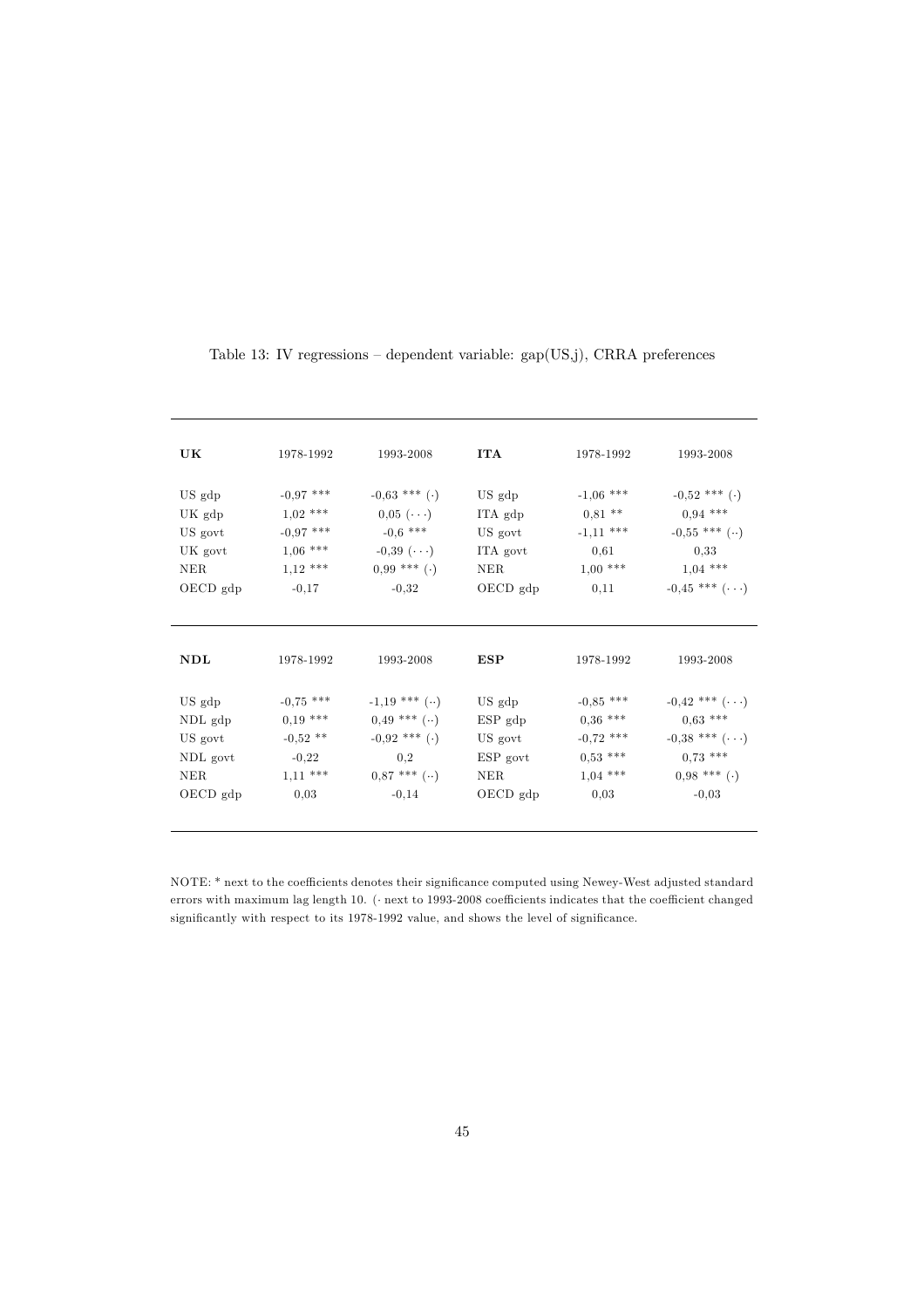Table 13: IV regressions – dependent variable: gap(US,j), CRRA preferences

| **UK** | 1978-1992 | 1993-2008 | **ITA** | 1978-1992 | 1993-2008 |
|---|---|---|---|---|---|
| US gdp | -0,97 *** | -0,63 *** (·) | US gdp | -1,06 *** | -0,52 *** (·) |
| UK gdp | 1,02 *** | 0,05 (···) | ITA gdp | 0,81 ** | 0,94 *** |
| US govt | -0,97 *** | -0,6 *** | US govt | -1,11 *** | -0,55 *** (··) |
| UK govt | 1,06 *** | -0,39 (···) | ITA govt | 0,61 | 0,33 |
| NER | 1,12 *** | 0,99 *** (·) | NER | 1,00 *** | 1,04 *** |
| OECD gdp | -0,17 | -0,32 | OECD gdp | 0,11 | -0,45 *** (···) |

| **NDL** | 1978-1992 | 1993-2008 | **ESP** | 1978-1992 | 1993-2008 |
|---|---|---|---|---|---|
| US gdp | -0,75 *** | -1,19 *** (··) | US gdp | -0,85 *** | -0,42 *** (···) |
| NDL gdp | 0,19 *** | 0,49 *** (··) | ESP gdp | 0,36 *** | 0,63 *** |
| US govt | -0,52 ** | -0,92 *** (·) | US govt | -0,72 *** | -0,38 *** (···) |
| NDL govt | -0,22 | 0,2 | ESP govt | 0,53 *** | 0,73 *** |
| NER | 1,11 *** | 0,87 *** (··) | NER | 1,04 *** | 0,98 *** (·) |
| OECD gdp | 0,03 | -0,14 | OECD gdp | 0,03 | -0,03 |

NOTE: * next to the coefficients denotes their significance computed using Newey-West adjusted standard errors with maximum lag length 10. (· next to 1993-2008 coefficients indicates that the coefficient changed significantly with respect to its 1978-1992 value, and shows the level of significance.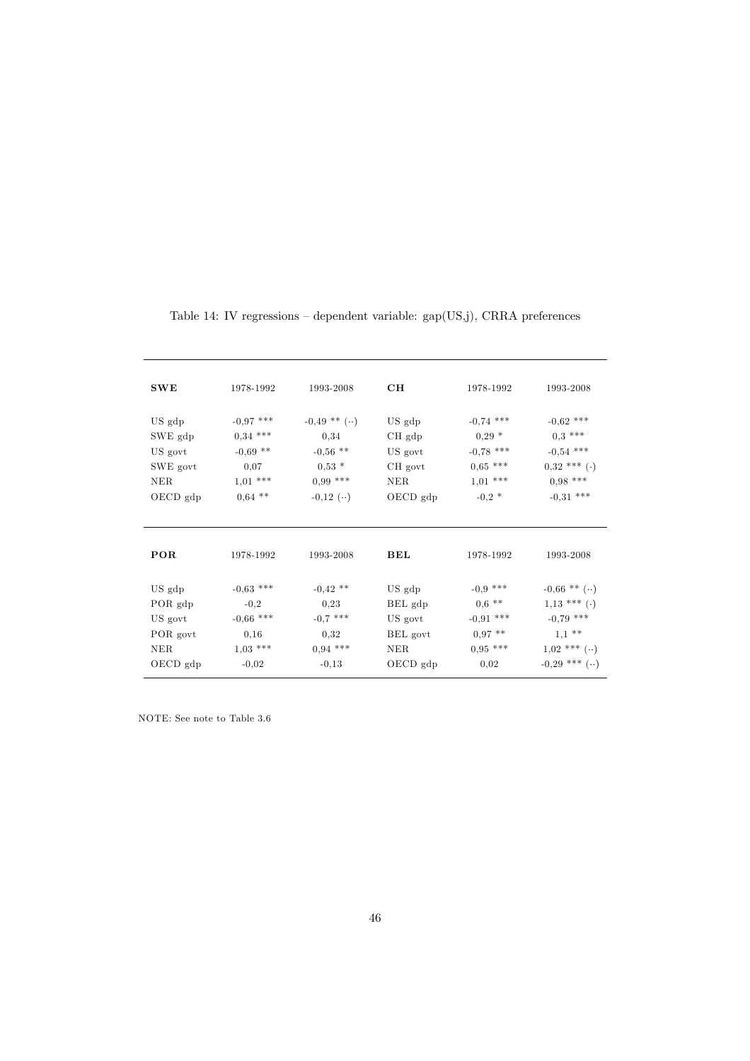Table 14: IV regressions – dependent variable: gap(US,j), CRRA preferences

| **SWE** | 1978-1992 | 1993-2008 | **CH** | 1978-1992 | 1993-2008 |
|---|---|---|---|---|---|
| US gdp | -0,97 *** | -0,49 ** (··) | US gdp | -0,74 *** | -0,62 *** |
| SWE gdp | 0,34 *** | 0,34 | CH gdp | 0,29 * | 0,3 *** |
| US govt | -0,69 ** | -0,56 ** | US govt | -0,78 *** | -0,54 *** |
| SWE govt | 0,07 | 0,53 * | CH govt | 0,65 *** | 0,32 *** (·) |
| NER | 1,01 *** | 0,99 *** | NER | 1,01 *** | 0,98 *** |
| OECD gdp | 0,64 ** | -0,12 (··) | OECD gdp | -0,2 * | -0,31 *** |

| **POR** | 1978-1992 | 1993-2008 | **BEL** | 1978-1992 | 1993-2008 |
|---|---|---|---|---|---|
| US gdp | -0,63 *** | -0,42 ** | US gdp | -0,9 *** | -0,66 ** (··) |
| POR gdp | -0,2 | 0,23 | BEL gdp | 0,6 ** | 1,13 *** (·) |
| US govt | -0,66 *** | -0,7 *** | US govt | -0,91 *** | -0,79 *** |
| POR govt | 0,16 | 0,32 | BEL govt | 0,97 ** | 1,1 ** |
| NER | 1,03 *** | 0,94 *** | NER | 0,95 *** | 1,02 *** (··) |
| OECD gdp | -0,02 | -0,13 | OECD gdp | 0,02 | -0,29 *** (··) |

NOTE: See note to Table 3.6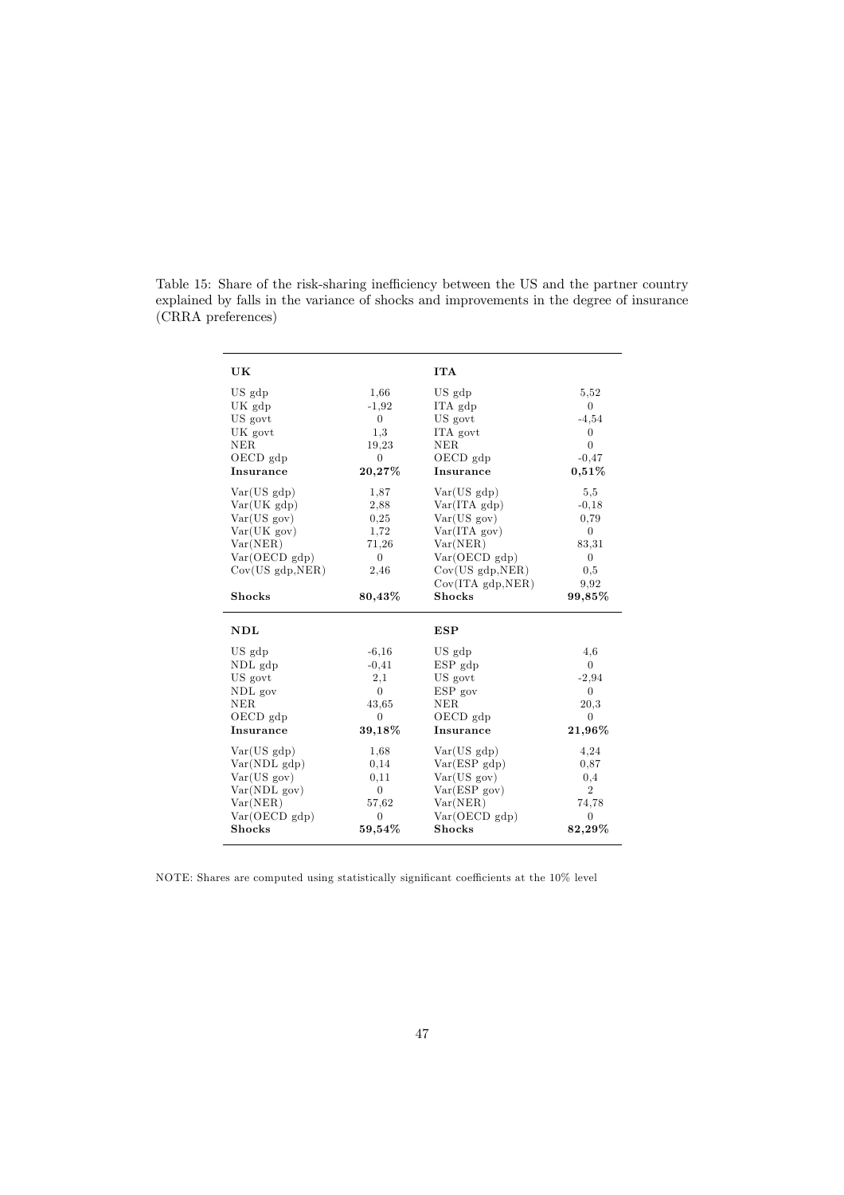Table 15: Share of the risk-sharing inefficiency between the US and the partner country explained by falls in the variance of shocks and improvements in the degree of insurance (CRRA preferences)

| **UK** | | **ITA** | |
|---|---|---|---|
| US gdp | 1,66 | US gdp | 5,52 |
| UK gdp | -1,92 | ITA gdp | 0 |
| US govt | 0 | US govt | -4,54 |
| UK govt | 1,3 | ITA govt | 0 |
| NER | 19,23 | NER | 0 |
| OECD gdp | 0 | OECD gdp | -0,47 |
| **Insurance** | **20,27%** | **Insurance** | **0,51%** |
| Var(US gdp) | 1,87 | Var(US gdp) | 5,5 |
| Var(UK gdp) | 2,88 | Var(ITA gdp) | -0,18 |
| Var(US gov) | 0,25 | Var(US gov) | 0,79 |
| Var(UK gov) | 1,72 | Var(ITA gov) | 0 |
| Var(NER) | 71,26 | Var(NER) | 83,31 |
| Var(OECD gdp) | 0 | Var(OECD gdp) | 0 |
| Cov(US gdp,NER) | 2,46 | Cov(US gdp,NER) | 0,5 |
| | | Cov(ITA gdp,NER) | 9,92 |
| **Shocks** | **80,43%** | **Shocks** | **99,85%** |
| **NDL** | | **ESP** | |
| US gdp | -6,16 | US gdp | 4,6 |
| NDL gdp | -0,41 | ESP gdp | 0 |
| US govt | 2,1 | US govt | -2,94 |
| NDL gov | 0 | ESP gov | 0 |
| NER | 43,65 | NER | 20,3 |
| OECD gdp | 0 | OECD gdp | 0 |
| **Insurance** | **39,18%** | **Insurance** | **21,96%** |
| Var(US gdp) | 1,68 | Var(US gdp) | 4,24 |
| Var(NDL gdp) | 0,14 | Var(ESP gdp) | 0,87 |
| Var(US gov) | 0,11 | Var(US gov) | 0,4 |
| Var(NDL gov) | 0 | Var(ESP gov) | 2 |
| Var(NER) | 57,62 | Var(NER) | 74,78 |
| Var(OECD gdp) | 0 | Var(OECD gdp) | 0 |
| **Shocks** | **59,54%** | **Shocks** | **82,29%** |

NOTE: Shares are computed using statistically significant coefficients at the 10% level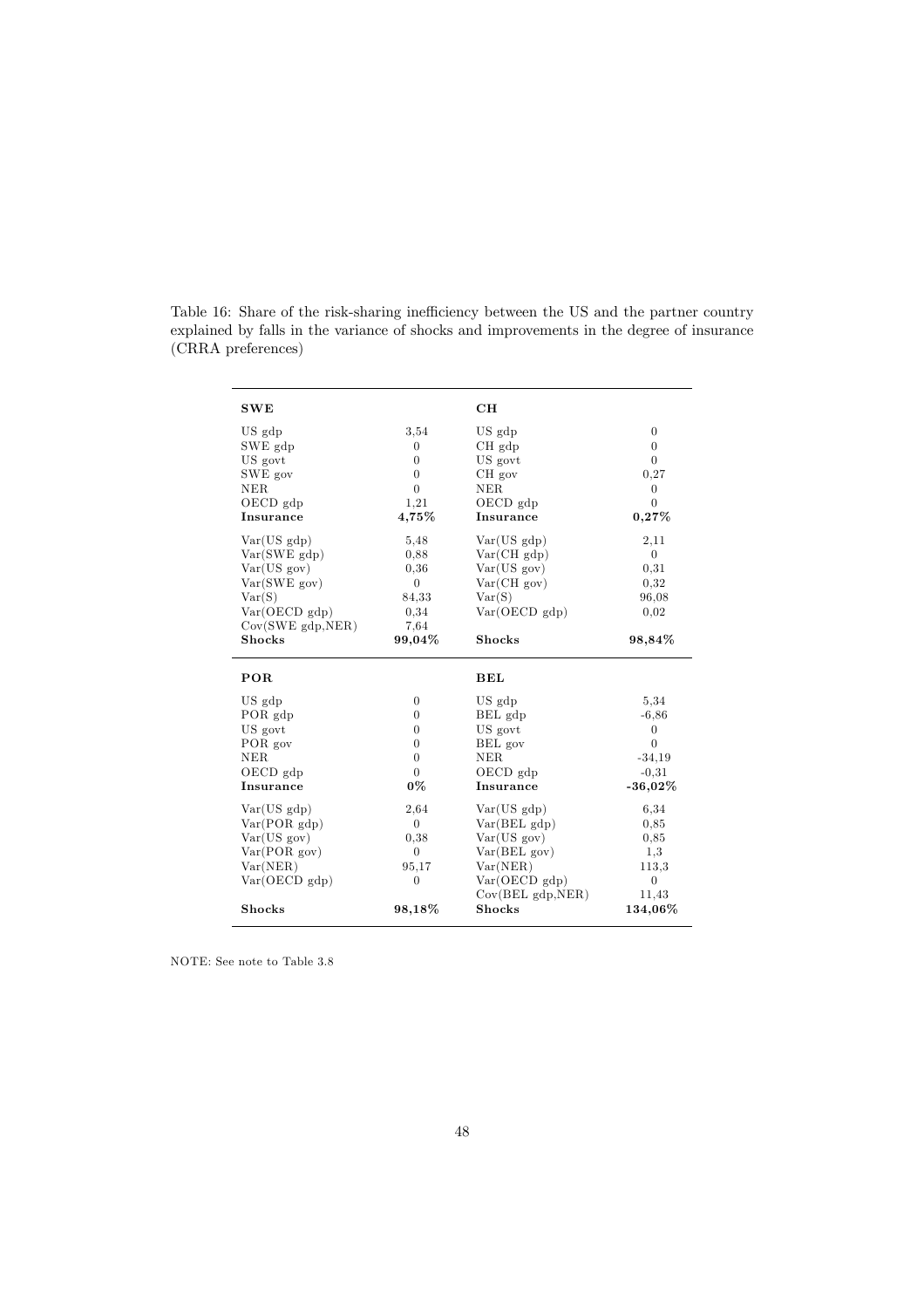Table 16: Share of the risk-sharing inefficiency between the US and the partner country explained by falls in the variance of shocks and improvements in the degree of insurance (CRRA preferences)

| **SWE** | | **CH** | |
|---|---|---|---|
| US gdp | 3,54 | US gdp | 0 |
| SWE gdp | 0 | CH gdp | 0 |
| US govt | 0 | US govt | 0 |
| SWE gov | 0 | CH gov | 0,27 |
| NER | 0 | NER | 0 |
| OECD gdp | 1,21 | OECD gdp | 0 |
| **Insurance** | **4,75%** | **Insurance** | **0,27%** |
| Var(US gdp) | 5,48 | Var(US gdp) | 2,11 |
| Var(SWE gdp) | 0,88 | Var(CH gdp) | 0 |
| Var(US gov) | 0,36 | Var(US gov) | 0,31 |
| Var(SWE gov) | 0 | Var(CH gov) | 0,32 |
| Var(S) | 84,33 | Var(S) | 96,08 |
| Var(OECD gdp) | 0,34 | Var(OECD gdp) | 0,02 |
| Cov(SWE gdp,NER) | 7,64 | | |
| **Shocks** | **99,04%** | **Shocks** | **98,84%** |
| **POR** | | **BEL** | |
| US gdp | 0 | US gdp | 5,34 |
| POR gdp | 0 | BEL gdp | -6,86 |
| US govt | 0 | US govt | 0 |
| POR gov | 0 | BEL gov | 0 |
| NER | 0 | NER | -34,19 |
| OECD gdp | 0 | OECD gdp | -0,31 |
| **Insurance** | **0%** | **Insurance** | **-36,02%** |
| Var(US gdp) | 2,64 | Var(US gdp) | 6,34 |
| Var(POR gdp) | 0 | Var(BEL gdp) | 0,85 |
| Var(US gov) | 0,38 | Var(US gov) | 0,85 |
| Var(POR gov) | 0 | Var(BEL gov) | 1,3 |
| Var(NER) | 95,17 | Var(NER) | 113,3 |
| Var(OECD gdp) | 0 | Var(OECD gdp) | 0 |
| | | Cov(BEL gdp,NER) | 11,43 |
| **Shocks** | **98,18%** | **Shocks** | **134,06%** |

NOTE: See note to Table 3.8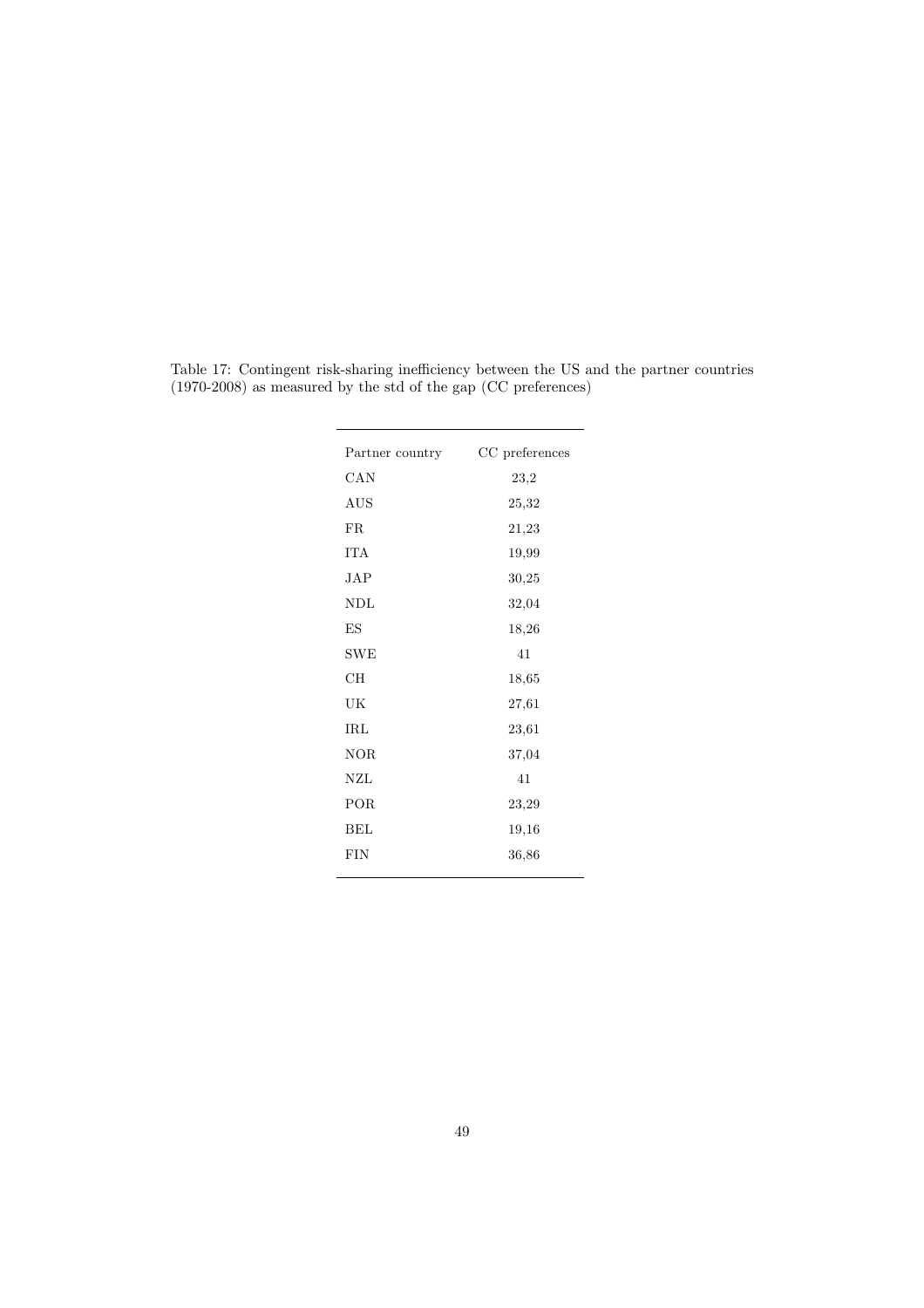Table 17: Contingent risk-sharing inefficiency between the US and the partner countries (1970-2008) as measured by the std of the gap (CC preferences)

| Partner country | CC preferences |
|---|---|
| CAN | 23,2 |
| AUS | 25,32 |
| FR | 21,23 |
| ITA | 19,99 |
| JAP | 30,25 |
| NDL | 32,04 |
| ES | 18,26 |
| SWE | 41 |
| CH | 18,65 |
| UK | 27,61 |
| IRL | 23,61 |
| NOR | 37,04 |
| NZL | 41 |
| POR | 23,29 |
| BEL | 19,16 |
| FIN | 36,86 |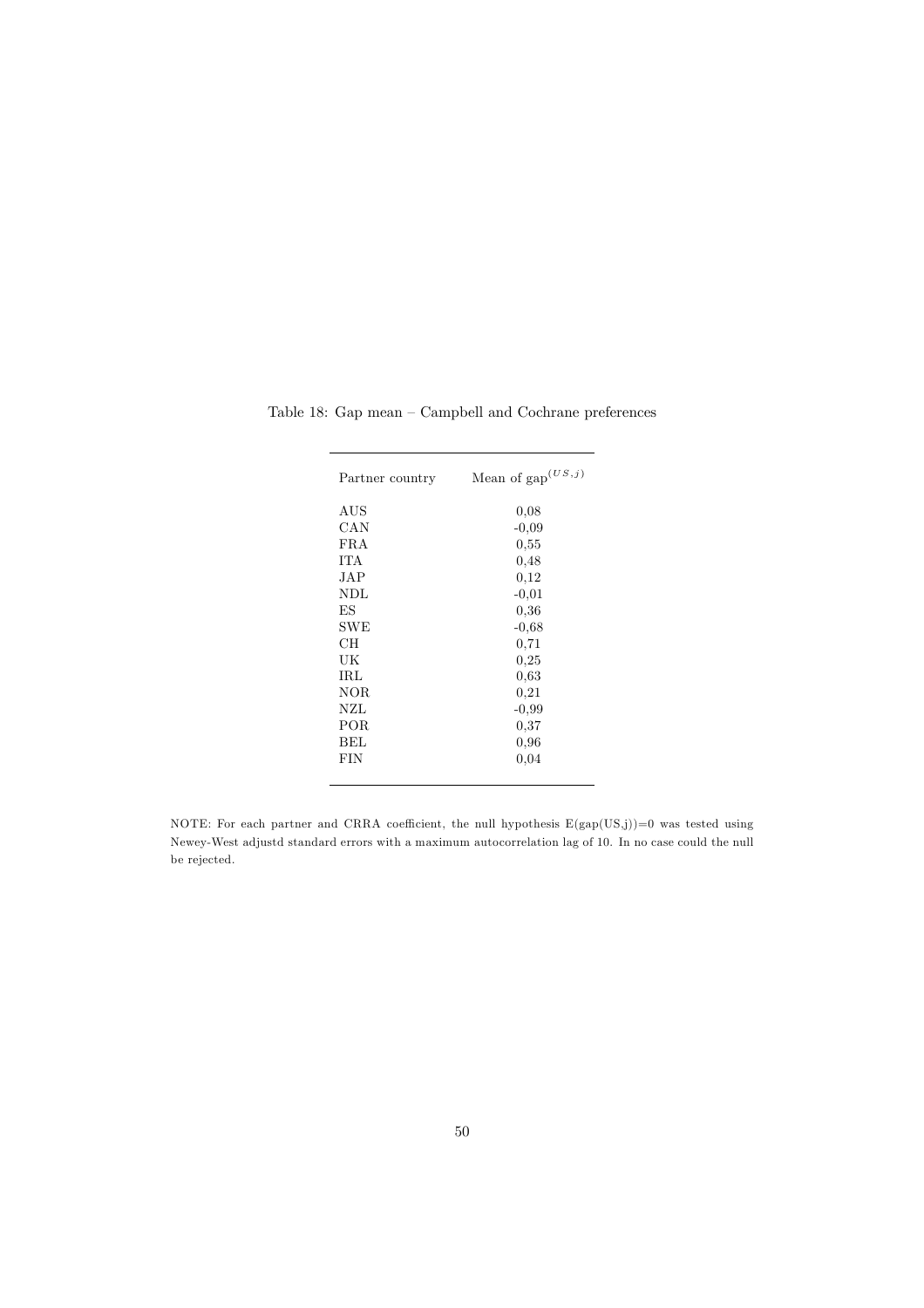Table 18: Gap mean – Campbell and Cochrane preferences

| Partner country | Mean of $\text{gap}^{(US,j)}$ |
|---|---|
| AUS | 0,08 |
| CAN | -0,09 |
| FRA | 0,55 |
| ITA | 0,48 |
| JAP | 0,12 |
| NDL | -0,01 |
| ES | 0,36 |
| SWE | -0,68 |
| CH | 0,71 |
| UK | 0,25 |
| IRL | 0,63 |
| NOR | 0,21 |
| NZL | -0,99 |
| POR | 0,37 |
| BEL | 0,96 |
| FIN | 0,04 |

NOTE: For each partner and CRRA coefficient, the null hypothesis E(gap(US,j))=0 was tested using Newey-West adjustd standard errors with a maximum autocorrelation lag of 10. In no case could the null be rejected.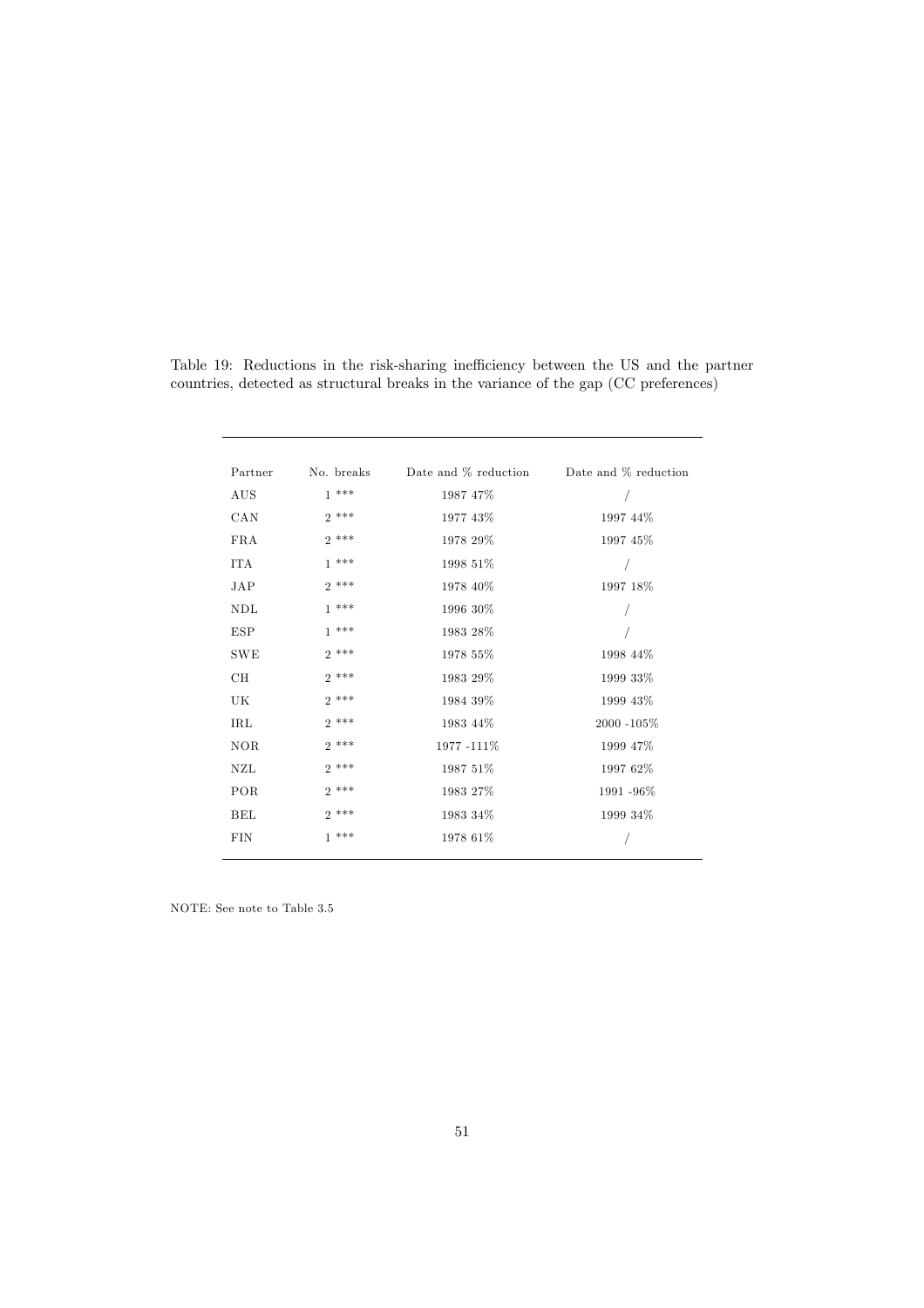Table 19: Reductions in the risk-sharing inefficiency between the US and the partner countries, detected as structural breaks in the variance of the gap (CC preferences)

| Partner | No. breaks | Date and % reduction | Date and % reduction |
|---|---|---|---|
| AUS | 1 *** | 1987 47% | / |
| CAN | 2 *** | 1977 43% | 1997 44% |
| FRA | 2 *** | 1978 29% | 1997 45% |
| ITA | 1 *** | 1998 51% | / |
| JAP | 2 *** | 1978 40% | 1997 18% |
| NDL | 1 *** | 1996 30% | / |
| ESP | 1 *** | 1983 28% | / |
| SWE | 2 *** | 1978 55% | 1998 44% |
| CH | 2 *** | 1983 29% | 1999 33% |
| UK | 2 *** | 1984 39% | 1999 43% |
| IRL | 2 *** | 1983 44% | 2000 -105% |
| NOR | 2 *** | 1977 -111% | 1999 47% |
| NZL | 2 *** | 1987 51% | 1997 62% |
| POR | 2 *** | 1983 27% | 1991 -96% |
| BEL | 2 *** | 1983 34% | 1999 34% |
| FIN | 1 *** | 1978 61% | / |

NOTE: See note to Table 3.5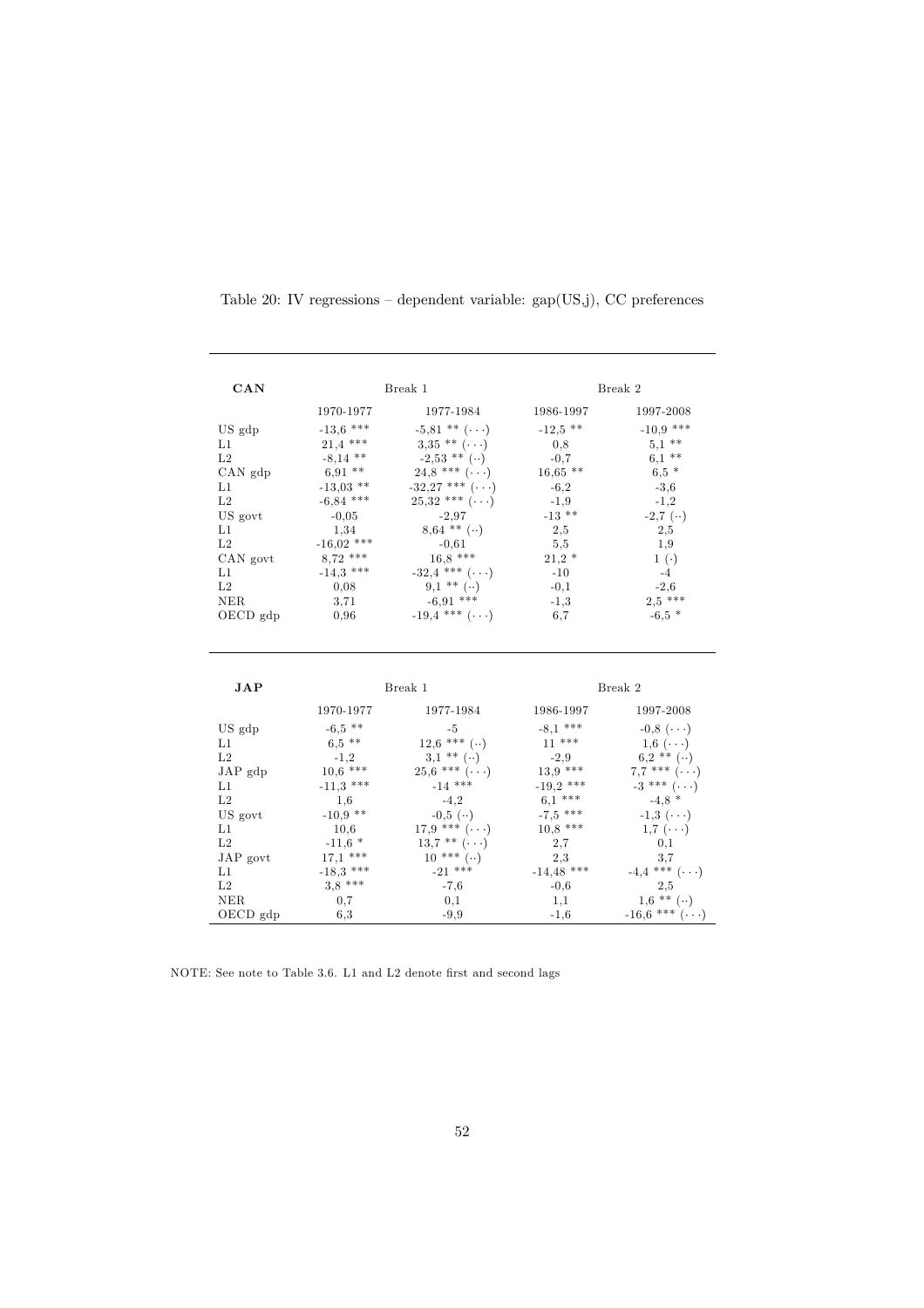Table 20: IV regressions – dependent variable: gap(US,j), CC preferences

| **CAN** | Break 1 | | Break 2 | |
|---|---|---|---|---|
| | 1970-1977 | 1977-1984 | 1986-1997 | 1997-2008 |
| US gdp | -13,6 *** | -5,81 ** (···) | -12,5 ** | -10,9 *** |
| L1 | 21,4 *** | 3,35 ** (···) | 0,8 | 5,1 ** |
| L2 | -8,14 ** | -2,53 ** (··) | -0,7 | 6,1 ** |
| CAN gdp | 6,91 ** | 24,8 *** (···) | 16,65 ** | 6,5 * |
| L1 | -13,03 ** | -32,27 *** (···) | -6,2 | -3,6 |
| L2 | -6,84 *** | 25,32 *** (···) | -1,9 | -1,2 |
| US govt | -0,05 | -2,97 | -13 ** | -2,7 (··) |
| L1 | 1,34 | 8,64 ** (··) | 2,5 | 2,5 |
| L2 | -16,02 *** | -0,61 | 5,5 | 1,9 |
| CAN govt | 8,72 *** | 16,8 *** | 21,2 * | 1 (·) |
| L1 | -14,3 *** | -32,4 *** (···) | -10 | -4 |
| L2 | 0,08 | 9,1 ** (··) | -0,1 | -2,6 |
| NER | 3,71 | -6,91 *** | -1,3 | 2,5 *** |
| OECD gdp | 0,96 | -19,4 *** (···) | 6,7 | -6,5 * |

| **JAP** | Break 1 | | Break 2 | |
|---|---|---|---|---|
| | 1970-1977 | 1977-1984 | 1986-1997 | 1997-2008 |
| US gdp | -6,5 ** | -5 | -8,1 *** | -0,8 (···) |
| L1 | 6,5 ** | 12,6 *** (··) | 11 *** | 1,6 (···) |
| L2 | -1,2 | 3,1 ** (··) | -2,9 | 6,2 ** (··) |
| JAP gdp | 10,6 *** | 25,6 *** (···) | 13,9 *** | 7,7 *** (···) |
| L1 | -11,3 *** | -14 *** | -19,2 *** | -3 *** (···) |
| L2 | 1,6 | -4,2 | 6,1 *** | -4,8 * |
| US govt | -10,9 ** | -0,5 (··) | -7,5 *** | -1,3 (···) |
| L1 | 10,6 | 17,9 *** (···) | 10,8 *** | 1,7 (···) |
| L2 | -11,6 * | 13,7 ** (···) | 2,7 | 0,1 |
| JAP govt | 17,1 *** | 10 *** (··) | 2,3 | 3,7 |
| L1 | -18,3 *** | -21 *** | -14,48 *** | -4,4 *** (···) |
| L2 | 3,8 *** | -7,6 | -0,6 | 2,5 |
| NER | 0,7 | 0,1 | 1,1 | 1,6 ** (··) |
| OECD gdp | 6,3 | -9,9 | -1,6 | -16,6 *** (···) |

NOTE: See note to Table 3.6. L1 and L2 denote first and second lags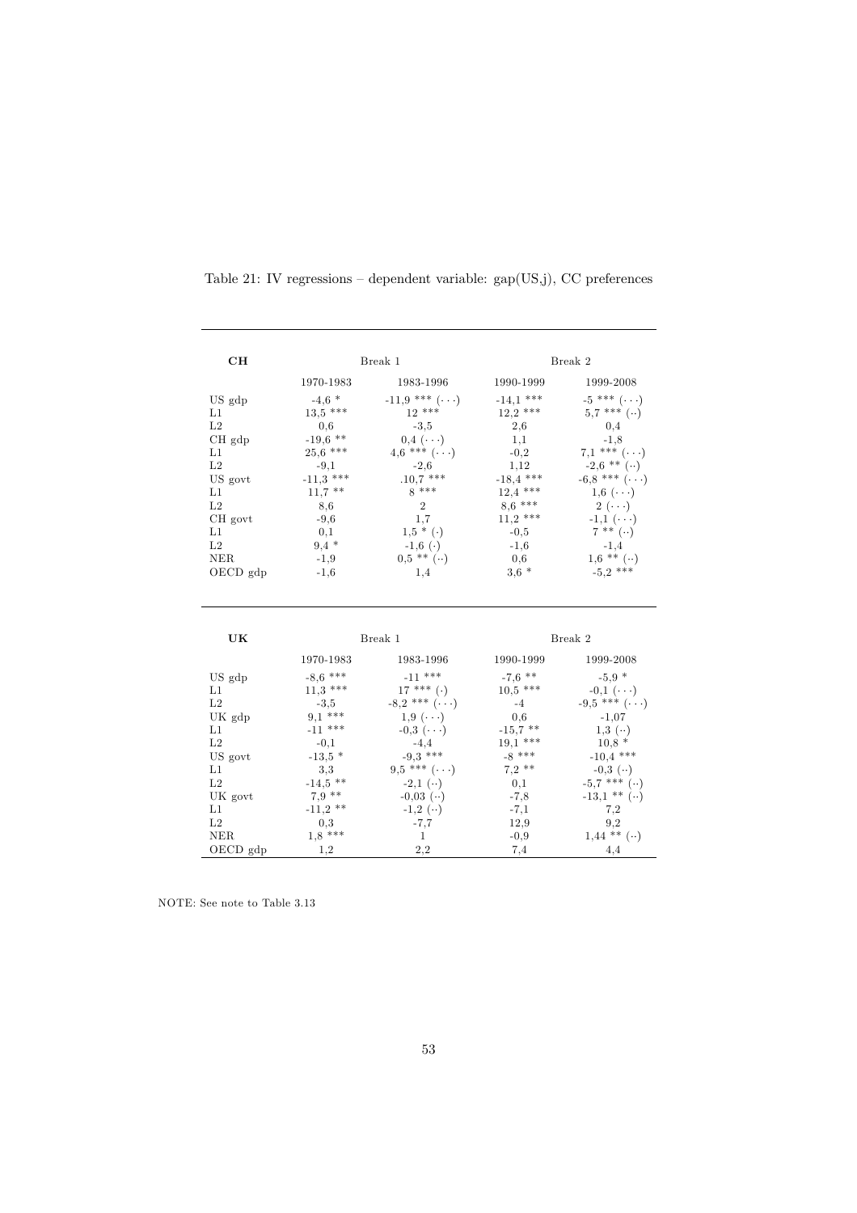Table 21: IV regressions – dependent variable: gap(US,j), CC preferences

| **CH** | Break 1 | | Break 2 | |
|---|---|---|---|---|
| | 1970-1983 | 1983-1996 | 1990-1999 | 1999-2008 |
| US gdp | -4,6 * | -11,9 *** (···) | -14,1 *** | -5 *** (···) |
| L1 | 13,5 *** | 12 *** | 12,2 *** | 5,7 *** (··) |
| L2 | 0,6 | -3,5 | 2,6 | 0,4 |
| CH gdp | -19,6 ** | 0,4 (···) | 1,1 | -1,8 |
| L1 | 25,6 *** | 4,6 *** (···) | -0,2 | 7,1 *** (···) |
| L2 | -9,1 | -2,6 | 1,12 | -2,6 ** (··) |
| US govt | -11,3 *** | .10,7 *** | -18,4 *** | -6,8 *** (···) |
| L1 | 11,7 ** | 8 *** | 12,4 *** | 1,6 (···) |
| L2 | 8,6 | 2 | 8,6 *** | 2 (···) |
| CH govt | -9,6 | 1,7 | 11,2 *** | -1,1 (···) |
| L1 | 0,1 | 1,5 * (·) | -0,5 | 7 ** (··) |
| L2 | 9,4 * | -1,6 (·) | -1,6 | -1,4 |
| NER | -1,9 | 0,5 ** (··) | 0,6 | 1,6 ** (··) |
| OECD gdp | -1,6 | 1,4 | 3,6 * | -5,2 *** |

| **UK** | Break 1 | | Break 2 | |
|---|---|---|---|---|
| | 1970-1983 | 1983-1996 | 1990-1999 | 1999-2008 |
| US gdp | -8,6 *** | -11 *** | -7,6 ** | -5,9 * |
| L1 | 11,3 *** | 17 *** (·) | 10,5 *** | -0,1 (···) |
| L2 | -3,5 | -8,2 *** (···) | -4 | -9,5 *** (···) |
| UK gdp | 9,1 *** | 1,9 (···) | 0,6 | -1,07 |
| L1 | -11 *** | -0,3 (···) | -15,7 ** | 1,3 (··) |
| L2 | -0,1 | -4,4 | 19,1 *** | 10,8 * |
| US govt | -13,5 * | -9,3 *** | -8 *** | -10,4 *** |
| L1 | 3,3 | 9,5 *** (···) | 7,2 ** | -0,3 (··) |
| L2 | -14,5 ** | -2,1 (··) | 0,1 | -5,7 *** (··) |
| UK govt | 7,9 ** | -0,03 (··) | -7,8 | -13,1 ** (··) |
| L1 | -11,2 ** | -1,2 (··) | -7,1 | 7,2 |
| L2 | 0,3 | -7,7 | 12,9 | 9,2 |
| NER | 1,8 *** | 1 | -0,9 | 1,44 ** (··) |
| OECD gdp | 1,2 | 2,2 | 7,4 | 4,4 |

NOTE: See note to Table 3.13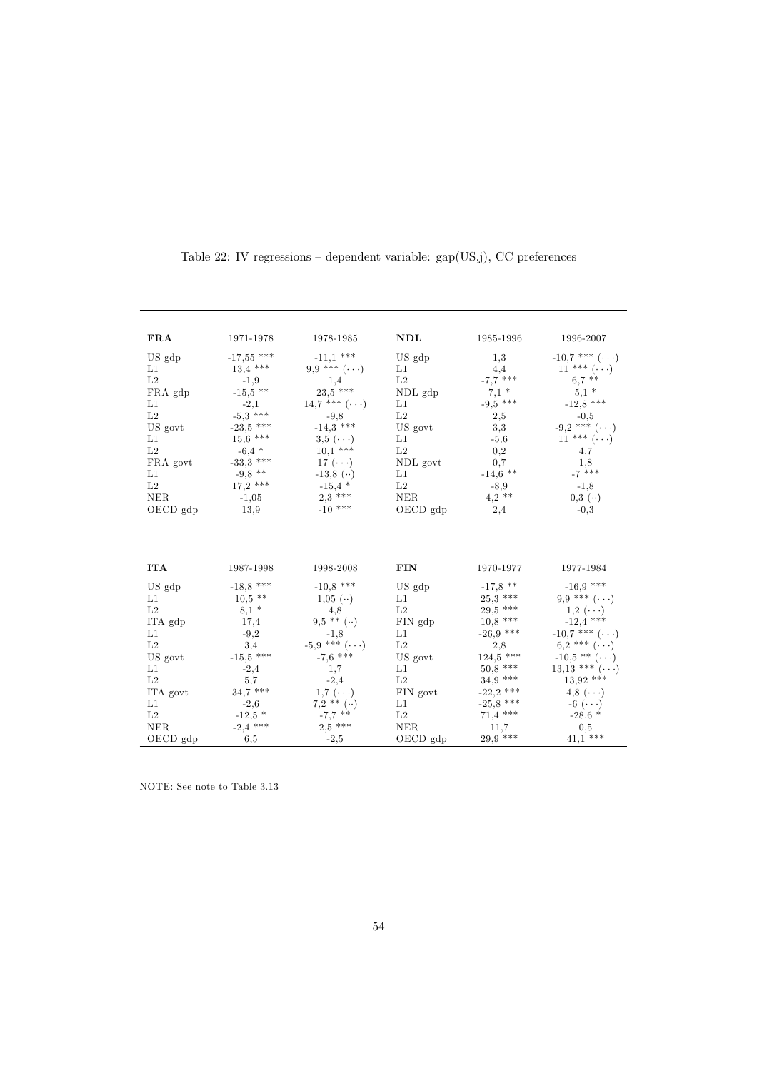Table 22: IV regressions – dependent variable: gap(US,j), CC preferences

| FRA | 1971-1978 | 1978-1985 | NDL | 1985-1996 | 1996-2007 |
|---|---|---|---|---|---|
| US gdp | -17,55 *** | -11,1 *** | US gdp | 1,3 | -10,7 *** (···) |
| L1 | 13,4 *** | 9,9 *** (···) | L1 | 4,4 | 11 *** (···) |
| L2 | -1,9 | 1,4 | L2 | -7,7 *** | 6,7 ** |
| FRA gdp | -15,5 ** | 23,5 *** | NDL gdp | 7,1 * | 5,1 * |
| L1 | -2,1 | 14,7 *** (···) | L1 | -9,5 *** | -12,8 *** |
| L2 | -5,3 *** | -9,8 | L2 | 2,5 | -0,5 |
| US govt | -23,5 *** | -14,3 *** | US govt | 3,3 | -9,2 *** (···) |
| L1 | 15,6 *** | 3,5 (···) | L1 | -5,6 | 11 *** (···) |
| L2 | -6,4 * | 10,1 *** | L2 | 0,2 | 4,7 |
| FRA govt | -33,3 *** | 17 (···) | NDL govt | 0,7 | 1,8 |
| L1 | -9,8 ** | -13,8 (··) | L1 | -14,6 ** | -7 *** |
| L2 | 17,2 *** | -15,4 * | L2 | -8,9 | -1,8 |
| NER | -1,05 | 2,3 *** | NER | 4,2 ** | 0,3 (··) |
| OECD gdp | 13,9 | -10 *** | OECD gdp | 2,4 | -0,3 |

| ITA | 1987-1998 | 1998-2008 | FIN | 1970-1977 | 1977-1984 |
|---|---|---|---|---|---|
| US gdp | -18,8 *** | -10,8 *** | US gdp | -17,8 ** | -16,9 *** |
| L1 | 10,5 ** | 1,05 (··) | L1 | 25,3 *** | 9,9 *** (···) |
| L2 | 8,1 * | 4,8 | L2 | 29,5 *** | 1,2 (···) |
| ITA gdp | 17,4 | 9,5 ** (··) | FIN gdp | 10,8 *** | -12,4 *** |
| L1 | -9,2 | -1,8 | L1 | -26,9 *** | -10,7 *** (···) |
| L2 | 3,4 | -5,9 *** (···) | L2 | 2,8 | 6,2 *** (···) |
| US govt | -15,5 *** | -7,6 *** | US govt | 124,5 *** | -10,5 ** (···) |
| L1 | -2,4 | 1,7 | L1 | 50,8 *** | 13,13 *** (···) |
| L2 | 5,7 | -2,4 | L2 | 34,9 *** | 13,92 *** |
| ITA govt | 34,7 *** | 1,7 (···) | FIN govt | -22,2 *** | 4,8 (···) |
| L1 | -2,6 | 7,2 ** (··) | L1 | -25,8 *** | -6 (···) |
| L2 | -12,5 * | -7,7 ** | L2 | 71,4 *** | -28,6 * |
| NER | -2,4 *** | 2,5 *** | NER | 11,7 | 0,5 |
| OECD gdp | 6,5 | -2,5 | OECD gdp | 29,9 *** | 41,1 *** |

NOTE: See note to Table 3.13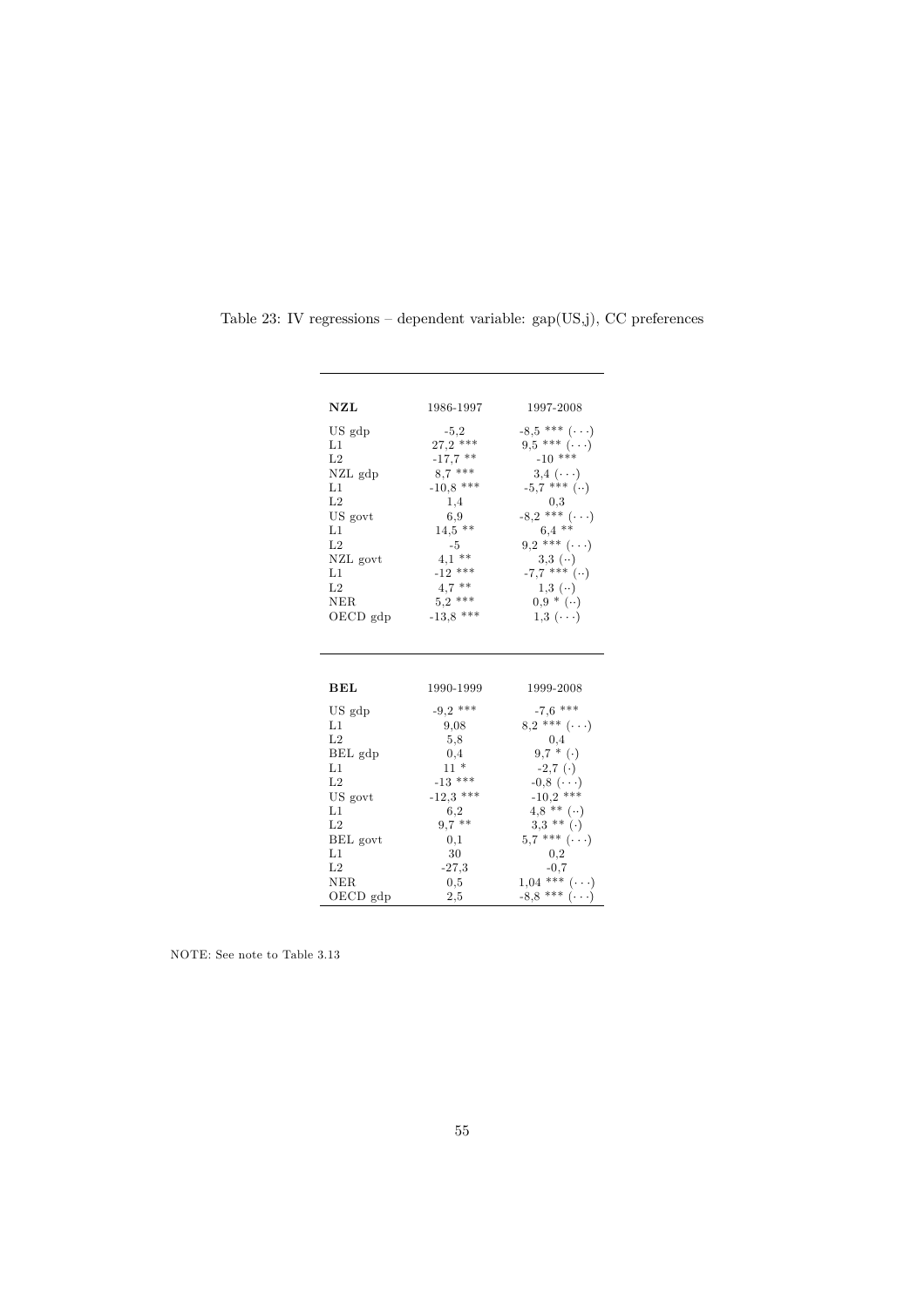Table 23: IV regressions – dependent variable: gap(US,j), CC preferences

| **NZL** | 1986-1997 | 1997-2008 |
|---|---|---|
| US gdp | -5,2 | -8,5 *** (···) |
| L1 | 27,2 *** | 9,5 *** (···) |
| L2 | -17,7 ** | -10 *** |
| NZL gdp | 8,7 *** | 3,4 (···) |
| L1 | -10,8 *** | -5,7 *** (··) |
| L2 | 1,4 | 0,3 |
| US govt | 6,9 | -8,2 *** (···) |
| L1 | 14,5 ** | 6,4 ** |
| L2 | -5 | 9,2 *** (···) |
| NZL govt | 4,1 ** | 3,3 (··) |
| L1 | -12 *** | -7,7 *** (··) |
| L2 | 4,7 ** | 1,3 (··) |
| NER | 5,2 *** | 0,9 * (··) |
| OECD gdp | -13,8 *** | 1,3 (···) |

| **BEL** | 1990-1999 | 1999-2008 |
|---|---|---|
| US gdp | -9,2 *** | -7,6 *** |
| L1 | 9,08 | 8,2 *** (···) |
| L2 | 5,8 | 0,4 |
| BEL gdp | 0,4 | 9,7 * (·) |
| L1 | 11 * | -2,7 (·) |
| L2 | -13 *** | -0,8 (···) |
| US govt | -12,3 *** | -10,2 *** |
| L1 | 6,2 | 4,8 ** (··) |
| L2 | 9,7 ** | 3,3 ** (·) |
| BEL govt | 0,1 | 5,7 *** (···) |
| L1 | 30 | 0,2 |
| L2 | -27,3 | -0,7 |
| NER | 0,5 | 1,04 *** (···) |
| OECD gdp | 2,5 | -8,8 *** (···) |

NOTE: See note to Table 3.13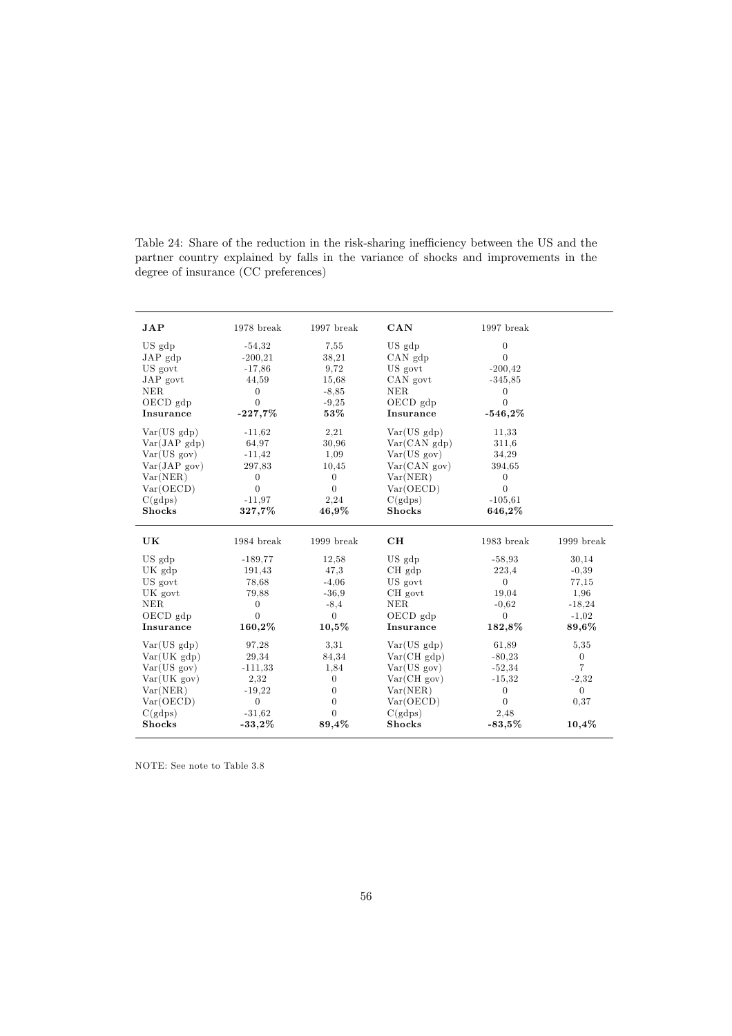Table 24: Share of the reduction in the risk-sharing inefficiency between the US and the partner country explained by falls in the variance of shocks and improvements in the degree of insurance (CC preferences)

| **JAP** | 1978 break | 1997 break | **CAN** | 1997 break | |
|---|---|---|---|---|---|
| US gdp | -54,32 | 7,55 | US gdp | 0 | |
| JAP gdp | -200,21 | 38,21 | CAN gdp | 0 | |
| US govt | -17,86 | 9,72 | US govt | -200,42 | |
| JAP govt | 44,59 | 15,68 | CAN govt | -345,85 | |
| NER | 0 | -8,85 | NER | 0 | |
| OECD gdp | 0 | -9,25 | OECD gdp | 0 | |
| **Insurance** | **-227,7%** | **53%** | **Insurance** | **-546,2%** | |
| Var(US gdp) | -11,62 | 2,21 | Var(US gdp) | 11,33 | |
| Var(JAP gdp) | 64,97 | 30,96 | Var(CAN gdp) | 311,6 | |
| Var(US gov) | -11,42 | 1,09 | Var(US gov) | 34,29 | |
| Var(JAP gov) | 297,83 | 10,45 | Var(CAN gov) | 394,65 | |
| Var(NER) | 0 | 0 | Var(NER) | 0 | |
| Var(OECD) | 0 | 0 | Var(OECD) | 0 | |
| C(gdps) | -11,97 | 2,24 | C(gdps) | -105,61 | |
| **Shocks** | **327,7%** | **46,9%** | **Shocks** | **646,2%** | |
| **UK** | 1984 break | 1999 break | **CH** | 1983 break | 1999 break |
| US gdp | -189,77 | 12,58 | US gdp | -58,93 | 30,14 |
| UK gdp | 191,43 | 47,3 | CH gdp | 223,4 | -0,39 |
| US govt | 78,68 | -4,06 | US govt | 0 | 77,15 |
| UK govt | 79,88 | -36,9 | CH govt | 19,04 | 1,96 |
| NER | 0 | -8,4 | NER | -0,62 | -18,24 |
| OECD gdp | 0 | 0 | OECD gdp | 0 | -1,02 |
| **Insurance** | **160,2%** | **10,5%** | **Insurance** | **182,8%** | **89,6%** |
| Var(US gdp) | 97,28 | 3,31 | Var(US gdp) | 61,89 | 5,35 |
| Var(UK gdp) | 29,34 | 84,34 | Var(CH gdp) | -80,23 | 0 |
| Var(US gov) | -111,33 | 1,84 | Var(US gov) | -52,34 | 7 |
| Var(UK gov) | 2,32 | 0 | Var(CH gov) | -15,32 | -2,32 |
| Var(NER) | -19,22 | 0 | Var(NER) | 0 | 0 |
| Var(OECD) | 0 | 0 | Var(OECD) | 0 | 0,37 |
| C(gdps) | -31,62 | 0 | C(gdps) | 2,48 | |
| **Shocks** | **-33,2%** | **89,4%** | **Shocks** | **-83,5%** | **10,4%** |

NOTE: See note to Table 3.8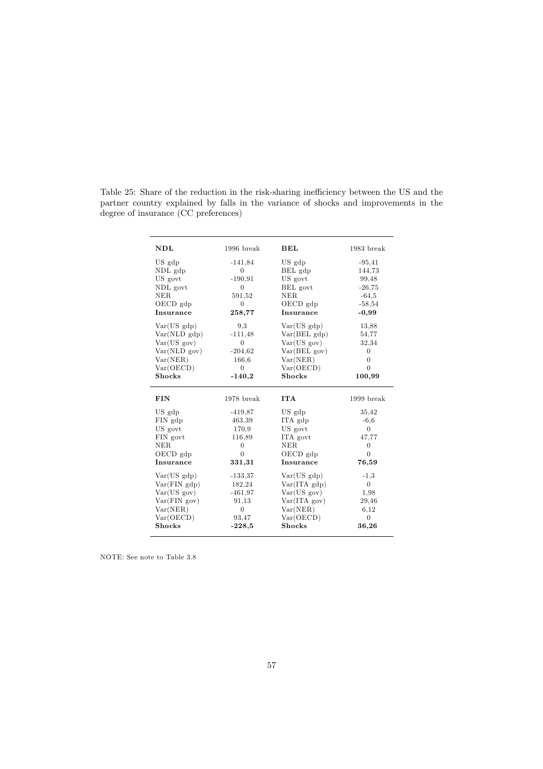Table 25: Share of the reduction in the risk-sharing inefficiency between the US and the partner country explained by falls in the variance of shocks and improvements in the degree of insurance (CC preferences)

| **NDL** | 1996 break | **BEL** | 1983 break |
|---|---|---|---|
| US gdp | -141,84 | US gdp | -95,41 |
| NDL gdp | 0 | BEL gdp | 144,73 |
| US govt | -190,91 | US govt | 99,48 |
| NDL govt | 0 | BEL govt | -26,75 |
| NER | 591,52 | NER | -64,5 |
| OECD gdp | 0 | OECD gdp | -58,54 |
| **Insurance** | **258,77** | **Insurance** | **-0,99** |
| Var(US gdp) | 9,3 | Var(US gdp) | 13,88 |
| Var(NLD gdp) | -111,48 | Var(BEL gdp) | 54,77 |
| Var(US gov) | 0 | Var(US gov) | 32,34 |
| Var(NLD gov) | -204,62 | Var(BEL gov) | 0 |
| Var(NER) | 166,6 | Var(NER) | 0 |
| Var(OECD) | 0 | Var(OECD) | 0 |
| **Shocks** | **-140,2** | **Shocks** | **100,99** |
| **FIN** | 1978 break | **ITA** | 1999 break |
| US gdp | -419,87 | US gdp | 35,42 |
| FIN gdp | 463,39 | ITA gdp | -6,6 |
| US govt | 170,9 | US govt | 0 |
| FIN govt | 116,89 | ITA govt | 47,77 |
| NER | 0 | NER | 0 |
| OECD gdp | 0 | OECD gdp | 0 |
| **Insurance** | **331,31** | **Insurance** | **76,59** |
| Var(US gdp) | -133,37 | Var(US gdp) | -1,3 |
| Var(FIN gdp) | 182,24 | Var(ITA gdp) | 0 |
| Var(US gov) | -461,97 | Var(US gov) | 1,98 |
| Var(FIN gov) | 91,13 | Var(ITA gov) | 29,46 |
| Var(NER) | 0 | Var(NER) | 6,12 |
| Var(OECD) | 93,47 | Var(OECD) | 0 |
| **Shocks** | **-228,5** | **Shocks** | **36,26** |

NOTE: See note to Table 3.8